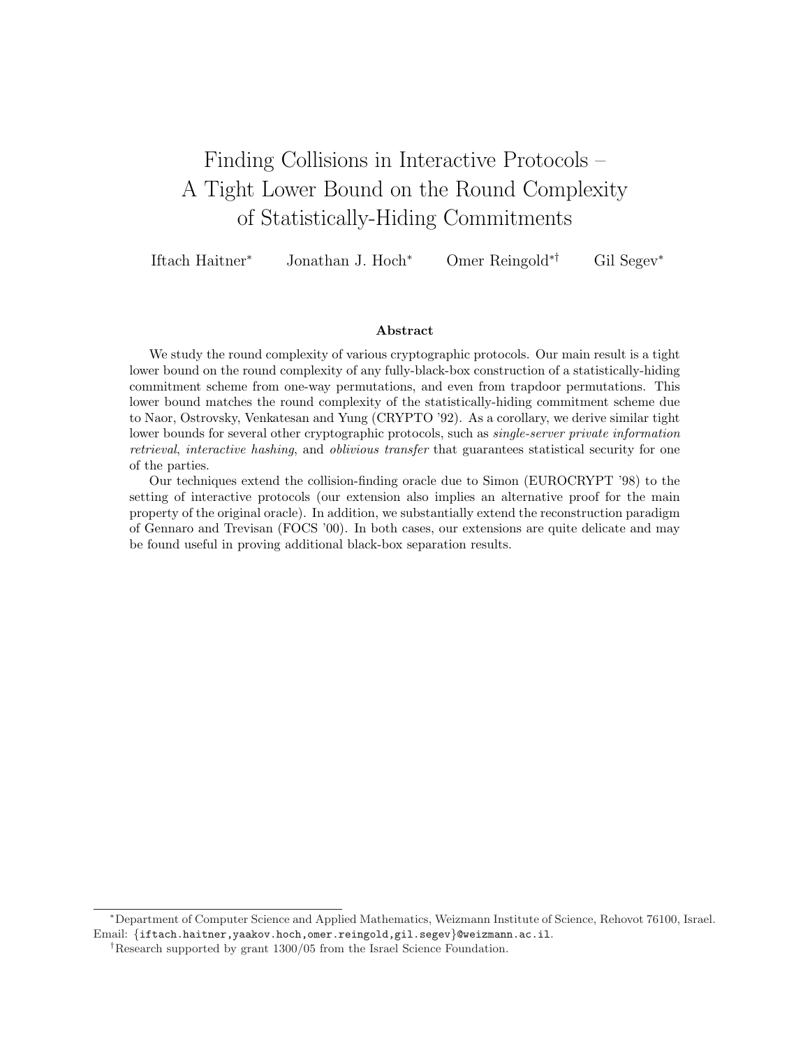# Finding Collisions in Interactive Protocols – A Tight Lower Bound on the Round Complexity of Statistically-Hiding Commitments

Iftach Haitner[*] Jonathan J. Hoch[*] Omer Reingold[*†] Gil Segev[*]

### Abstract

We study the round complexity of various cryptographic protocols. Our main result is a tight lower bound on the round complexity of any fully-black-box construction of a statistically-hiding commitment scheme from one-way permutations, and even from trapdoor permutations. This lower bound matches the round complexity of the statistically-hiding commitment scheme due to Naor, Ostrovsky, Venkatesan and Yung (CRYPTO '92). As a corollary, we derive similar tight lower bounds for several other cryptographic protocols, such as *single-server private information retrieval*, *interactive hashing*, and *oblivious transfer* that guarantees statistical security for one of the parties.

Our techniques extend the collision-finding oracle due to Simon (EUROCRYPT '98) to the setting of interactive protocols (our extension also implies an alternative proof for the main property of the original oracle). In addition, we substantially extend the reconstruction paradigm of Gennaro and Trevisan (FOCS '00). In both cases, our extensions are quite delicate and may be found useful in proving additional black-box separation results.

---

[*]Department of Computer Science and Applied Mathematics, Weizmann Institute of Science, Rehovot 76100, Israel. Email: {iftach.haitner,yaakov.hoch,omer.reingold,gil.segev}@weizmann.ac.il.

[†]Research supported by grant 1300/05 from the Israel Science Foundation.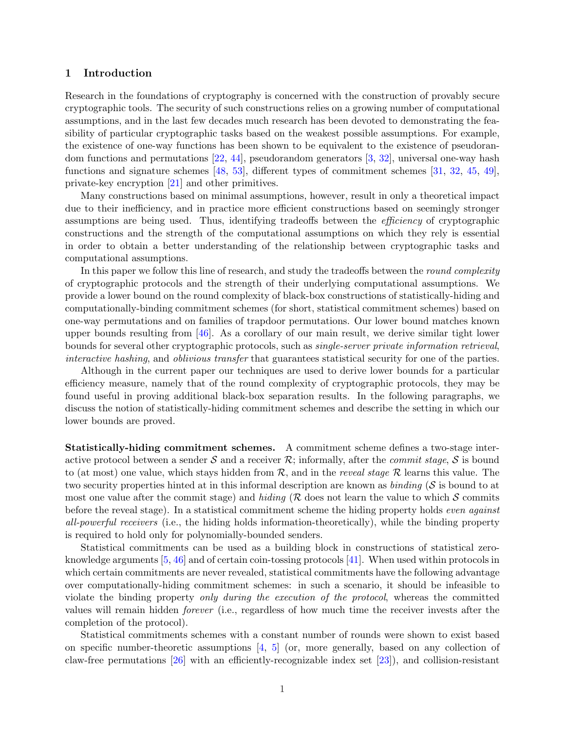## 1 Introduction

Research in the foundations of cryptography is concerned with the construction of provably secure cryptographic tools. The security of such constructions relies on a growing number of computational assumptions, and in the last few decades much research has been devoted to demonstrating the feasibility of particular cryptographic tasks based on the weakest possible assumptions. For example, the existence of one-way functions has been shown to be equivalent to the existence of pseudorandom functions and permutations [22, 44], pseudorandom generators [3, 32], universal one-way hash functions and signature schemes [48, 53], different types of commitment schemes [31, 32, 45, 49], private-key encryption [21] and other primitives.

Many constructions based on minimal assumptions, however, result in only a theoretical impact due to their inefficiency, and in practice more efficient constructions based on seemingly stronger assumptions are being used. Thus, identifying tradeoffs between the *efficiency* of cryptographic constructions and the strength of the computational assumptions on which they rely is essential in order to obtain a better understanding of the relationship between cryptographic tasks and computational assumptions.

In this paper we follow this line of research, and study the tradeoffs between the *round complexity* of cryptographic protocols and the strength of their underlying computational assumptions. We provide a lower bound on the round complexity of black-box constructions of statistically-hiding and computationally-binding commitment schemes (for short, statistical commitment schemes) based on one-way permutations and on families of trapdoor permutations. Our lower bound matches known upper bounds resulting from [46]. As a corollary of our main result, we derive similar tight lower bounds for several other cryptographic protocols, such as *single-server private information retrieval*, *interactive hashing*, and *oblivious transfer* that guarantees statistical security for one of the parties.

Although in the current paper our techniques are used to derive lower bounds for a particular efficiency measure, namely that of the round complexity of cryptographic protocols, they may be found useful in proving additional black-box separation results. In the following paragraphs, we discuss the notion of statistically-hiding commitment schemes and describe the setting in which our lower bounds are proved.

**Statistically-hiding commitment schemes.** A commitment scheme defines a two-stage interactive protocol between a sender $\mathcal{S}$ and a receiver $\mathcal{R}$; informally, after the *commit stage*, $\mathcal{S}$ is bound to (at most) one value, which stays hidden from $\mathcal{R}$, and in the *reveal stage* $\mathcal{R}$ learns this value. The two security properties hinted at in this informal description are known as *binding* ($\mathcal{S}$ is bound to at most one value after the commit stage) and *hiding* ($\mathcal{R}$ does not learn the value to which $\mathcal{S}$ commits before the reveal stage). In a statistical commitment scheme the hiding property holds *even against all-powerful receivers* (i.e., the hiding holds information-theoretically), while the binding property is required to hold only for polynomially-bounded senders.

Statistical commitments can be used as a building block in constructions of statistical zero-knowledge arguments [5, 46] and of certain coin-tossing protocols [41]. When used within protocols in which certain commitments are never revealed, statistical commitments have the following advantage over computationally-hiding commitment schemes: in such a scenario, it should be infeasible to violate the binding property *only during the execution of the protocol*, whereas the committed values will remain hidden *forever* (i.e., regardless of how much time the receiver invests after the completion of the protocol).

Statistical commitments schemes with a constant number of rounds were shown to exist based on specific number-theoretic assumptions [4, 5] (or, more generally, based on any collection of claw-free permutations [26] with an efficiently-recognizable index set [23]), and collision-resistant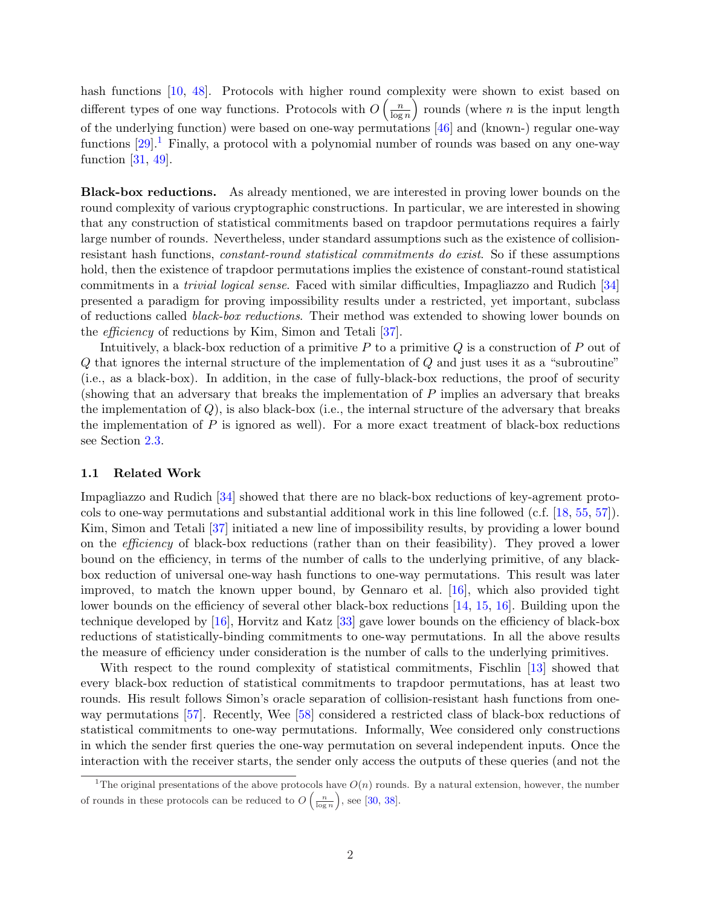hash functions [10, 48]. Protocols with higher round complexity were shown to exist based on different types of one way functions. Protocols with $O\left(\frac{n}{\log n}\right)$ rounds (where $n$ is the input length of the underlying function) were based on one-way permutations [46] and (known-) regular one-way functions [29].[1] Finally, a protocol with a polynomial number of rounds was based on any one-way function [31, 49].

**Black-box reductions.** As already mentioned, we are interested in proving lower bounds on the round complexity of various cryptographic constructions. In particular, we are interested in showing that any construction of statistical commitments based on trapdoor permutations requires a fairly large number of rounds. Nevertheless, under standard assumptions such as the existence of collision-resistant hash functions, *constant-round statistical commitments do exist*. So if these assumptions hold, then the existence of trapdoor permutations implies the existence of constant-round statistical commitments in a *trivial logical sense*. Faced with similar difficulties, Impagliazzo and Rudich [34] presented a paradigm for proving impossibility results under a restricted, yet important, subclass of reductions called *black-box reductions*. Their method was extended to showing lower bounds on the *efficiency* of reductions by Kim, Simon and Tetali [37].

Intuitively, a black-box reduction of a primitive $P$ to a primitive $Q$ is a construction of $P$ out of $Q$ that ignores the internal structure of the implementation of $Q$ and just uses it as a "subroutine" (i.e., as a black-box). In addition, in the case of fully-black-box reductions, the proof of security (showing that an adversary that breaks the implementation of $P$ implies an adversary that breaks the implementation of $Q$), is also black-box (i.e., the internal structure of the adversary that breaks the implementation of $P$ is ignored as well). For a more exact treatment of black-box reductions see Section 2.3.

### 1.1 Related Work

Impagliazzo and Rudich [34] showed that there are no black-box reductions of key-agrement protocols to one-way permutations and substantial additional work in this line followed (c.f. [18, 55, 57]). Kim, Simon and Tetali [37] initiated a new line of impossibility results, by providing a lower bound on the *efficiency* of black-box reductions (rather than on their feasibility). They proved a lower bound on the efficiency, in terms of the number of calls to the underlying primitive, of any black-box reduction of universal one-way hash functions to one-way permutations. This result was later improved, to match the known upper bound, by Gennaro et al. [16], which also provided tight lower bounds on the efficiency of several other black-box reductions [14, 15, 16]. Building upon the technique developed by [16], Horvitz and Katz [33] gave lower bounds on the efficiency of black-box reductions of statistically-binding commitments to one-way permutations. In all the above results the measure of efficiency under consideration is the number of calls to the underlying primitives.

With respect to the round complexity of statistical commitments, Fischlin [13] showed that every black-box reduction of statistical commitments to trapdoor permutations, has at least two rounds. His result follows Simon's oracle separation of collision-resistant hash functions from one-way permutations [57]. Recently, Wee [58] considered a restricted class of black-box reductions of statistical commitments to one-way permutations. Informally, Wee considered only constructions in which the sender first queries the one-way permutation on several independent inputs. Once the interaction with the receiver starts, the sender only access the outputs of these queries (and not the

[1] The original presentations of the above protocols have $O(n)$ rounds. By a natural extension, however, the number of rounds in these protocols can be reduced to $O\left(\frac{n}{\log n}\right)$, see [30, 38].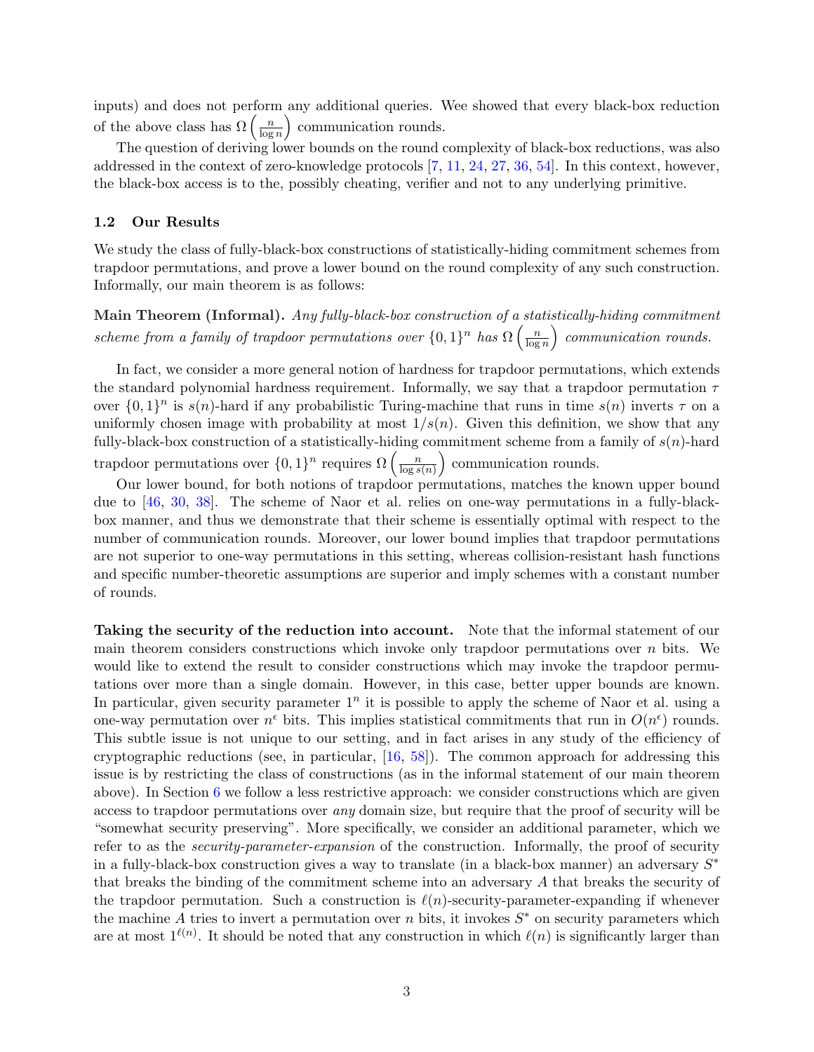inputs) and does not perform any additional queries. Wee showed that every black-box reduction of the above class has $\Omega\left(\frac{n}{\log n}\right)$ communication rounds.

The question of deriving lower bounds on the round complexity of black-box reductions, was also addressed in the context of zero-knowledge protocols [7, 11, 24, 27, 36, 54]. In this context, however, the black-box access is to the, possibly cheating, verifier and not to any underlying primitive.

### 1.2 Our Results

We study the class of fully-black-box constructions of statistically-hiding commitment schemes from trapdoor permutations, and prove a lower bound on the round complexity of any such construction. Informally, our main theorem is as follows:

**Main Theorem (Informal).** *Any fully-black-box construction of a statistically-hiding commitment scheme from a family of trapdoor permutations over $\{0,1\}^n$ has $\Omega\left(\frac{n}{\log n}\right)$ communication rounds.*

In fact, we consider a more general notion of hardness for trapdoor permutations, which extends the standard polynomial hardness requirement. Informally, we say that a trapdoor permutation $\tau$ over $\{0,1\}^n$ is $s(n)$-hard if any probabilistic Turing-machine that runs in time $s(n)$ inverts $\tau$ on a uniformly chosen image with probability at most $1/s(n)$. Given this definition, we show that any fully-black-box construction of a statistically-hiding commitment scheme from a family of $s(n)$-hard trapdoor permutations over $\{0,1\}^n$ requires $\Omega\left(\frac{n}{\log s(n)}\right)$ communication rounds.

Our lower bound, for both notions of trapdoor permutations, matches the known upper bound due to [46, 30, 38]. The scheme of Naor et al. relies on one-way permutations in a fully-black-box manner, and thus we demonstrate that their scheme is essentially optimal with respect to the number of communication rounds. Moreover, our lower bound implies that trapdoor permutations are not superior to one-way permutations in this setting, whereas collision-resistant hash functions and specific number-theoretic assumptions are superior and imply schemes with a constant number of rounds.

**Taking the security of the reduction into account.** Note that the informal statement of our main theorem considers constructions which invoke only trapdoor permutations over $n$ bits. We would like to extend the result to consider constructions which may invoke the trapdoor permutations over more than a single domain. However, in this case, better upper bounds are known. In particular, given security parameter $1^n$ it is possible to apply the scheme of Naor et al. using a one-way permutation over $n^\epsilon$ bits. This implies statistical commitments that run in $O(n^\epsilon)$ rounds. This subtle issue is not unique to our setting, and in fact arises in any study of the efficiency of cryptographic reductions (see, in particular, [16, 58]). The common approach for addressing this issue is by restricting the class of constructions (as in the informal statement of our main theorem above). In Section 6 we follow a less restrictive approach: we consider constructions which are given access to trapdoor permutations over *any* domain size, but require that the proof of security will be "somewhat security preserving". More specifically, we consider an additional parameter, which we refer to as the *security-parameter-expansion* of the construction. Informally, the proof of security in a fully-black-box construction gives a way to translate (in a black-box manner) an adversary $S^*$ that breaks the binding of the commitment scheme into an adversary $A$ that breaks the security of the trapdoor permutation. Such a construction is $\ell(n)$-security-parameter-expanding if whenever the machine $A$ tries to invert a permutation over $n$ bits, it invokes $S^*$ on security parameters which are at most $1^{\ell(n)}$. It should be noted that any construction in which $\ell(n)$ is significantly larger than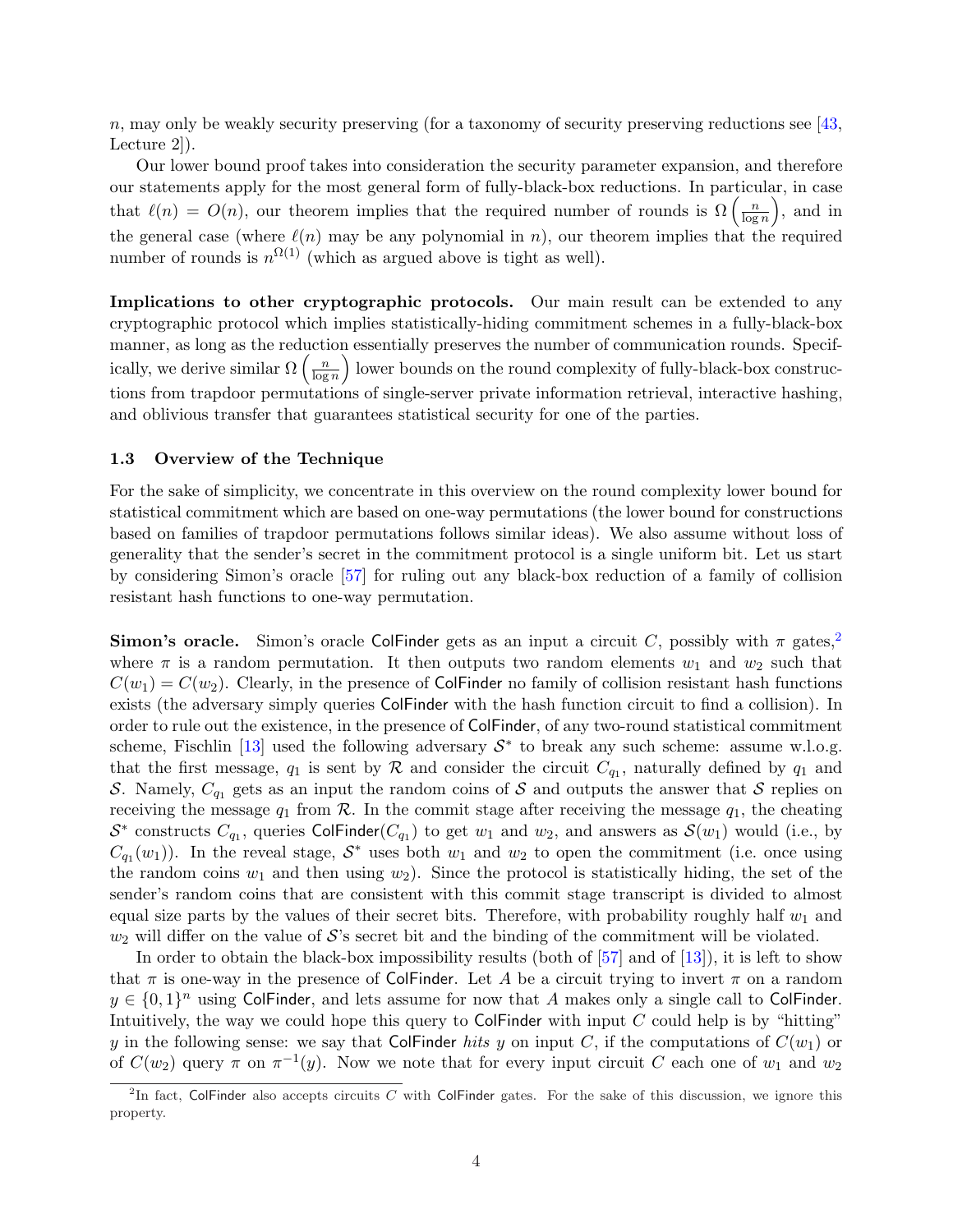$n$, may only be weakly security preserving (for a taxonomy of security preserving reductions see [43, Lecture 2]).

Our lower bound proof takes into consideration the security parameter expansion, and therefore our statements apply for the most general form of fully-black-box reductions. In particular, in case that $\ell(n) = O(n)$, our theorem implies that the required number of rounds is $\Omega\left(\frac{n}{\log n}\right)$, and in the general case (where $\ell(n)$ may be any polynomial in $n$), our theorem implies that the required number of rounds is $n^{\Omega(1)}$ (which as argued above is tight as well).

**Implications to other cryptographic protocols.** Our main result can be extended to any cryptographic protocol which implies statistically-hiding commitment schemes in a fully-black-box manner, as long as the reduction essentially preserves the number of communication rounds. Specifically, we derive similar $\Omega\left(\frac{n}{\log n}\right)$ lower bounds on the round complexity of fully-black-box constructions from trapdoor permutations of single-server private information retrieval, interactive hashing, and oblivious transfer that guarantees statistical security for one of the parties.

### 1.3 Overview of the Technique

For the sake of simplicity, we concentrate in this overview on the round complexity lower bound for statistical commitment which are based on one-way permutations (the lower bound for constructions based on families of trapdoor permutations follows similar ideas). We also assume without loss of generality that the sender's secret in the commitment protocol is a single uniform bit. Let us start by considering Simon's oracle [57] for ruling out any black-box reduction of a family of collision resistant hash functions to one-way permutation.

**Simon's oracle.** Simon's oracle ColFinder gets as an input a circuit $C$, possibly with $\pi$ gates,[2] where $\pi$ is a random permutation. It then outputs two random elements $w_1$ and $w_2$ such that $C(w_1) = C(w_2)$. Clearly, in the presence of ColFinder no family of collision resistant hash functions exists (the adversary simply queries ColFinder with the hash function circuit to find a collision). In order to rule out the existence, in the presence of ColFinder, of any two-round statistical commitment scheme, Fischlin [13] used the following adversary $\mathcal{S}^*$ to break any such scheme: assume w.l.o.g. that the first message, $q_1$ is sent by $\mathcal{R}$ and consider the circuit $C_{q_1}$, naturally defined by $q_1$ and $\mathcal{S}$. Namely, $C_{q_1}$ gets as an input the random coins of $\mathcal{S}$ and outputs the answer that $\mathcal{S}$ replies on receiving the message $q_1$ from $\mathcal{R}$. In the commit stage after receiving the message $q_1$, the cheating $\mathcal{S}^*$ constructs $C_{q_1}$, queries ColFinder($C_{q_1}$) to get $w_1$ and $w_2$, and answers as $\mathcal{S}(w_1)$ would (i.e., by $C_{q_1}(w_1)$). In the reveal stage, $\mathcal{S}^*$ uses both $w_1$ and $w_2$ to open the commitment (i.e. once using the random coins $w_1$ and then using $w_2$). Since the protocol is statistically hiding, the set of the sender's random coins that are consistent with this commit stage transcript is divided to almost equal size parts by the values of their secret bits. Therefore, with probability roughly half $w_1$ and $w_2$ will differ on the value of $\mathcal{S}$'s secret bit and the binding of the commitment will be violated.

In order to obtain the black-box impossibility results (both of [57] and of [13]), it is left to show that $\pi$ is one-way in the presence of ColFinder. Let $A$ be a circuit trying to invert $\pi$ on a random $y \in \{0,1\}^n$ using ColFinder, and lets assume for now that $A$ makes only a single call to ColFinder. Intuitively, the way we could hope this query to ColFinder with input $C$ could help is by "hitting" $y$ in the following sense: we say that ColFinder *hits* $y$ on input $C$, if the computations of $C(w_1)$ or of $C(w_2)$ query $\pi$ on $\pi^{-1}(y)$. Now we note that for every input circuit $C$ each one of $w_1$ and $w_2$

[2] In fact, ColFinder also accepts circuits $C$ with ColFinder gates. For the sake of this discussion, we ignore this property.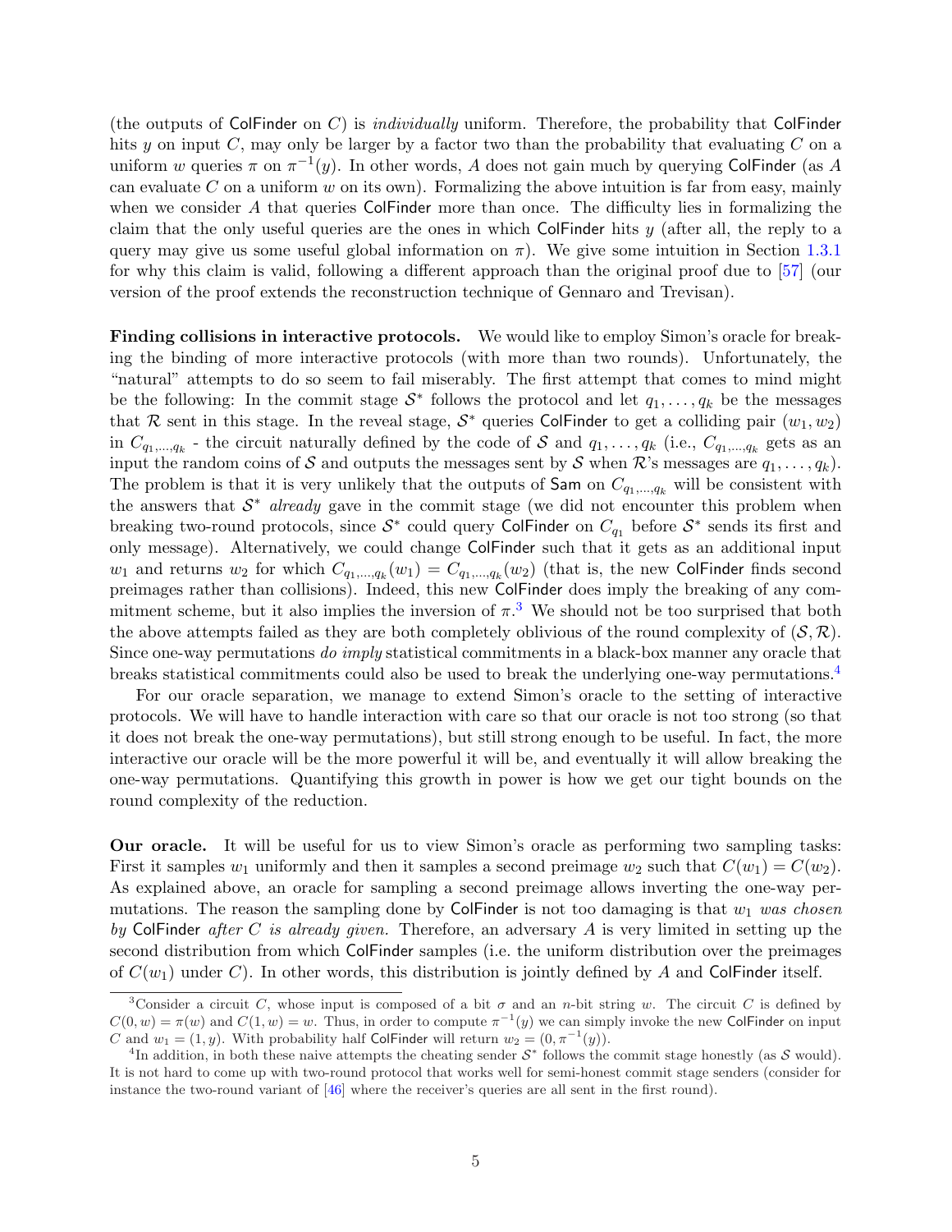(the outputs of ColFinder on $C$) is *individually* uniform. Therefore, the probability that ColFinder hits $y$ on input $C$, may only be larger by a factor two than the probability that evaluating $C$ on a uniform $w$ queries $\pi$ on $\pi^{-1}(y)$. In other words, $A$ does not gain much by querying ColFinder (as $A$ can evaluate $C$ on a uniform $w$ on its own). Formalizing the above intuition is far from easy, mainly when we consider $A$ that queries ColFinder more than once. The difficulty lies in formalizing the claim that the only useful queries are the ones in which ColFinder hits $y$ (after all, the reply to a query may give us some useful global information on $\pi$). We give some intuition in Section 1.3.1 for why this claim is valid, following a different approach than the original proof due to [57] (our version of the proof extends the reconstruction technique of Gennaro and Trevisan).

**Finding collisions in interactive protocols.** We would like to employ Simon's oracle for breaking the binding of more interactive protocols (with more than two rounds). Unfortunately, the "natural" attempts to do so seem to fail miserably. The first attempt that comes to mind might be the following: In the commit stage $\mathcal{S}^*$ follows the protocol and let $q_1, \ldots, q_k$ be the messages that $\mathcal{R}$ sent in this stage. In the reveal stage, $\mathcal{S}^*$ queries ColFinder to get a colliding pair $(w_1, w_2)$ in $C_{q_1,\ldots,q_k}$ - the circuit naturally defined by the code of $\mathcal{S}$ and $q_1, \ldots, q_k$ (i.e., $C_{q_1,\ldots,q_k}$ gets as an input the random coins of $\mathcal{S}$ and outputs the messages sent by $\mathcal{S}$ when $\mathcal{R}$'s messages are $q_1, \ldots, q_k$). The problem is that it is very unlikely that the outputs of Sam on $C_{q_1,\ldots,q_k}$ will be consistent with the answers that $\mathcal{S}^*$ *already* gave in the commit stage (we did not encounter this problem when breaking two-round protocols, since $\mathcal{S}^*$ could query ColFinder on $C_{q_1}$ before $\mathcal{S}^*$ sends its first and only message). Alternatively, we could change ColFinder such that it gets as an additional input $w_1$ and returns $w_2$ for which $C_{q_1,\ldots,q_k}(w_1) = C_{q_1,\ldots,q_k}(w_2)$ (that is, the new ColFinder finds second preimages rather than collisions). Indeed, this new ColFinder does imply the breaking of any commitment scheme, but it also implies the inversion of $\pi$.[3] We should not be too surprised that both the above attempts failed as they are both completely oblivious of the round complexity of $(\mathcal{S}, \mathcal{R})$. Since one-way permutations *do imply* statistical commitments in a black-box manner any oracle that breaks statistical commitments could also be used to break the underlying one-way permutations.[4]

For our oracle separation, we manage to extend Simon's oracle to the setting of interactive protocols. We will have to handle interaction with care so that our oracle is not too strong (so that it does not break the one-way permutations), but still strong enough to be useful. In fact, the more interactive our oracle will be the more powerful it will be, and eventually it will allow breaking the one-way permutations. Quantifying this growth in power is how we get our tight bounds on the round complexity of the reduction.

**Our oracle.** It will be useful for us to view Simon's oracle as performing two sampling tasks: First it samples $w_1$ uniformly and then it samples a second preimage $w_2$ such that $C(w_1) = C(w_2)$. As explained above, an oracle for sampling a second preimage allows inverting the one-way permutations. The reason the sampling done by ColFinder is not too damaging is that $w_1$ *was chosen by* ColFinder *after* $C$ *is already given.* Therefore, an adversary $A$ is very limited in setting up the second distribution from which ColFinder samples (i.e. the uniform distribution over the preimages of $C(w_1)$ under $C$). In other words, this distribution is jointly defined by $A$ and ColFinder itself.

[3] Consider a circuit $C$, whose input is composed of a bit $\sigma$ and an $n$-bit string $w$. The circuit $C$ is defined by $C(0, w) = \pi(w)$ and $C(1, w) = w$. Thus, in order to compute $\pi^{-1}(y)$ we can simply invoke the new ColFinder on input $C$ and $w_1 = (1, y)$. With probability half ColFinder will return $w_2 = (0, \pi^{-1}(y))$.

[4] In addition, in both these naive attempts the cheating sender $\mathcal{S}^*$ follows the commit stage honestly (as $\mathcal{S}$ would). It is not hard to come up with two-round protocol that works well for semi-honest commit stage senders (consider for instance the two-round variant of [46] where the receiver's queries are all sent in the first round).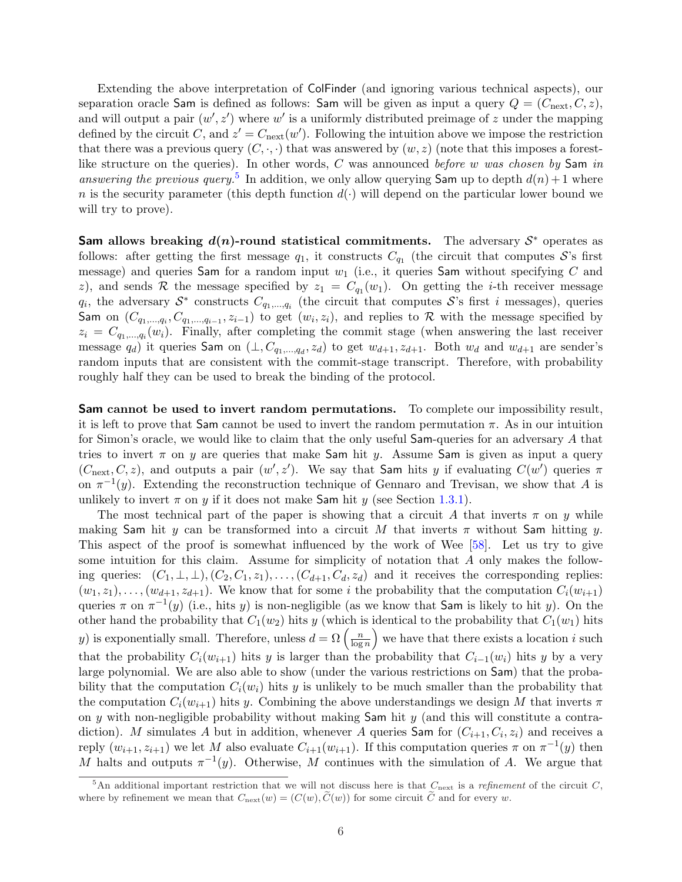Extending the above interpretation of ColFinder (and ignoring various technical aspects), our separation oracle Sam is defined as follows: Sam will be given as input a query $Q = (C_{\text{next}}, C, z)$, and will output a pair $(w', z')$ where $w'$ is a uniformly distributed preimage of $z$ under the mapping defined by the circuit $C$, and $z' = C_{\text{next}}(w')$. Following the intuition above we impose the restriction that there was a previous query $(C, \cdot, \cdot)$ that was answered by $(w, z)$ (note that this imposes a forest-like structure on the queries). In other words, $C$ was announced *before $w$ was chosen by* Sam *in answering the previous query*.[5] In addition, we only allow querying Sam up to depth $d(n) + 1$ where $n$ is the security parameter (this depth function $d(\cdot)$ will depend on the particular lower bound we will try to prove).

**Sam allows breaking $d(n)$-round statistical commitments.** The adversary $\mathcal{S}^*$ operates as follows: after getting the first message $q_1$, it constructs $C_{q_1}$ (the circuit that computes $\mathcal{S}$'s first message) and queries Sam for a random input $w_1$ (i.e., it queries Sam without specifying $C$ and $z$), and sends $\mathcal{R}$ the message specified by $z_1 = C_{q_1}(w_1)$. On getting the $i$-th receiver message $q_i$, the adversary $\mathcal{S}^*$ constructs $C_{q_1,\ldots,q_i}$ (the circuit that computes $\mathcal{S}$'s first $i$ messages), queries Sam on $(C_{q_1,\ldots,q_i}, C_{q_1,\ldots,q_{i-1}}, z_{i-1})$ to get $(w_i, z_i)$, and replies to $\mathcal{R}$ with the message specified by $z_i = C_{q_1,\ldots,q_i}(w_i)$. Finally, after completing the commit stage (when answering the last receiver message $q_d$) it queries Sam on $(\perp, C_{q_1,\ldots,q_d}, z_d)$ to get $w_{d+1}, z_{d+1}$. Both $w_d$ and $w_{d+1}$ are sender's random inputs that are consistent with the commit-stage transcript. Therefore, with probability roughly half they can be used to break the binding of the protocol.

**Sam cannot be used to invert random permutations.** To complete our impossibility result, it is left to prove that Sam cannot be used to invert the random permutation $\pi$. As in our intuition for Simon's oracle, we would like to claim that the only useful Sam-queries for an adversary $A$ that tries to invert $\pi$ on $y$ are queries that make Sam hit $y$. Assume Sam is given as input a query $(C_{\text{next}}, C, z)$, and outputs a pair $(w', z')$. We say that Sam hits $y$ if evaluating $C(w')$ queries $\pi$ on $\pi^{-1}(y)$. Extending the reconstruction technique of Gennaro and Trevisan, we show that $A$ is unlikely to invert $\pi$ on $y$ if it does not make Sam hit $y$ (see Section 1.3.1).

The most technical part of the paper is showing that a circuit $A$ that inverts $\pi$ on $y$ while making Sam hit $y$ can be transformed into a circuit $M$ that inverts $\pi$ without Sam hitting $y$. This aspect of the proof is somewhat influenced by the work of Wee [58]. Let us try to give some intuition for this claim. Assume for simplicity of notation that $A$ only makes the following queries: $(C_1, \perp, \perp), (C_2, C_1, z_1), \ldots, (C_{d+1}, C_d, z_d)$ and it receives the corresponding replies: $(w_1, z_1), \ldots, (w_{d+1}, z_{d+1})$. We know that for some $i$ the probability that the computation $C_i(w_{i+1})$ queries $\pi$ on $\pi^{-1}(y)$ (i.e., hits $y$) is non-negligible (as we know that Sam is likely to hit $y$). On the other hand the probability that $C_1(w_2)$ hits $y$ (which is identical to the probability that $C_1(w_1)$ hits $y$) is exponentially small. Therefore, unless $d = \Omega\left(\frac{n}{\log n}\right)$ we have that there exists a location $i$ such that the probability $C_i(w_{i+1})$ hits $y$ is larger than the probability that $C_{i-1}(w_i)$ hits $y$ by a very large polynomial. We are also able to show (under the various restrictions on Sam) that the probability that the computation $C_i(w_i)$ hits $y$ is unlikely to be much smaller than the probability that the computation $C_i(w_{i+1})$ hits $y$. Combining the above understandings we design $M$ that inverts $\pi$ on $y$ with non-negligible probability without making Sam hit $y$ (and this will constitute a contradiction). $M$ simulates $A$ but in addition, whenever $A$ queries Sam for $(C_{i+1}, C_i, z_i)$ and receives a reply $(w_{i+1}, z_{i+1})$ we let $M$ also evaluate $C_{i+1}(w_{i+1})$. If this computation queries $\pi$ on $\pi^{-1}(y)$ then $M$ halts and outputs $\pi^{-1}(y)$. Otherwise, $M$ continues with the simulation of $A$. We argue that

[5] An additional important restriction that we will not discuss here is that $C_{\text{next}}$ is a *refinement* of the circuit $C$, where by refinement we mean that $C_{\text{next}}(w) = (C(w), \widetilde{C}(w))$ for some circuit $\widetilde{C}$ and for every $w$.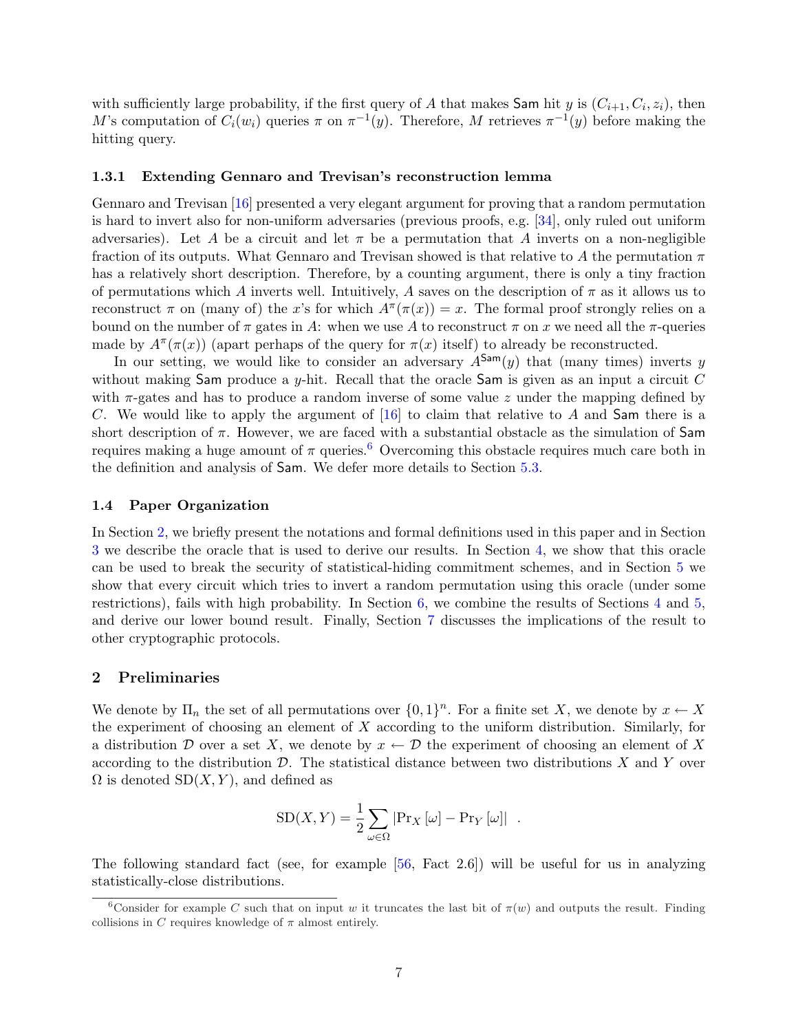with sufficiently large probability, if the first query of $A$ that makes $\mathsf{Sam}$ hit $y$ is $(C_{i+1}, C_i, z_i)$, then $M$'s computation of $C_i(w_i)$ queries $\pi$ on $\pi^{-1}(y)$. Therefore, $M$ retrieves $\pi^{-1}(y)$ before making the hitting query.

#### 1.3.1 Extending Gennaro and Trevisan's reconstruction lemma

Gennaro and Trevisan [16] presented a very elegant argument for proving that a random permutation is hard to invert also for non-uniform adversaries (previous proofs, e.g. [34], only ruled out uniform adversaries). Let $A$ be a circuit and let $\pi$ be a permutation that $A$ inverts on a non-negligible fraction of its outputs. What Gennaro and Trevisan showed is that relative to $A$ the permutation $\pi$ has a relatively short description. Therefore, by a counting argument, there is only a tiny fraction of permutations which $A$ inverts well. Intuitively, $A$ saves on the description of $\pi$ as it allows us to reconstruct $\pi$ on (many of) the $x$'s for which $A^{\pi}(\pi(x)) = x$. The formal proof strongly relies on a bound on the number of $\pi$ gates in $A$: when we use $A$ to reconstruct $\pi$ on $x$ we need all the $\pi$-queries made by $A^{\pi}(\pi(x))$ (apart perhaps of the query for $\pi(x)$ itself) to already be reconstructed.

In our setting, we would like to consider an adversary $A^{\mathsf{Sam}}(y)$ that (many times) inverts $y$ without making $\mathsf{Sam}$ produce a $y$-hit. Recall that the oracle $\mathsf{Sam}$ is given as an input a circuit $C$ with $\pi$-gates and has to produce a random inverse of some value $z$ under the mapping defined by $C$. We would like to apply the argument of [16] to claim that relative to $A$ and $\mathsf{Sam}$ there is a short description of $\pi$. However, we are faced with a substantial obstacle as the simulation of $\mathsf{Sam}$ requires making a huge amount of $\pi$ queries.[6] Overcoming this obstacle requires much care both in the definition and analysis of $\mathsf{Sam}$. We defer more details to Section 5.3.

### 1.4 Paper Organization

In Section 2, we briefly present the notations and formal definitions used in this paper and in Section 3 we describe the oracle that is used to derive our results. In Section 4, we show that this oracle can be used to break the security of statistical-hiding commitment schemes, and in Section 5 we show that every circuit which tries to invert a random permutation using this oracle (under some restrictions), fails with high probability. In Section 6, we combine the results of Sections 4 and 5, and derive our lower bound result. Finally, Section 7 discusses the implications of the result to other cryptographic protocols.

## 2 Preliminaries

We denote by $\Pi_n$ the set of all permutations over $\{0,1\}^n$. For a finite set $X$, we denote by $x \leftarrow X$ the experiment of choosing an element of $X$ according to the uniform distribution. Similarly, for a distribution $\mathcal{D}$ over a set $X$, we denote by $x \leftarrow \mathcal{D}$ the experiment of choosing an element of $X$ according to the distribution $\mathcal{D}$. The statistical distance between two distributions $X$ and $Y$ over $\Omega$ is denoted $\mathrm{SD}(X,Y)$, and defined as

$$\mathrm{SD}(X,Y) = \frac{1}{2}\sum_{\omega\in\Omega} \left|\Pr_X[\omega] - \Pr_Y[\omega]\right| \ .$$

The following standard fact (see, for example [56, Fact 2.6]) will be useful for us in analyzing statistically-close distributions.

[6] Consider for example $C$ such that on input $w$ it truncates the last bit of $\pi(w)$ and outputs the result. Finding collisions in $C$ requires knowledge of $\pi$ almost entirely.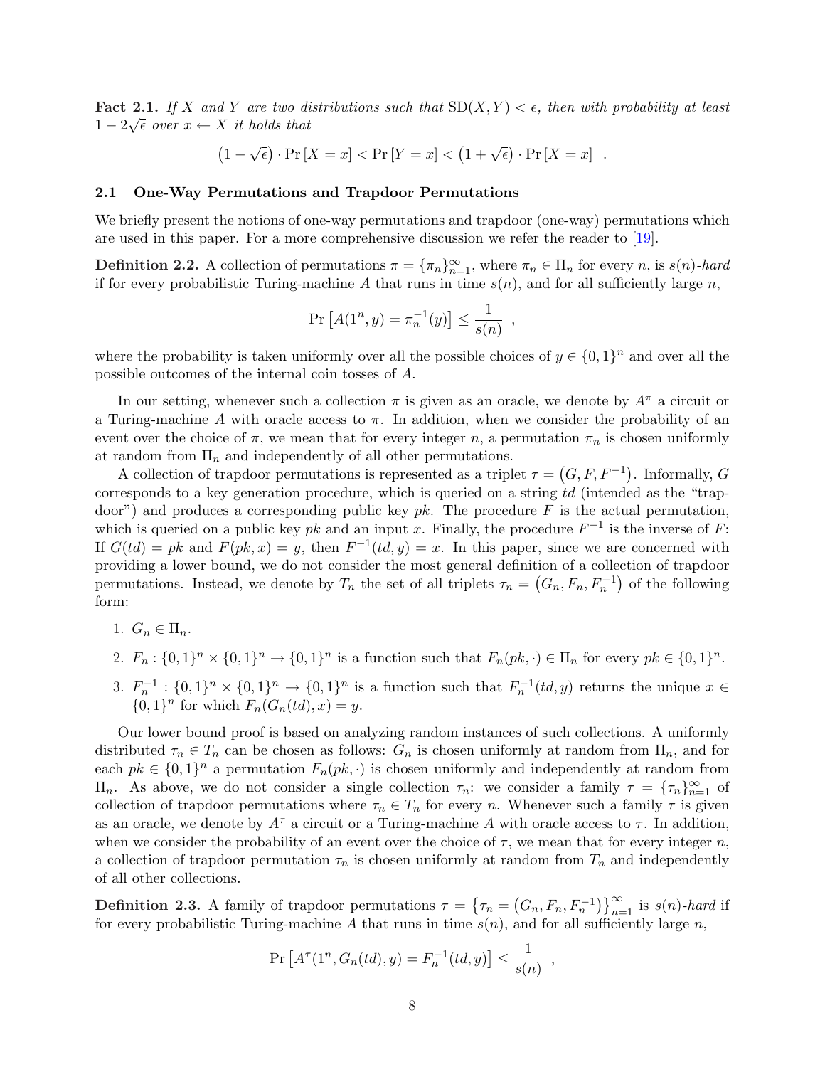**Fact 2.1.** *If $X$ and $Y$ are two distributions such that $\mathrm{SD}(X,Y) < \epsilon$, then with probability at least $1 - 2\sqrt{\epsilon}$ over $x \leftarrow X$ it holds that*

$$\left(1 - \sqrt{\epsilon}\right) \cdot \Pr\left[X = x\right] < \Pr\left[Y = x\right] < \left(1 + \sqrt{\epsilon}\right) \cdot \Pr\left[X = x\right] \quad .$$

## 2.1 One-Way Permutations and Trapdoor Permutations

We briefly present the notions of one-way permutations and trapdoor (one-way) permutations which are used in this paper. For a more comprehensive discussion we refer the reader to [19].

**Definition 2.2.** A collection of permutations $\pi = \{\pi_n\}_{n=1}^{\infty}$, where $\pi_n \in \Pi_n$ for every $n$, is *$s(n)$-hard* if for every probabilistic Turing-machine $A$ that runs in time $s(n)$, and for all sufficiently large $n$,

$$\Pr\left[A(1^n, y) = \pi_n^{-1}(y)\right] \leq \frac{1}{s(n)} \quad ,$$

where the probability is taken uniformly over all the possible choices of $y \in \{0,1\}^n$ and over all the possible outcomes of the internal coin tosses of $A$.

In our setting, whenever such a collection $\pi$ is given as an oracle, we denote by $A^\pi$ a circuit or a Turing-machine $A$ with oracle access to $\pi$. In addition, when we consider the probability of an event over the choice of $\pi$, we mean that for every integer $n$, a permutation $\pi_n$ is chosen uniformly at random from $\Pi_n$ and independently of all other permutations.

A collection of trapdoor permutations is represented as a triplet $\tau = \left(G, F, F^{-1}\right)$. Informally, $G$ corresponds to a key generation procedure, which is queried on a string $td$ (intended as the "trapdoor") and produces a corresponding public key $pk$. The procedure $F$ is the actual permutation, which is queried on a public key $pk$ and an input $x$. Finally, the procedure $F^{-1}$ is the inverse of $F$: If $G(td) = pk$ and $F(pk, x) = y$, then $F^{-1}(td, y) = x$. In this paper, since we are concerned with providing a lower bound, we do not consider the most general definition of a collection of trapdoor permutations. Instead, we denote by $T_n$ the set of all triplets $\tau_n = \left(G_n, F_n, F_n^{-1}\right)$ of the following form:

1. $G_n \in \Pi_n$.
2. $F_n : \{0,1\}^n \times \{0,1\}^n \rightarrow \{0,1\}^n$ is a function such that $F_n(pk, \cdot) \in \Pi_n$ for every $pk \in \{0,1\}^n$.
3. $F_n^{-1} : \{0,1\}^n \times \{0,1\}^n \rightarrow \{0,1\}^n$ is a function such that $F_n^{-1}(td, y)$ returns the unique $x \in \{0,1\}^n$ for which $F_n(G_n(td), x) = y$.

Our lower bound proof is based on analyzing random instances of such collections. A uniformly distributed $\tau_n \in T_n$ can be chosen as follows: $G_n$ is chosen uniformly at random from $\Pi_n$, and for each $pk \in \{0,1\}^n$ a permutation $F_n(pk, \cdot)$ is chosen uniformly and independently at random from $\Pi_n$. As above, we do not consider a single collection $\tau_n$: we consider a family $\tau = \{\tau_n\}_{n=1}^{\infty}$ of collection of trapdoor permutations where $\tau_n \in T_n$ for every $n$. Whenever such a family $\tau$ is given as an oracle, we denote by $A^\tau$ a circuit or a Turing-machine $A$ with oracle access to $\tau$. In addition, when we consider the probability of an event over the choice of $\tau$, we mean that for every integer $n$, a collection of trapdoor permutation $\tau_n$ is chosen uniformly at random from $T_n$ and independently of all other collections.

**Definition 2.3.** A family of trapdoor permutations $\tau = \left\{\tau_n = \left(G_n, F_n, F_n^{-1}\right)\right\}_{n=1}^{\infty}$ is *$s(n)$-hard* if for every probabilistic Turing-machine $A$ that runs in time $s(n)$, and for all sufficiently large $n$,

$$\Pr\left[A^\tau(1^n, G_n(td), y) = F_n^{-1}(td, y)\right] \leq \frac{1}{s(n)} \quad ,$$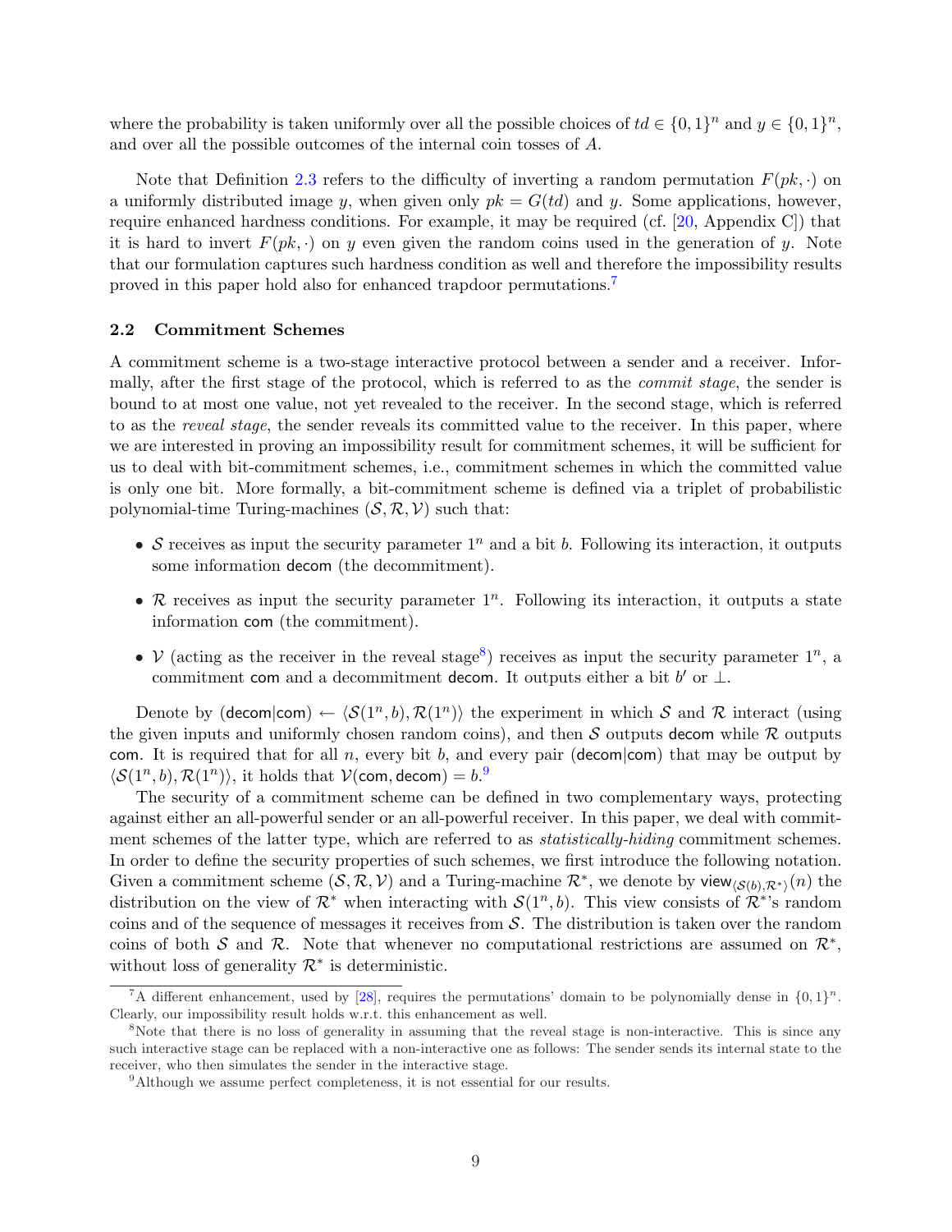where the probability is taken uniformly over all the possible choices of $td \in \{0,1\}^n$ and $y \in \{0,1\}^n$, and over all the possible outcomes of the internal coin tosses of $A$.

Note that Definition 2.3 refers to the difficulty of inverting a random permutation $F(pk, \cdot)$ on a uniformly distributed image $y$, when given only $pk = G(td)$ and $y$. Some applications, however, require enhanced hardness conditions. For example, it may be required (cf. [20, Appendix C]) that it is hard to invert $F(pk, \cdot)$ on $y$ even given the random coins used in the generation of $y$. Note that our formulation captures such hardness condition as well and therefore the impossibility results proved in this paper hold also for enhanced trapdoor permutations.[7]

### 2.2 Commitment Schemes

A commitment scheme is a two-stage interactive protocol between a sender and a receiver. Informally, after the first stage of the protocol, which is referred to as the *commit stage*, the sender is bound to at most one value, not yet revealed to the receiver. In the second stage, which is referred to as the *reveal stage*, the sender reveals its committed value to the receiver. In this paper, where we are interested in proving an impossibility result for commitment schemes, it will be sufficient for us to deal with bit-commitment schemes, i.e., commitment schemes in which the committed value is only one bit. More formally, a bit-commitment scheme is defined via a triplet of probabilistic polynomial-time Turing-machines $(\mathcal{S}, \mathcal{R}, \mathcal{V})$ such that:

- $\mathcal{S}$ receives as input the security parameter $1^n$ and a bit $b$. Following its interaction, it outputs some information $\mathsf{decom}$ (the decommitment).
- $\mathcal{R}$ receives as input the security parameter $1^n$. Following its interaction, it outputs a state information $\mathsf{com}$ (the commitment).
- $\mathcal{V}$ (acting as the receiver in the reveal stage[8]) receives as input the security parameter $1^n$, a commitment $\mathsf{com}$ and a decommitment $\mathsf{decom}$. It outputs either a bit $b'$ or $\perp$.

Denote by $(\mathsf{decom}|\mathsf{com}) \leftarrow \langle \mathcal{S}(1^n, b), \mathcal{R}(1^n) \rangle$ the experiment in which $\mathcal{S}$ and $\mathcal{R}$ interact (using the given inputs and uniformly chosen random coins), and then $\mathcal{S}$ outputs $\mathsf{decom}$ while $\mathcal{R}$ outputs $\mathsf{com}$. It is required that for all $n$, every bit $b$, and every pair $(\mathsf{decom}|\mathsf{com})$ that may be output by $\langle \mathcal{S}(1^n, b), \mathcal{R}(1^n) \rangle$, it holds that $\mathcal{V}(\mathsf{com}, \mathsf{decom}) = b$.[9]

The security of a commitment scheme can be defined in two complementary ways, protecting against either an all-powerful sender or an all-powerful receiver. In this paper, we deal with commitment schemes of the latter type, which are referred to as *statistically-hiding* commitment schemes. In order to define the security properties of such schemes, we first introduce the following notation. Given a commitment scheme $(\mathcal{S}, \mathcal{R}, \mathcal{V})$ and a Turing-machine $\mathcal{R}^*$, we denote by $\mathsf{view}_{\langle \mathcal{S}(b), \mathcal{R}^* \rangle}(n)$ the distribution on the view of $\mathcal{R}^*$ when interacting with $\mathcal{S}(1^n, b)$. This view consists of $\mathcal{R}^*$'s random coins and of the sequence of messages it receives from $\mathcal{S}$. The distribution is taken over the random coins of both $\mathcal{S}$ and $\mathcal{R}$. Note that whenever no computational restrictions are assumed on $\mathcal{R}^*$, without loss of generality $\mathcal{R}^*$ is deterministic.

[7] A different enhancement, used by [28], requires the permutations' domain to be polynomially dense in $\{0,1\}^n$. Clearly, our impossibility result holds w.r.t. this enhancement as well.

[8] Note that there is no loss of generality in assuming that the reveal stage is non-interactive. This is since any such interactive stage can be replaced with a non-interactive one as follows: The sender sends its internal state to the receiver, who then simulates the sender in the interactive stage.

[9] Although we assume perfect completeness, it is not essential for our results.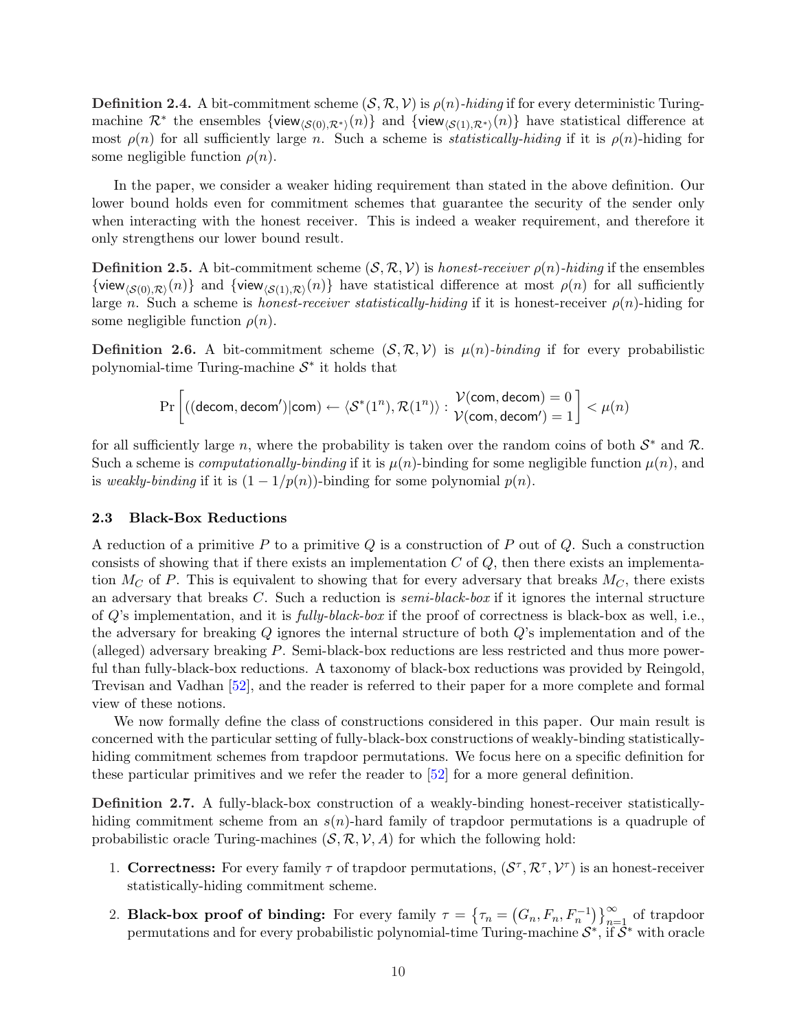**Definition 2.4.** A bit-commitment scheme $(\mathcal{S}, \mathcal{R}, \mathcal{V})$ is *$\rho(n)$-hiding* if for every deterministic Turing-machine $\mathcal{R}^*$ the ensembles $\{\mathsf{view}_{\langle \mathcal{S}(0), \mathcal{R}^* \rangle}(n)\}$ and $\{\mathsf{view}_{\langle \mathcal{S}(1), \mathcal{R}^* \rangle}(n)\}$ have statistical difference at most $\rho(n)$ for all sufficiently large $n$. Such a scheme is *statistically-hiding* if it is $\rho(n)$-hiding for some negligible function $\rho(n)$.

In the paper, we consider a weaker hiding requirement than stated in the above definition. Our lower bound holds even for commitment schemes that guarantee the security of the sender only when interacting with the honest receiver. This is indeed a weaker requirement, and therefore it only strengthens our lower bound result.

**Definition 2.5.** A bit-commitment scheme $(\mathcal{S}, \mathcal{R}, \mathcal{V})$ is *honest-receiver $\rho(n)$-hiding* if the ensembles $\{\mathsf{view}_{\langle \mathcal{S}(0), \mathcal{R} \rangle}(n)\}$ and $\{\mathsf{view}_{\langle \mathcal{S}(1), \mathcal{R} \rangle}(n)\}$ have statistical difference at most $\rho(n)$ for all sufficiently large $n$. Such a scheme is *honest-receiver statistically-hiding* if it is honest-receiver $\rho(n)$-hiding for some negligible function $\rho(n)$.

**Definition 2.6.** A bit-commitment scheme $(\mathcal{S}, \mathcal{R}, \mathcal{V})$ is *$\mu(n)$-binding* if for every probabilistic polynomial-time Turing-machine $\mathcal{S}^*$ it holds that

$$\Pr\left[ ((\mathsf{decom}, \mathsf{decom}')|\mathsf{com}) \leftarrow \langle \mathcal{S}^*(1^n), \mathcal{R}(1^n) \rangle : \begin{array}{c} \mathcal{V}(\mathsf{com}, \mathsf{decom}) = 0 \\ \mathcal{V}(\mathsf{com}, \mathsf{decom}') = 1 \end{array} \right] < \mu(n)$$

for all sufficiently large $n$, where the probability is taken over the random coins of both $\mathcal{S}^*$ and $\mathcal{R}$. Such a scheme is *computationally-binding* if it is $\mu(n)$-binding for some negligible function $\mu(n)$, and is *weakly-binding* if it is $(1 - 1/p(n))$-binding for some polynomial $p(n)$.

### 2.3 Black-Box Reductions

A reduction of a primitive $P$ to a primitive $Q$ is a construction of $P$ out of $Q$. Such a construction consists of showing that if there exists an implementation $C$ of $Q$, then there exists an implementation $M_C$ of $P$. This is equivalent to showing that for every adversary that breaks $M_C$, there exists an adversary that breaks $C$. Such a reduction is *semi-black-box* if it ignores the internal structure of $Q$'s implementation, and it is *fully-black-box* if the proof of correctness is black-box as well, i.e., the adversary for breaking $Q$ ignores the internal structure of both $Q$'s implementation and of the (alleged) adversary breaking $P$. Semi-black-box reductions are less restricted and thus more powerful than fully-black-box reductions. A taxonomy of black-box reductions was provided by Reingold, Trevisan and Vadhan [52], and the reader is referred to their paper for a more complete and formal view of these notions.

We now formally define the class of constructions considered in this paper. Our main result is concerned with the particular setting of fully-black-box constructions of weakly-binding statistically-hiding commitment schemes from trapdoor permutations. We focus here on a specific definition for these particular primitives and we refer the reader to [52] for a more general definition.

**Definition 2.7.** A fully-black-box construction of a weakly-binding honest-receiver statistically-hiding commitment scheme from an $s(n)$-hard family of trapdoor permutations is a quadruple of probabilistic oracle Turing-machines $(\mathcal{S}, \mathcal{R}, \mathcal{V}, A)$ for which the following hold:

1. **Correctness:** For every family $\tau$ of trapdoor permutations, $(\mathcal{S}^\tau, \mathcal{R}^\tau, \mathcal{V}^\tau)$ is an honest-receiver statistically-hiding commitment scheme.
2. **Black-box proof of binding:** For every family $\tau = \left\{ \tau_n = \left( G_n, F_n, F_n^{-1} \right) \right\}_{n=1}^{\infty}$ of trapdoor permutations and for every probabilistic polynomial-time Turing-machine $\mathcal{S}^*$, if $\mathcal{S}^*$ with oracle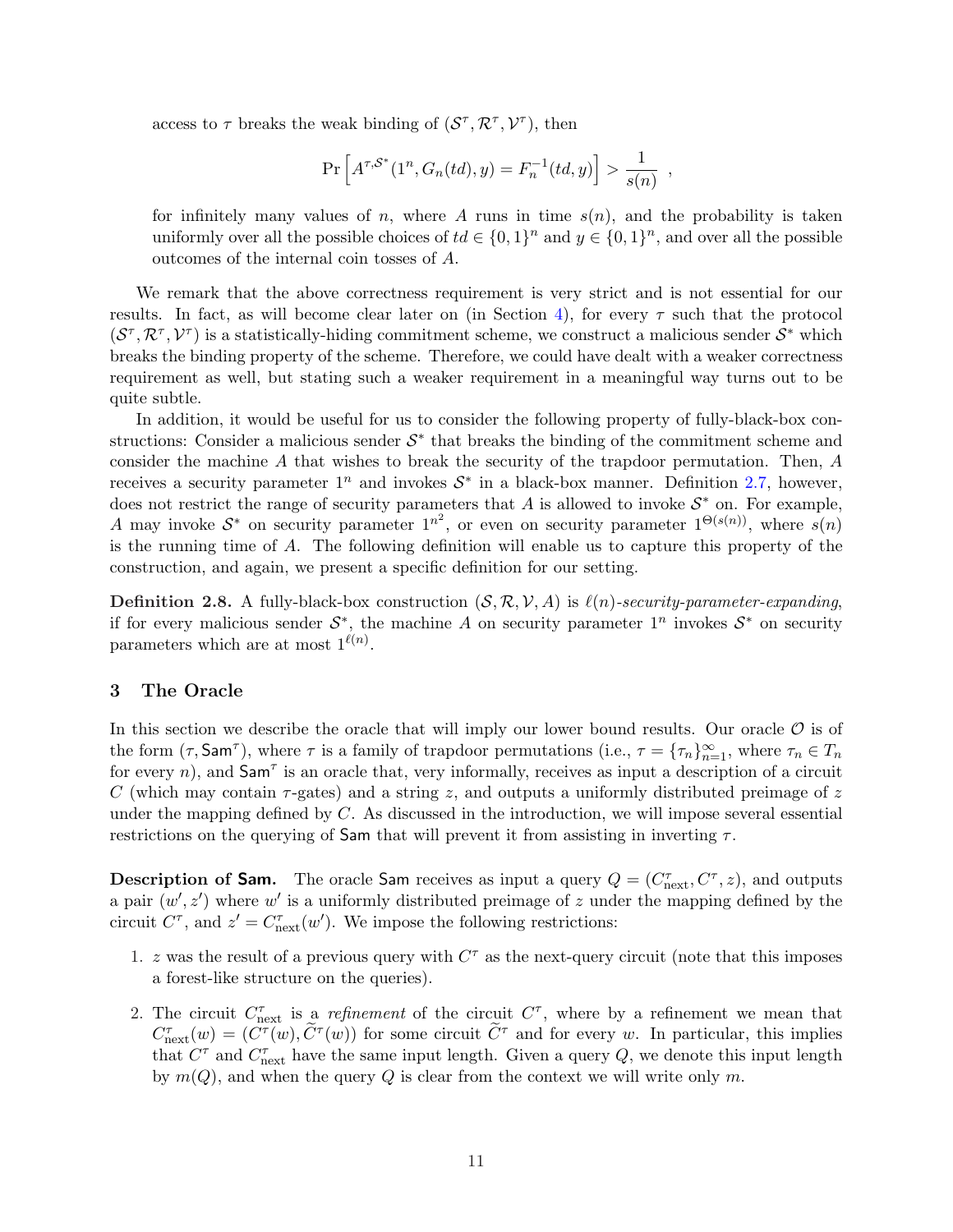access to $\tau$ breaks the weak binding of $(\mathcal{S}^\tau, \mathcal{R}^\tau, \mathcal{V}^\tau)$, then

$$\Pr\left[A^{\tau,\mathcal{S}^*}(1^n, G_n(td), y) = F_n^{-1}(td, y)\right] > \frac{1}{s(n)} \enspace ,$$

for infinitely many values of $n$, where $A$ runs in time $s(n)$, and the probability is taken uniformly over all the possible choices of $td \in \{0,1\}^n$ and $y \in \{0,1\}^n$, and over all the possible outcomes of the internal coin tosses of $A$.

We remark that the above correctness requirement is very strict and is not essential for our results. In fact, as will become clear later on (in Section 4), for every $\tau$ such that the protocol $(\mathcal{S}^\tau, \mathcal{R}^\tau, \mathcal{V}^\tau)$ is a statistically-hiding commitment scheme, we construct a malicious sender $\mathcal{S}^*$ which breaks the binding property of the scheme. Therefore, we could have dealt with a weaker correctness requirement as well, but stating such a weaker requirement in a meaningful way turns out to be quite subtle.

In addition, it would be useful for us to consider the following property of fully-black-box constructions: Consider a malicious sender $\mathcal{S}^*$ that breaks the binding of the commitment scheme and consider the machine $A$ that wishes to break the security of the trapdoor permutation. Then, $A$ receives a security parameter $1^n$ and invokes $\mathcal{S}^*$ in a black-box manner. Definition 2.7, however, does not restrict the range of security parameters that $A$ is allowed to invoke $\mathcal{S}^*$ on. For example, $A$ may invoke $\mathcal{S}^*$ on security parameter $1^{n^2}$, or even on security parameter $1^{\Theta(s(n))}$, where $s(n)$ is the running time of $A$. The following definition will enable us to capture this property of the construction, and again, we present a specific definition for our setting.

**Definition 2.8.** A fully-black-box construction $(\mathcal{S}, \mathcal{R}, \mathcal{V}, A)$ is $\ell(n)$-*security-parameter-expanding*, if for every malicious sender $\mathcal{S}^*$, the machine $A$ on security parameter $1^n$ invokes $\mathcal{S}^*$ on security parameters which are at most $1^{\ell(n)}$.

## 3 The Oracle

In this section we describe the oracle that will imply our lower bound results. Our oracle $\mathcal{O}$ is of the form $(\tau, \mathsf{Sam}^\tau)$, where $\tau$ is a family of trapdoor permutations (i.e., $\tau = \{\tau_n\}_{n=1}^\infty$, where $\tau_n \in T_n$ for every $n$), and $\mathsf{Sam}^\tau$ is an oracle that, very informally, receives as input a description of a circuit $C$ (which may contain $\tau$-gates) and a string $z$, and outputs a uniformly distributed preimage of $z$ under the mapping defined by $C$. As discussed in the introduction, we will impose several essential restrictions on the querying of $\mathsf{Sam}$ that will prevent it from assisting in inverting $\tau$.

**Description of $\mathsf{Sam}$.** The oracle $\mathsf{Sam}$ receives as input a query $Q = (C^\tau_{\text{next}}, C^\tau, z)$, and outputs a pair $(w', z')$ where $w'$ is a uniformly distributed preimage of $z$ under the mapping defined by the circuit $C^\tau$, and $z' = C^\tau_{\text{next}}(w')$. We impose the following restrictions:

1. $z$ was the result of a previous query with $C^\tau$ as the next-query circuit (note that this imposes a forest-like structure on the queries).
2. The circuit $C^\tau_{\text{next}}$ is a *refinement* of the circuit $C^\tau$, where by a refinement we mean that $C^\tau_{\text{next}}(w) = (C^\tau(w), \widetilde{C}^\tau(w))$ for some circuit $\widetilde{C}^\tau$ and for every $w$. In particular, this implies that $C^\tau$ and $C^\tau_{\text{next}}$ have the same input length. Given a query $Q$, we denote this input length by $m(Q)$, and when the query $Q$ is clear from the context we will write only $m$.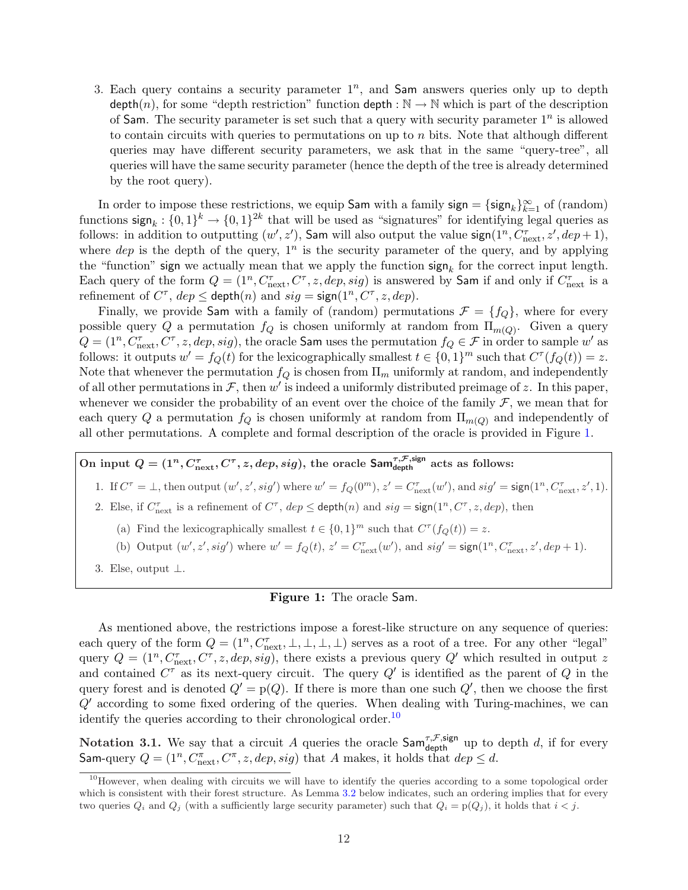3. Each query contains a security parameter $1^n$, and Sam answers queries only up to depth $\mathsf{depth}(n)$, for some "depth restriction" function $\mathsf{depth} : \mathbb{N} \to \mathbb{N}$ which is part of the description of Sam. The security parameter is set such that a query with security parameter $1^n$ is allowed to contain circuits with queries to permutations on up to $n$ bits. Note that although different queries may have different security parameters, we ask that in the same "query-tree", all queries will have the same security parameter (hence the depth of the tree is already determined by the root query).

In order to impose these restrictions, we equip Sam with a family $\mathsf{sign} = \{\mathsf{sign}_k\}_{k=1}^{\infty}$ of (random) functions $\mathsf{sign}_k : \{0,1\}^k \to \{0,1\}^{2k}$ that will be used as "signatures" for identifying legal queries as follows: in addition to outputting $(w', z')$, Sam will also output the value $\mathsf{sign}(1^n, C^\tau_{\mathrm{next}}, z', dep+1)$, where $dep$ is the depth of the query, $1^n$ is the security parameter of the query, and by applying the "function" sign we actually mean that we apply the function $\mathsf{sign}_k$ for the correct input length. Each query of the form $Q = (1^n, C^\tau_{\mathrm{next}}, C^\tau, z, dep, sig)$ is answered by Sam if and only if $C^\tau_{\mathrm{next}}$ is a refinement of $C^\tau$, $dep \le \mathsf{depth}(n)$ and $sig = \mathsf{sign}(1^n, C^\tau, z, dep)$.

Finally, we provide Sam with a family of (random) permutations $\mathcal{F} = \{f_Q\}$, where for every possible query $Q$ a permutation $f_Q$ is chosen uniformly at random from $\Pi_{m(Q)}$. Given a query $Q = (1^n, C^\tau_{\mathrm{next}}, C^\tau, z, dep, sig)$, the oracle Sam uses the permutation $f_Q \in \mathcal{F}$ in order to sample $w'$ as follows: it outputs $w' = f_Q(t)$ for the lexicographically smallest $t \in \{0,1\}^m$ such that $C^\tau(f_Q(t)) = z$. Note that whenever the permutation $f_Q$ is chosen from $\Pi_m$ uniformly at random, and independently of all other permutations in $\mathcal{F}$, then $w'$ is indeed a uniformly distributed preimage of $z$. In this paper, whenever we consider the probability of an event over the choice of the family $\mathcal{F}$, we mean that for each query $Q$ a permutation $f_Q$ is chosen uniformly at random from $\Pi_{m(Q)}$ and independently of all other permutations. A complete and formal description of the oracle is provided in Figure 1.

**On input $Q = (1^n, C^\tau_{\mathrm{next}}, C^\tau, z, dep, sig)$, the oracle $\mathsf{Sam}^{\tau,\mathcal{F},\mathsf{sign}}_{\mathsf{depth}}$ acts as follows:**

1. If $C^\tau = \perp$, then output $(w', z', sig')$ where $w' = f_Q(0^m)$, $z' = C^\tau_{\mathrm{next}}(w')$, and $sig' = \mathsf{sign}(1^n, C^\tau_{\mathrm{next}}, z', 1)$.
2. Else, if $C^\tau_{\mathrm{next}}$ is a refinement of $C^\tau$, $dep \le \mathsf{depth}(n)$ and $sig = \mathsf{sign}(1^n, C^\tau, z, dep)$, then
   (a) Find the lexicographically smallest $t \in \{0,1\}^m$ such that $C^\tau(f_Q(t)) = z$.
   (b) Output $(w', z', sig')$ where $w' = f_Q(t)$, $z' = C^\tau_{\mathrm{next}}(w')$, and $sig' = \mathsf{sign}(1^n, C^\tau_{\mathrm{next}}, z', dep+1)$.
3. Else, output $\perp$.

**Figure 1:** The oracle Sam.

As mentioned above, the restrictions impose a forest-like structure on any sequence of queries: each query of the form $Q = (1^n, C^\tau_{\mathrm{next}}, \perp, \perp, \perp, \perp)$ serves as a root of a tree. For any other "legal" query $Q = (1^n, C^\tau_{\mathrm{next}}, C^\tau, z, dep, sig)$, there exists a previous query $Q'$ which resulted in output $z$ and contained $C^\tau$ as its next-query circuit. The query $Q'$ is identified as the parent of $Q$ in the query forest and is denoted $Q' = \mathrm{p}(Q)$. If there is more than one such $Q'$, then we choose the first $Q'$ according to some fixed ordering of the queries. When dealing with Turing-machines, we can identify the queries according to their chronological order.[10]

**Notation 3.1.** We say that a circuit $A$ queries the oracle $\mathsf{Sam}^{\tau,\mathcal{F},\mathsf{sign}}_{\mathsf{depth}}$ up to depth $d$, if for every Sam-query $Q = (1^n, C^\pi_{\mathrm{next}}, C^\pi, z, dep, sig)$ that $A$ makes, it holds that $dep \le d$.

[10] However, when dealing with circuits we will have to identify the queries according to a some topological order which is consistent with their forest structure. As Lemma 3.2 below indicates, such an ordering implies that for every two queries $Q_i$ and $Q_j$ (with a sufficiently large security parameter) such that $Q_i = \mathrm{p}(Q_j)$, it holds that $i < j$.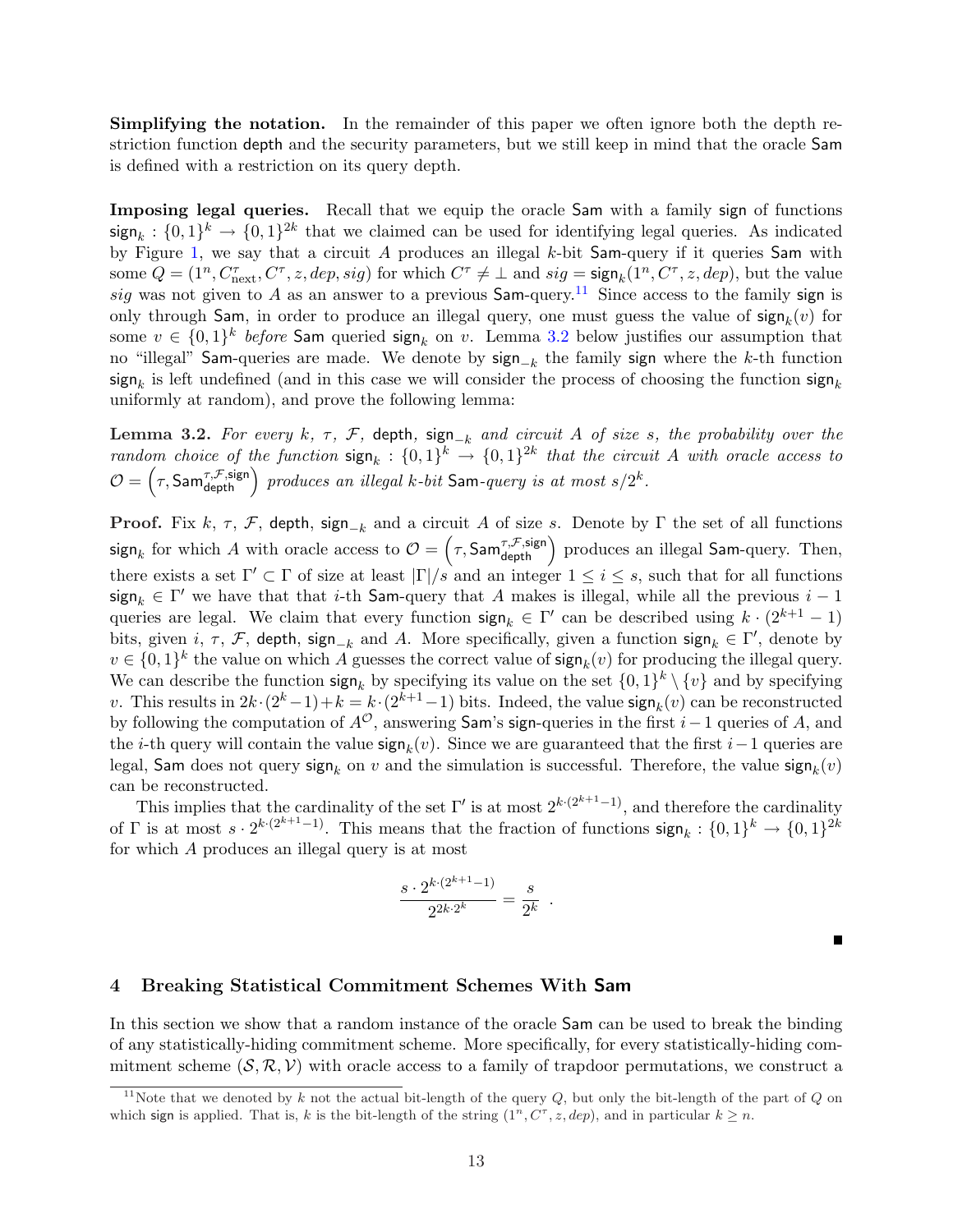**Simplifying the notation.** In the remainder of this paper we often ignore both the depth restriction function $\mathsf{depth}$ and the security parameters, but we still keep in mind that the oracle $\mathsf{Sam}$ is defined with a restriction on its query depth.

**Imposing legal queries.** Recall that we equip the oracle $\mathsf{Sam}$ with a family $\mathsf{sign}$ of functions $\mathsf{sign}_k : \{0,1\}^k \to \{0,1\}^{2k}$ that we claimed can be used for identifying legal queries. As indicated by Figure 1, we say that a circuit $A$ produces an illegal $k$-bit $\mathsf{Sam}$-query if it queries $\mathsf{Sam}$ with some $Q = (1^n, C^\tau_{\text{next}}, C^\tau, z, dep, sig)$ for which $C^\tau \neq \perp$ and $sig = \mathsf{sign}_k(1^n, C^\tau, z, dep)$, but the value $sig$ was not given to $A$ as an answer to a previous $\mathsf{Sam}$-query.[11] Since access to the family $\mathsf{sign}$ is only through $\mathsf{Sam}$, in order to produce an illegal query, one must guess the value of $\mathsf{sign}_k(v)$ for some $v \in \{0,1\}^k$ *before* $\mathsf{Sam}$ queried $\mathsf{sign}_k$ on $v$. Lemma 3.2 below justifies our assumption that no "illegal" $\mathsf{Sam}$-queries are made. We denote by $\mathsf{sign}_{-k}$ the family $\mathsf{sign}$ where the $k$-th function $\mathsf{sign}_k$ is left undefined (and in this case we will consider the process of choosing the function $\mathsf{sign}_k$ uniformly at random), and prove the following lemma:

**Lemma 3.2.** *For every $k$, $\tau$, $\mathcal{F}$, $\mathsf{depth}$, $\mathsf{sign}_{-k}$ and circuit $A$ of size $s$, the probability over the random choice of the function $\mathsf{sign}_k : \{0,1\}^k \to \{0,1\}^{2k}$ that the circuit $A$ with oracle access to $\mathcal{O} = \left(\tau, \mathsf{Sam}^{\tau,\mathcal{F},\mathsf{sign}}_{\mathsf{depth}}\right)$ produces an illegal $k$-bit $\mathsf{Sam}$-query is at most $s/2^k$.*

**Proof.** Fix $k$, $\tau$, $\mathcal{F}$, $\mathsf{depth}$, $\mathsf{sign}_{-k}$ and a circuit $A$ of size $s$. Denote by $\Gamma$ the set of all functions $\mathsf{sign}_k$ for which $A$ with oracle access to $\mathcal{O} = \left(\tau, \mathsf{Sam}^{\tau,\mathcal{F},\mathsf{sign}}_{\mathsf{depth}}\right)$ produces an illegal $\mathsf{Sam}$-query. Then, there exists a set $\Gamma' \subset \Gamma$ of size at least $|\Gamma|/s$ and an integer $1 \leq i \leq s$, such that for all functions $\mathsf{sign}_k \in \Gamma'$ we have that that $i$-th $\mathsf{Sam}$-query that $A$ makes is illegal, while all the previous $i-1$ queries are legal. We claim that every function $\mathsf{sign}_k \in \Gamma'$ can be described using $k \cdot (2^{k+1} - 1)$ bits, given $i$, $\tau$, $\mathcal{F}$, $\mathsf{depth}$, $\mathsf{sign}_{-k}$ and $A$. More specifically, given a function $\mathsf{sign}_k \in \Gamma'$, denote by $v \in \{0,1\}^k$ the value on which $A$ guesses the correct value of $\mathsf{sign}_k(v)$ for producing the illegal query. We can describe the function $\mathsf{sign}_k$ by specifying its value on the set $\{0,1\}^k \setminus \{v\}$ and by specifying $v$. This results in $2k \cdot (2^k - 1) + k = k \cdot (2^{k+1} - 1)$ bits. Indeed, the value $\mathsf{sign}_k(v)$ can be reconstructed by following the computation of $A^{\mathcal{O}}$, answering $\mathsf{Sam}$'s $\mathsf{sign}$-queries in the first $i-1$ queries of $A$, and the $i$-th query will contain the value $\mathsf{sign}_k(v)$. Since we are guaranteed that the first $i-1$ queries are legal, $\mathsf{Sam}$ does not query $\mathsf{sign}_k$ on $v$ and the simulation is successful. Therefore, the value $\mathsf{sign}_k(v)$ can be reconstructed.

This implies that the cardinality of the set $\Gamma'$ is at most $2^{k \cdot (2^{k+1}-1)}$, and therefore the cardinality of $\Gamma$ is at most $s \cdot 2^{k \cdot (2^{k+1}-1)}$. This means that the fraction of functions $\mathsf{sign}_k : \{0,1\}^k \to \{0,1\}^{2k}$ for which $A$ produces an illegal query is at most

$$\frac{s \cdot 2^{k \cdot (2^{k+1}-1)}}{2^{2k \cdot 2^k}} = \frac{s}{2^k} \ .$$

■

## 4 Breaking Statistical Commitment Schemes With Sam

In this section we show that a random instance of the oracle $\mathsf{Sam}$ can be used to break the binding of any statistically-hiding commitment scheme. More specifically, for every statistically-hiding commitment scheme $(\mathcal{S}, \mathcal{R}, \mathcal{V})$ with oracle access to a family of trapdoor permutations, we construct a

[11] Note that we denoted by $k$ not the actual bit-length of the query $Q$, but only the bit-length of the part of $Q$ on which $\mathsf{sign}$ is applied. That is, $k$ is the bit-length of the string $(1^n, C^\tau, z, dep)$, and in particular $k \geq n$.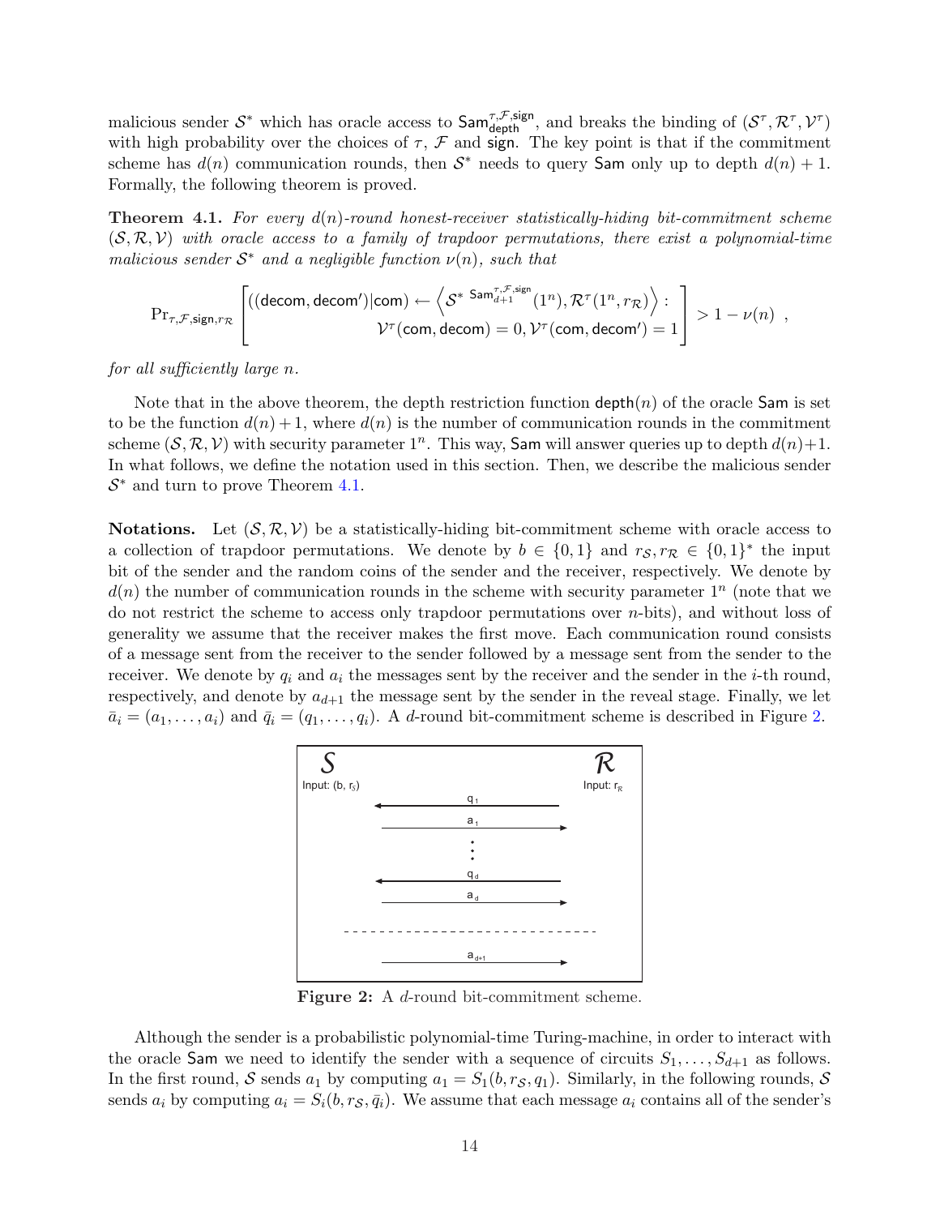malicious sender $\mathcal{S}^*$ which has oracle access to $\mathsf{Sam}^{\tau,\mathcal{F},\mathsf{sign}}_{\mathsf{depth}}$, and breaks the binding of $(\mathcal{S}^\tau, \mathcal{R}^\tau, \mathcal{V}^\tau)$ with high probability over the choices of $\tau$, $\mathcal{F}$ and $\mathsf{sign}$. The key point is that if the commitment scheme has $d(n)$ communication rounds, then $\mathcal{S}^*$ needs to query $\mathsf{Sam}$ only up to depth $d(n)+1$. Formally, the following theorem is proved.

**Theorem 4.1.** *For every $d(n)$-round honest-receiver statistically-hiding bit-commitment scheme $(\mathcal{S}, \mathcal{R}, \mathcal{V})$ with oracle access to a family of trapdoor permutations, there exist a polynomial-time malicious sender $\mathcal{S}^*$ and a negligible function $\nu(n)$, such that*

$$\Pr_{\tau,\mathcal{F},\mathsf{sign},r_{\mathcal{R}}}\left[\begin{array}{r}((\mathsf{decom},\mathsf{decom}')|\mathsf{com}) \leftarrow \left\langle \mathcal{S}^{*\ \mathsf{Sam}^{\tau,\mathcal{F},\mathsf{sign}}_{d+1}}(1^n), \mathcal{R}^\tau(1^n, r_{\mathcal{R}})\right\rangle : \\ \mathcal{V}^\tau(\mathsf{com},\mathsf{decom}) = 0, \mathcal{V}^\tau(\mathsf{com},\mathsf{decom}') = 1\end{array}\right] > 1 - \nu(n) \enspace ,$$

*for all sufficiently large $n$.*

Note that in the above theorem, the depth restriction function $\mathsf{depth}(n)$ of the oracle $\mathsf{Sam}$ is set to be the function $d(n)+1$, where $d(n)$ is the number of communication rounds in the commitment scheme $(\mathcal{S}, \mathcal{R}, \mathcal{V})$ with security parameter $1^n$. This way, $\mathsf{Sam}$ will answer queries up to depth $d(n)+1$. In what follows, we define the notation used in this section. Then, we describe the malicious sender $\mathcal{S}^*$ and turn to prove Theorem 4.1.

**Notations.** Let $(\mathcal{S}, \mathcal{R}, \mathcal{V})$ be a statistically-hiding bit-commitment scheme with oracle access to a collection of trapdoor permutations. We denote by $b \in \{0,1\}$ and $r_{\mathcal{S}}, r_{\mathcal{R}} \in \{0,1\}^*$ the input bit of the sender and the random coins of the sender and the receiver, respectively. We denote by $d(n)$ the number of communication rounds in the scheme with security parameter $1^n$ (note that we do not restrict the scheme to access only trapdoor permutations over $n$-bits), and without loss of generality we assume that the receiver makes the first move. Each communication round consists of a message sent from the receiver to the sender followed by a message sent from the sender to the receiver. We denote by $q_i$ and $a_i$ the messages sent by the receiver and the sender in the $i$-th round, respectively, and denote by $a_{d+1}$ the message sent by the sender in the reveal stage. Finally, we let $\bar{a}_i = (a_1, \ldots, a_i)$ and $\bar{q}_i = (q_1, \ldots, q_i)$. A $d$-round bit-commitment scheme is described in Figure 2.

**Figure 2:** A $d$-round bit-commitment scheme.

Although the sender is a probabilistic polynomial-time Turing-machine, in order to interact with the oracle $\mathsf{Sam}$ we need to identify the sender with a sequence of circuits $S_1, \ldots, S_{d+1}$ as follows. In the first round, $\mathcal{S}$ sends $a_1$ by computing $a_1 = S_1(b, r_{\mathcal{S}}, q_1)$. Similarly, in the following rounds, $\mathcal{S}$ sends $a_i$ by computing $a_i = S_i(b, r_{\mathcal{S}}, \bar{q}_i)$. We assume that each message $a_i$ contains all of the sender's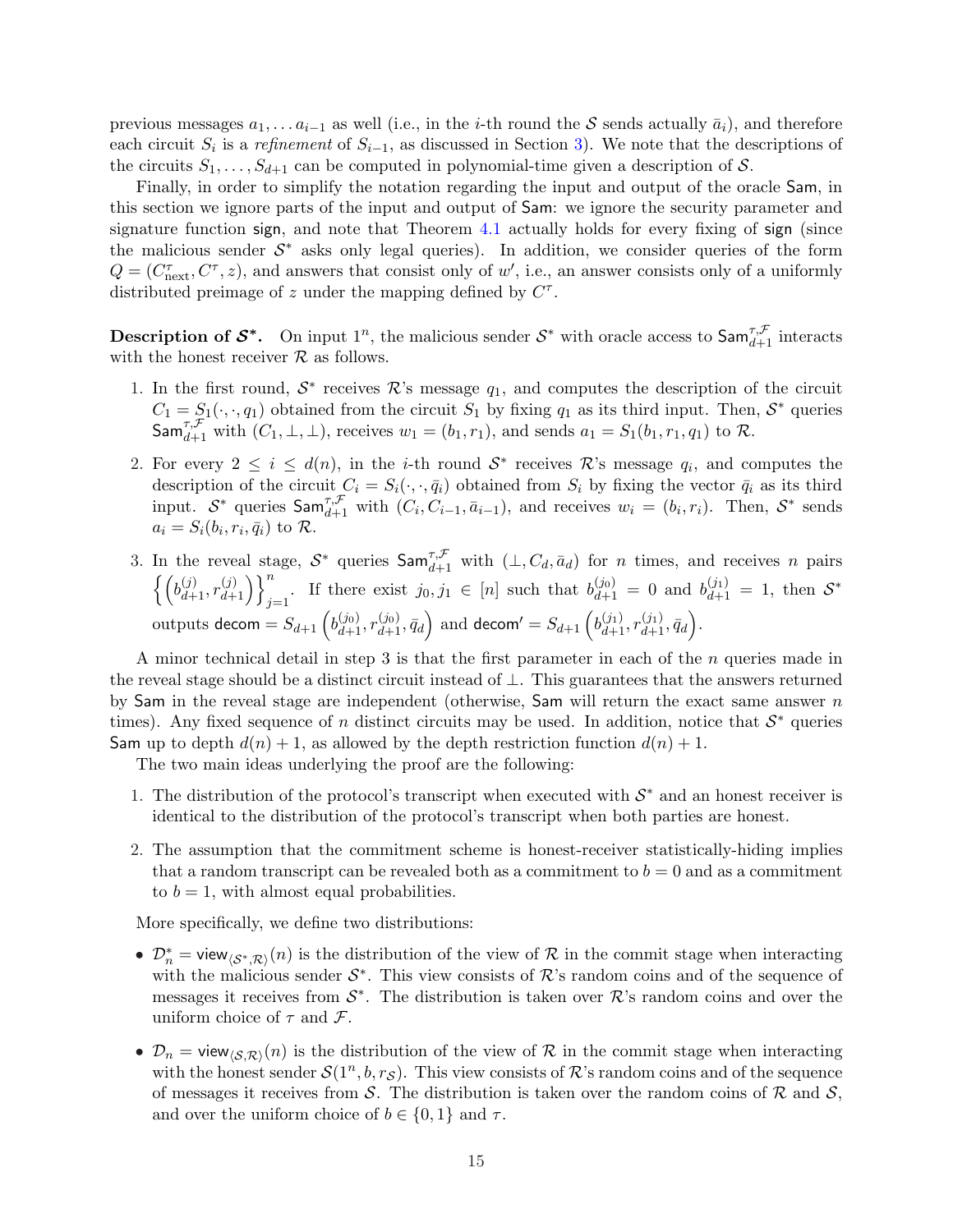previous messages $a_1, \ldots a_{i-1}$ as well (i.e., in the $i$-th round the $\mathcal{S}$ sends actually $\bar{a}_i$), and therefore each circuit $S_i$ is a *refinement* of $S_{i-1}$, as discussed in Section 3). We note that the descriptions of the circuits $S_1, \ldots, S_{d+1}$ can be computed in polynomial-time given a description of $\mathcal{S}$.

Finally, in order to simplify the notation regarding the input and output of the oracle $\mathsf{Sam}$, in this section we ignore parts of the input and output of $\mathsf{Sam}$: we ignore the security parameter and signature function $\mathsf{sign}$, and note that Theorem 4.1 actually holds for every fixing of $\mathsf{sign}$ (since the malicious sender $\mathcal{S}^*$ asks only legal queries). In addition, we consider queries of the form $Q = (C^\tau_{\text{next}}, C^\tau, z)$, and answers that consist only of $w'$, i.e., an answer consists only of a uniformly distributed preimage of $z$ under the mapping defined by $C^\tau$.

**Description of $\mathcal{S}^*$.** On input $1^n$, the malicious sender $\mathcal{S}^*$ with oracle access to $\mathsf{Sam}^{\tau,\mathcal{F}}_{d+1}$ interacts with the honest receiver $\mathcal{R}$ as follows.

1. In the first round, $\mathcal{S}^*$ receives $\mathcal{R}$'s message $q_1$, and computes the description of the circuit $C_1 = S_1(\cdot, \cdot, q_1)$ obtained from the circuit $S_1$ by fixing $q_1$ as its third input. Then, $\mathcal{S}^*$ queries $\mathsf{Sam}^{\tau,\mathcal{F}}_{d+1}$ with $(C_1, \perp, \perp)$, receives $w_1 = (b_1, r_1)$, and sends $a_1 = S_1(b_1, r_1, q_1)$ to $\mathcal{R}$.

2. For every $2 \leq i \leq d(n)$, in the $i$-th round $\mathcal{S}^*$ receives $\mathcal{R}$'s message $q_i$, and computes the description of the circuit $C_i = S_i(\cdot, \cdot, \bar{q}_i)$ obtained from $S_i$ by fixing the vector $\bar{q}_i$ as its third input. $\mathcal{S}^*$ queries $\mathsf{Sam}^{\tau,\mathcal{F}}_{d+1}$ with $(C_i, C_{i-1}, \bar{a}_{i-1})$, and receives $w_i = (b_i, r_i)$. Then, $\mathcal{S}^*$ sends $a_i = S_i(b_i, r_i, \bar{q}_i)$ to $\mathcal{R}$.

3. In the reveal stage, $\mathcal{S}^*$ queries $\mathsf{Sam}^{\tau,\mathcal{F}}_{d+1}$ with $(\perp, C_d, \bar{a}_d)$ for $n$ times, and receives $n$ pairs $\left\{\left(b^{(j)}_{d+1}, r^{(j)}_{d+1}\right)\right\}_{j=1}^n$. If there exist $j_0, j_1 \in [n]$ such that $b^{(j_0)}_{d+1} = 0$ and $b^{(j_1)}_{d+1} = 1$, then $\mathcal{S}^*$ outputs $\mathsf{decom} = S_{d+1}\left(b^{(j_0)}_{d+1}, r^{(j_0)}_{d+1}, \bar{q}_d\right)$ and $\mathsf{decom}' = S_{d+1}\left(b^{(j_1)}_{d+1}, r^{(j_1)}_{d+1}, \bar{q}_d\right)$.

A minor technical detail in step 3 is that the first parameter in each of the $n$ queries made in the reveal stage should be a distinct circuit instead of $\perp$. This guarantees that the answers returned by $\mathsf{Sam}$ in the reveal stage are independent (otherwise, $\mathsf{Sam}$ will return the exact same answer $n$ times). Any fixed sequence of $n$ distinct circuits may be used. In addition, notice that $\mathcal{S}^*$ queries $\mathsf{Sam}$ up to depth $d(n) + 1$, as allowed by the depth restriction function $d(n) + 1$.

The two main ideas underlying the proof are the following:

1. The distribution of the protocol's transcript when executed with $\mathcal{S}^*$ and an honest receiver is identical to the distribution of the protocol's transcript when both parties are honest.

2. The assumption that the commitment scheme is honest-receiver statistically-hiding implies that a random transcript can be revealed both as a commitment to $b = 0$ and as a commitment to $b = 1$, with almost equal probabilities.

More specifically, we define two distributions:

- $\mathcal{D}^*_n = \mathsf{view}_{\langle \mathcal{S}^*, \mathcal{R} \rangle}(n)$ is the distribution of the view of $\mathcal{R}$ in the commit stage when interacting with the malicious sender $\mathcal{S}^*$. This view consists of $\mathcal{R}$'s random coins and of the sequence of messages it receives from $\mathcal{S}^*$. The distribution is taken over $\mathcal{R}$'s random coins and over the uniform choice of $\tau$ and $\mathcal{F}$.

- $\mathcal{D}_n = \mathsf{view}_{\langle \mathcal{S}, \mathcal{R} \rangle}(n)$ is the distribution of the view of $\mathcal{R}$ in the commit stage when interacting with the honest sender $\mathcal{S}(1^n, b, r_{\mathcal{S}})$. This view consists of $\mathcal{R}$'s random coins and of the sequence of messages it receives from $\mathcal{S}$. The distribution is taken over the random coins of $\mathcal{R}$ and $\mathcal{S}$, and over the uniform choice of $b \in \{0, 1\}$ and $\tau$.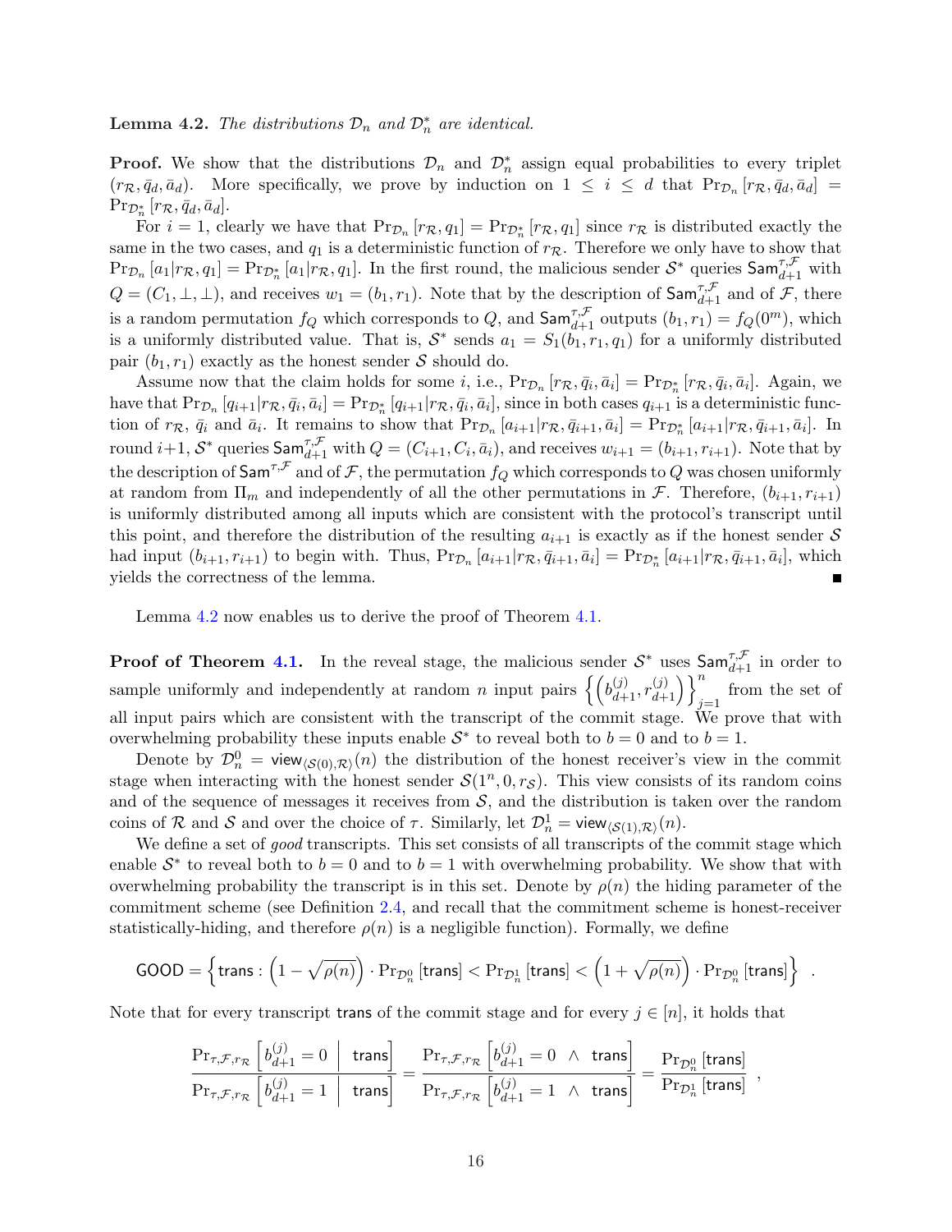**Lemma 4.2.** *The distributions $\mathcal{D}_n$ and $\mathcal{D}_n^*$ are identical.*

**Proof.** We show that the distributions $\mathcal{D}_n$ and $\mathcal{D}_n^*$ assign equal probabilities to every triplet $(r_{\mathcal{R}}, \bar{q}_d, \bar{a}_d)$. More specifically, we prove by induction on $1 \leq i \leq d$ that $\Pr_{\mathcal{D}_n}[r_{\mathcal{R}}, \bar{q}_d, \bar{a}_d] = \Pr_{\mathcal{D}_n^*}[r_{\mathcal{R}}, \bar{q}_d, \bar{a}_d]$.

For $i = 1$, clearly we have that $\Pr_{\mathcal{D}_n}[r_{\mathcal{R}}, q_1] = \Pr_{\mathcal{D}_n^*}[r_{\mathcal{R}}, q_1]$ since $r_{\mathcal{R}}$ is distributed exactly the same in the two cases, and $q_1$ is a deterministic function of $r_{\mathcal{R}}$. Therefore we only have to show that $\Pr_{\mathcal{D}_n}[a_1 | r_{\mathcal{R}}, q_1] = \Pr_{\mathcal{D}_n^*}[a_1 | r_{\mathcal{R}}, q_1]$. In the first round, the malicious sender $\mathcal{S}^*$ queries $\mathsf{Sam}_{d+1}^{\tau,\mathcal{F}}$ with $Q = (C_1, \perp, \perp)$, and receives $w_1 = (b_1, r_1)$. Note that by the description of $\mathsf{Sam}_{d+1}^{\tau,\mathcal{F}}$ and of $\mathcal{F}$, there is a random permutation $f_Q$ which corresponds to $Q$, and $\mathsf{Sam}_{d+1}^{\tau,\mathcal{F}}$ outputs $(b_1, r_1) = f_Q(0^m)$, which is a uniformly distributed value. That is, $\mathcal{S}^*$ sends $a_1 = S_1(b_1, r_1, q_1)$ for a uniformly distributed pair $(b_1, r_1)$ exactly as the honest sender $\mathcal{S}$ should do.

Assume now that the claim holds for some $i$, i.e., $\Pr_{\mathcal{D}_n}[r_{\mathcal{R}}, \bar{q}_i, \bar{a}_i] = \Pr_{\mathcal{D}_n^*}[r_{\mathcal{R}}, \bar{q}_i, \bar{a}_i]$. Again, we have that $\Pr_{\mathcal{D}_n}[q_{i+1} | r_{\mathcal{R}}, \bar{q}_i, \bar{a}_i] = \Pr_{\mathcal{D}_n^*}[q_{i+1} | r_{\mathcal{R}}, \bar{q}_i, \bar{a}_i]$, since in both cases $q_{i+1}$ is a deterministic function of $r_{\mathcal{R}}$, $\bar{q}_i$ and $\bar{a}_i$. It remains to show that $\Pr_{\mathcal{D}_n}[a_{i+1} | r_{\mathcal{R}}, \bar{q}_{i+1}, \bar{a}_i] = \Pr_{\mathcal{D}_n^*}[a_{i+1} | r_{\mathcal{R}}, \bar{q}_{i+1}, \bar{a}_i]$. In round $i+1$, $\mathcal{S}^*$ queries $\mathsf{Sam}_{d+1}^{\tau,\mathcal{F}}$ with $Q = (C_{i+1}, C_i, \bar{a}_i)$, and receives $w_{i+1} = (b_{i+1}, r_{i+1})$. Note that by the description of $\mathsf{Sam}^{\tau,\mathcal{F}}$ and of $\mathcal{F}$, the permutation $f_Q$ which corresponds to $Q$ was chosen uniformly at random from $\Pi_m$ and independently of all the other permutations in $\mathcal{F}$. Therefore, $(b_{i+1}, r_{i+1})$ is uniformly distributed among all inputs which are consistent with the protocol's transcript until this point, and therefore the distribution of the resulting $a_{i+1}$ is exactly as if the honest sender $\mathcal{S}$ had input $(b_{i+1}, r_{i+1})$ to begin with. Thus, $\Pr_{\mathcal{D}_n}[a_{i+1} | r_{\mathcal{R}}, \bar{q}_{i+1}, \bar{a}_i] = \Pr_{\mathcal{D}_n^*}[a_{i+1} | r_{\mathcal{R}}, \bar{q}_{i+1}, \bar{a}_i]$, which yields the correctness of the lemma. ■

Lemma 4.2 now enables us to derive the proof of Theorem 4.1.

**Proof of Theorem 4.1.** In the reveal stage, the malicious sender $\mathcal{S}^*$ uses $\mathsf{Sam}_{d+1}^{\tau,\mathcal{F}}$ in order to sample uniformly and independently at random $n$ input pairs $\left\{\left(b_{d+1}^{(j)}, r_{d+1}^{(j)}\right)\right\}_{j=1}^{n}$ from the set of all input pairs which are consistent with the transcript of the commit stage. We prove that with overwhelming probability these inputs enable $\mathcal{S}^*$ to reveal both to $b = 0$ and to $b = 1$.

Denote by $\mathcal{D}_n^0 = \mathsf{view}_{\langle \mathcal{S}(0), \mathcal{R} \rangle}(n)$ the distribution of the honest receiver's view in the commit stage when interacting with the honest sender $\mathcal{S}(1^n, 0, r_{\mathcal{S}})$. This view consists of its random coins and of the sequence of messages it receives from $\mathcal{S}$, and the distribution is taken over the random coins of $\mathcal{R}$ and $\mathcal{S}$ and over the choice of $\tau$. Similarly, let $\mathcal{D}_n^1 = \mathsf{view}_{\langle \mathcal{S}(1), \mathcal{R} \rangle}(n)$.

We define a set of *good* transcripts. This set consists of all transcripts of the commit stage which enable $\mathcal{S}^*$ to reveal both to $b = 0$ and to $b = 1$ with overwhelming probability. We show that with overwhelming probability the transcript is in this set. Denote by $\rho(n)$ the hiding parameter of the commitment scheme (see Definition 2.4, and recall that the commitment scheme is honest-receiver statistically-hiding, and therefore $\rho(n)$ is a negligible function). Formally, we define

$$\mathsf{GOOD} = \left\{ \mathsf{trans} : \left(1 - \sqrt{\rho(n)}\right) \cdot \Pr_{\mathcal{D}_n^0}[\mathsf{trans}] < \Pr_{\mathcal{D}_n^1}[\mathsf{trans}] < \left(1 + \sqrt{\rho(n)}\right) \cdot \Pr_{\mathcal{D}_n^0}[\mathsf{trans}] \right\} .$$

Note that for every transcript $\mathsf{trans}$ of the commit stage and for every $j \in [n]$, it holds that

$$\frac{\Pr_{\tau,\mathcal{F},r_{\mathcal{R}}}\left[b_{d+1}^{(j)} = 0 \;\middle|\; \mathsf{trans}\right]}{\Pr_{\tau,\mathcal{F},r_{\mathcal{R}}}\left[b_{d+1}^{(j)} = 1 \;\middle|\; \mathsf{trans}\right]} = \frac{\Pr_{\tau,\mathcal{F},r_{\mathcal{R}}}\left[b_{d+1}^{(j)} = 0 \;\wedge\; \mathsf{trans}\right]}{\Pr_{\tau,\mathcal{F},r_{\mathcal{R}}}\left[b_{d+1}^{(j)} = 1 \;\wedge\; \mathsf{trans}\right]} = \frac{\Pr_{\mathcal{D}_n^0}[\mathsf{trans}]}{\Pr_{\mathcal{D}_n^1}[\mathsf{trans}]} ,$$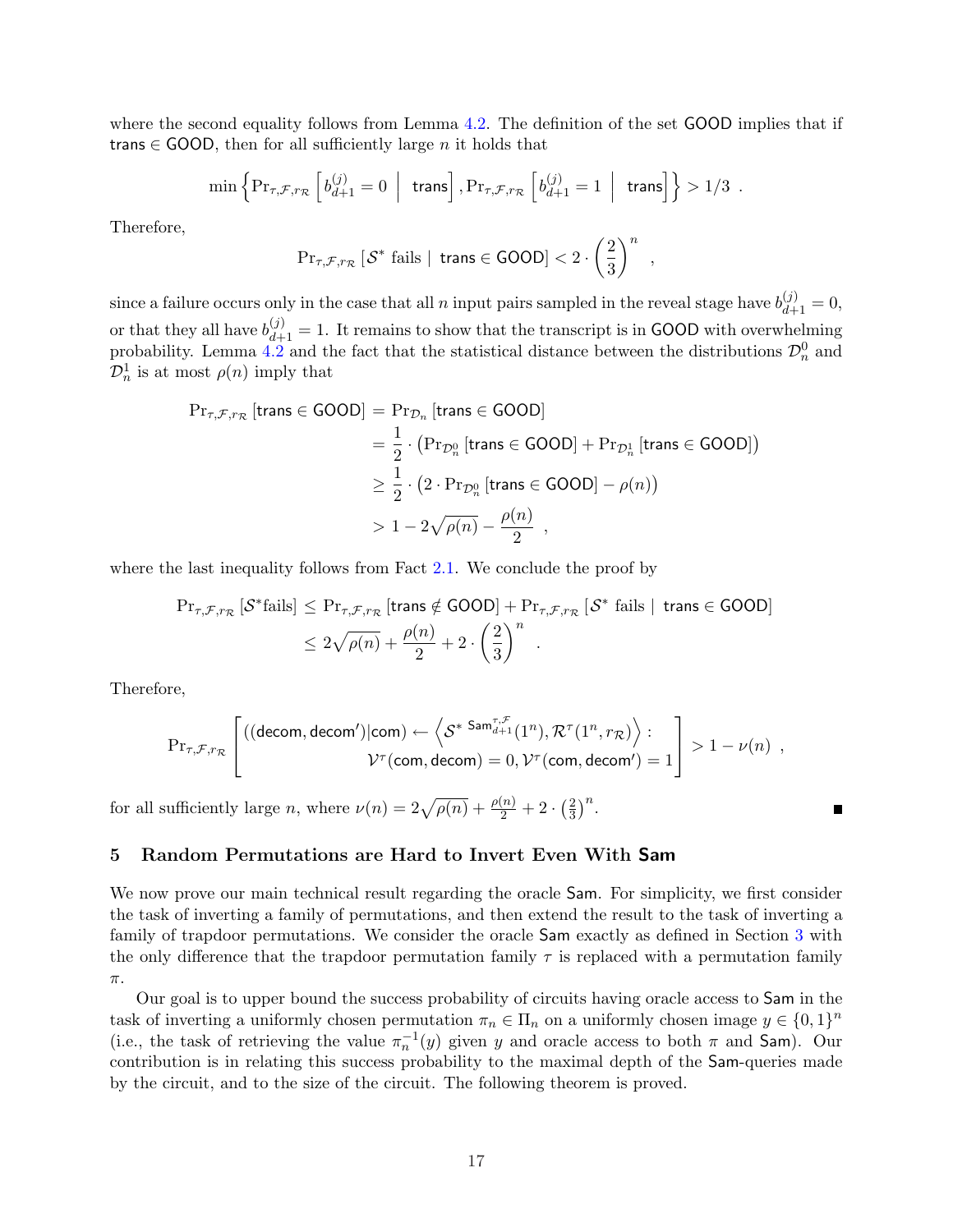where the second equality follows from Lemma 4.2. The definition of the set $\mathsf{GOOD}$ implies that if $\mathsf{trans} \in \mathsf{GOOD}$, then for all sufficiently large $n$ it holds that

$$\min\left\{\Pr_{\tau,\mathcal{F},r_\mathcal{R}}\left[b_{d+1}^{(j)} = 0 \;\middle|\; \mathsf{trans}\right], \Pr_{\tau,\mathcal{F},r_\mathcal{R}}\left[b_{d+1}^{(j)} = 1 \;\middle|\; \mathsf{trans}\right]\right\} > 1/3 \ .$$

Therefore,

$$\Pr_{\tau,\mathcal{F},r_\mathcal{R}}\left[\mathcal{S}^* \text{ fails} \mid \mathsf{trans} \in \mathsf{GOOD}\right] < 2 \cdot \left(\frac{2}{3}\right)^n \ ,$$

since a failure occurs only in the case that all $n$ input pairs sampled in the reveal stage have $b_{d+1}^{(j)} = 0$, or that they all have $b_{d+1}^{(j)} = 1$. It remains to show that the transcript is in $\mathsf{GOOD}$ with overwhelming probability. Lemma 4.2 and the fact that the statistical distance between the distributions $\mathcal{D}_n^0$ and $\mathcal{D}_n^1$ is at most $\rho(n)$ imply that

$$\begin{aligned}
\Pr_{\tau,\mathcal{F},r_\mathcal{R}}\left[\mathsf{trans} \in \mathsf{GOOD}\right] &= \Pr_{\mathcal{D}_n}\left[\mathsf{trans} \in \mathsf{GOOD}\right] \\
&= \frac{1}{2} \cdot \left(\Pr_{\mathcal{D}_n^0}\left[\mathsf{trans} \in \mathsf{GOOD}\right] + \Pr_{\mathcal{D}_n^1}\left[\mathsf{trans} \in \mathsf{GOOD}\right]\right) \\
&\geq \frac{1}{2} \cdot \left(2 \cdot \Pr_{\mathcal{D}_n^0}\left[\mathsf{trans} \in \mathsf{GOOD}\right] - \rho(n)\right) \\
&> 1 - 2\sqrt{\rho(n)} - \frac{\rho(n)}{2} \ ,
\end{aligned}$$

where the last inequality follows from Fact 2.1. We conclude the proof by

$$\begin{aligned}
\Pr_{\tau,\mathcal{F},r_\mathcal{R}}\left[\mathcal{S}^* \text{fails}\right] &\leq \Pr_{\tau,\mathcal{F},r_\mathcal{R}}\left[\mathsf{trans} \notin \mathsf{GOOD}\right] + \Pr_{\tau,\mathcal{F},r_\mathcal{R}}\left[\mathcal{S}^* \text{ fails} \mid \mathsf{trans} \in \mathsf{GOOD}\right] \\
&\leq 2\sqrt{\rho(n)} + \frac{\rho(n)}{2} + 2 \cdot \left(\frac{2}{3}\right)^n \ .
\end{aligned}$$

Therefore,

$$\Pr_{\tau,\mathcal{F},r_\mathcal{R}}\left[\begin{array}{c}((\mathsf{decom}, \mathsf{decom}')|\mathsf{com}) \leftarrow \left\langle \mathcal{S}^{*\ \mathsf{Sam}_{d+1}^{\tau,\mathcal{F}}}(1^n), \mathcal{R}^\tau(1^n, r_\mathcal{R})\right\rangle : \\ \mathcal{V}^\tau(\mathsf{com}, \mathsf{decom}) = 0, \mathcal{V}^\tau(\mathsf{com}, \mathsf{decom}') = 1\end{array}\right] > 1 - \nu(n) \ ,$$

for all sufficiently large $n$, where $\nu(n) = 2\sqrt{\rho(n)} + \frac{\rho(n)}{2} + 2 \cdot \left(\frac{2}{3}\right)^n$. ■

## 5 Random Permutations are Hard to Invert Even With Sam

We now prove our main technical result regarding the oracle $\mathsf{Sam}$. For simplicity, we first consider the task of inverting a family of permutations, and then extend the result to the task of inverting a family of trapdoor permutations. We consider the oracle $\mathsf{Sam}$ exactly as defined in Section 3 with the only difference that the trapdoor permutation family $\tau$ is replaced with a permutation family $\pi$.

Our goal is to upper bound the success probability of circuits having oracle access to $\mathsf{Sam}$ in the task of inverting a uniformly chosen permutation $\pi_n \in \Pi_n$ on a uniformly chosen image $y \in \{0,1\}^n$ (i.e., the task of retrieving the value $\pi_n^{-1}(y)$ given $y$ and oracle access to both $\pi$ and $\mathsf{Sam}$). Our contribution is in relating this success probability to the maximal depth of the $\mathsf{Sam}$-queries made by the circuit, and to the size of the circuit. The following theorem is proved.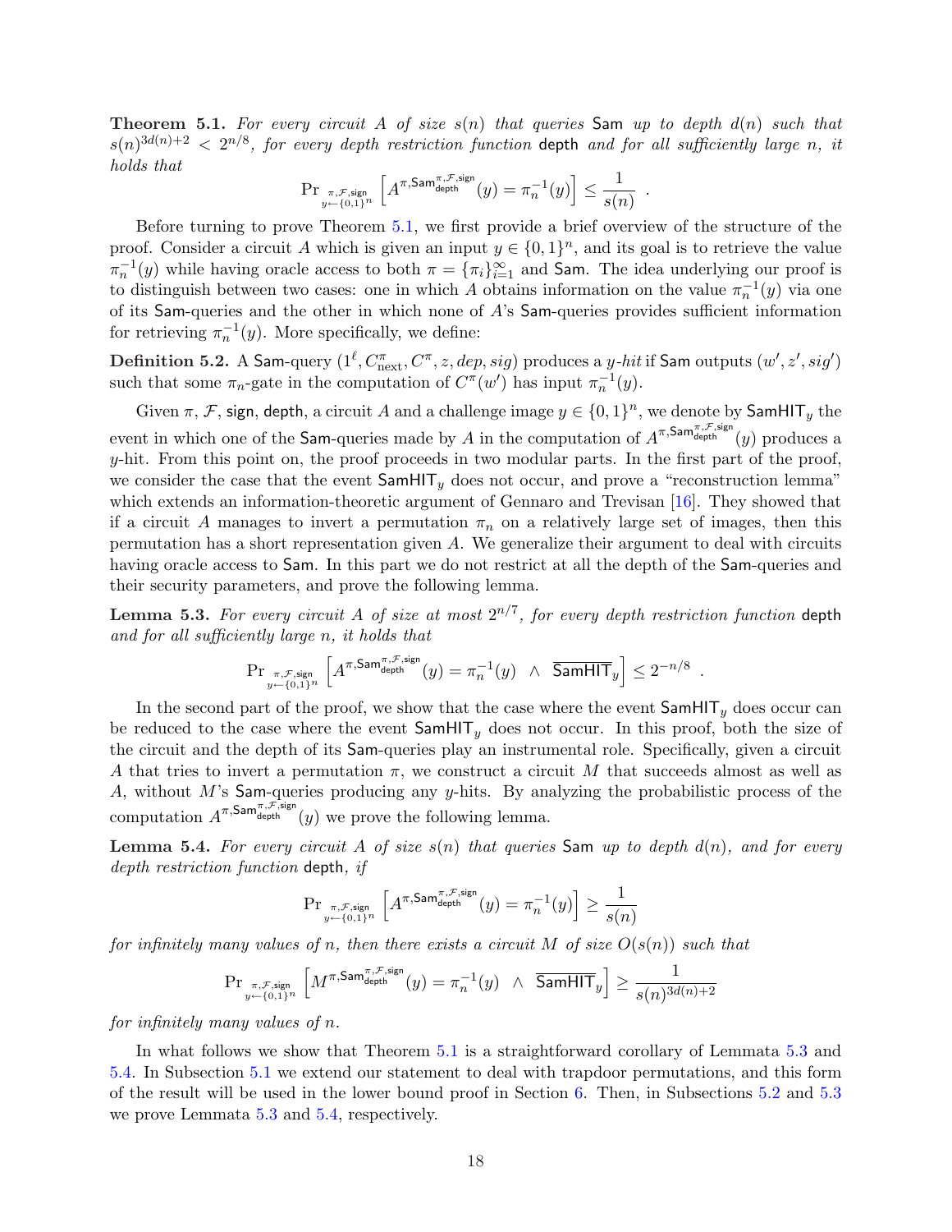**Theorem 5.1.** *For every circuit $A$ of size $s(n)$ that queries* Sam *up to depth $d(n)$ such that $s(n)^{3d(n)+2} < 2^{n/8}$, for every depth restriction function* depth *and for all sufficiently large $n$, it holds that*

$$\Pr_{\substack{\pi,\mathcal{F},\mathsf{sign} \\ y \leftarrow \{0,1\}^n}} \left[ A^{\pi,\mathsf{Sam}^{\pi,\mathcal{F},\mathsf{sign}}_{\mathsf{depth}}}(y) = \pi_n^{-1}(y) \right] \leq \frac{1}{s(n)} \enspace .$$

Before turning to prove Theorem 5.1, we first provide a brief overview of the structure of the proof. Consider a circuit $A$ which is given an input $y \in \{0,1\}^n$, and its goal is to retrieve the value $\pi_n^{-1}(y)$ while having oracle access to both $\pi = \{\pi_i\}_{i=1}^{\infty}$ and Sam. The idea underlying our proof is to distinguish between two cases: one in which $A$ obtains information on the value $\pi_n^{-1}(y)$ via one of its Sam-queries and the other in which none of $A$'s Sam-queries provides sufficient information for retrieving $\pi_n^{-1}(y)$. More specifically, we define:

**Definition 5.2.** A Sam-query $(1^\ell, C^\pi_{\text{next}}, C^\pi, z, dep, sig)$ produces a *$y$-hit* if Sam outputs $(w', z', sig')$ such that some $\pi_n$-gate in the computation of $C^\pi(w')$ has input $\pi_n^{-1}(y)$.

Given $\pi$, $\mathcal{F}$, sign, depth, a circuit $A$ and a challenge image $y \in \{0,1\}^n$, we denote by $\mathsf{SamHIT}_y$ the event in which one of the Sam-queries made by $A$ in the computation of $A^{\pi,\mathsf{Sam}^{\pi,\mathcal{F},\mathsf{sign}}_{\mathsf{depth}}}(y)$ produces a $y$-hit. From this point on, the proof proceeds in two modular parts. In the first part of the proof, we consider the case that the event $\mathsf{SamHIT}_y$ does not occur, and prove a "reconstruction lemma" which extends an information-theoretic argument of Gennaro and Trevisan [16]. They showed that if a circuit $A$ manages to invert a permutation $\pi_n$ on a relatively large set of images, then this permutation has a short representation given $A$. We generalize their argument to deal with circuits having oracle access to Sam. In this part we do not restrict at all the depth of the Sam-queries and their security parameters, and prove the following lemma.

**Lemma 5.3.** *For every circuit $A$ of size at most $2^{n/7}$, for every depth restriction function* depth *and for all sufficiently large $n$, it holds that*

$$\Pr_{\substack{\pi,\mathcal{F},\mathsf{sign} \\ y \leftarrow \{0,1\}^n}} \left[ A^{\pi,\mathsf{Sam}^{\pi,\mathcal{F},\mathsf{sign}}_{\mathsf{depth}}}(y) = \pi_n^{-1}(y) \;\wedge\; \overline{\mathsf{SamHIT}_y} \right] \leq 2^{-n/8} \enspace .$$

In the second part of the proof, we show that the case where the event $\mathsf{SamHIT}_y$ does occur can be reduced to the case where the event $\mathsf{SamHIT}_y$ does not occur. In this proof, both the size of the circuit and the depth of its Sam-queries play an instrumental role. Specifically, given a circuit $A$ that tries to invert a permutation $\pi$, we construct a circuit $M$ that succeeds almost as well as $A$, without $M$'s Sam-queries producing any $y$-hits. By analyzing the probabilistic process of the computation $A^{\pi,\mathsf{Sam}^{\pi,\mathcal{F},\mathsf{sign}}_{\mathsf{depth}}}(y)$ we prove the following lemma.

**Lemma 5.4.** *For every circuit $A$ of size $s(n)$ that queries* Sam *up to depth $d(n)$, and for every depth restriction function* depth*, if*

$$\Pr_{\substack{\pi,\mathcal{F},\mathsf{sign} \\ y \leftarrow \{0,1\}^n}} \left[ A^{\pi,\mathsf{Sam}^{\pi,\mathcal{F},\mathsf{sign}}_{\mathsf{depth}}}(y) = \pi_n^{-1}(y) \right] \geq \frac{1}{s(n)}$$

*for infinitely many values of $n$, then there exists a circuit $M$ of size $O(s(n))$ such that*

$$\Pr_{\substack{\pi,\mathcal{F},\mathsf{sign} \\ y \leftarrow \{0,1\}^n}} \left[ M^{\pi,\mathsf{Sam}^{\pi,\mathcal{F},\mathsf{sign}}_{\mathsf{depth}}}(y) = \pi_n^{-1}(y) \;\wedge\; \overline{\mathsf{SamHIT}_y} \right] \geq \frac{1}{s(n)^{3d(n)+2}}$$

*for infinitely many values of $n$.*

In what follows we show that Theorem 5.1 is a straightforward corollary of Lemmata 5.3 and 5.4. In Subsection 5.1 we extend our statement to deal with trapdoor permutations, and this form of the result will be used in the lower bound proof in Section 6. Then, in Subsections 5.2 and 5.3 we prove Lemmata 5.3 and 5.4, respectively.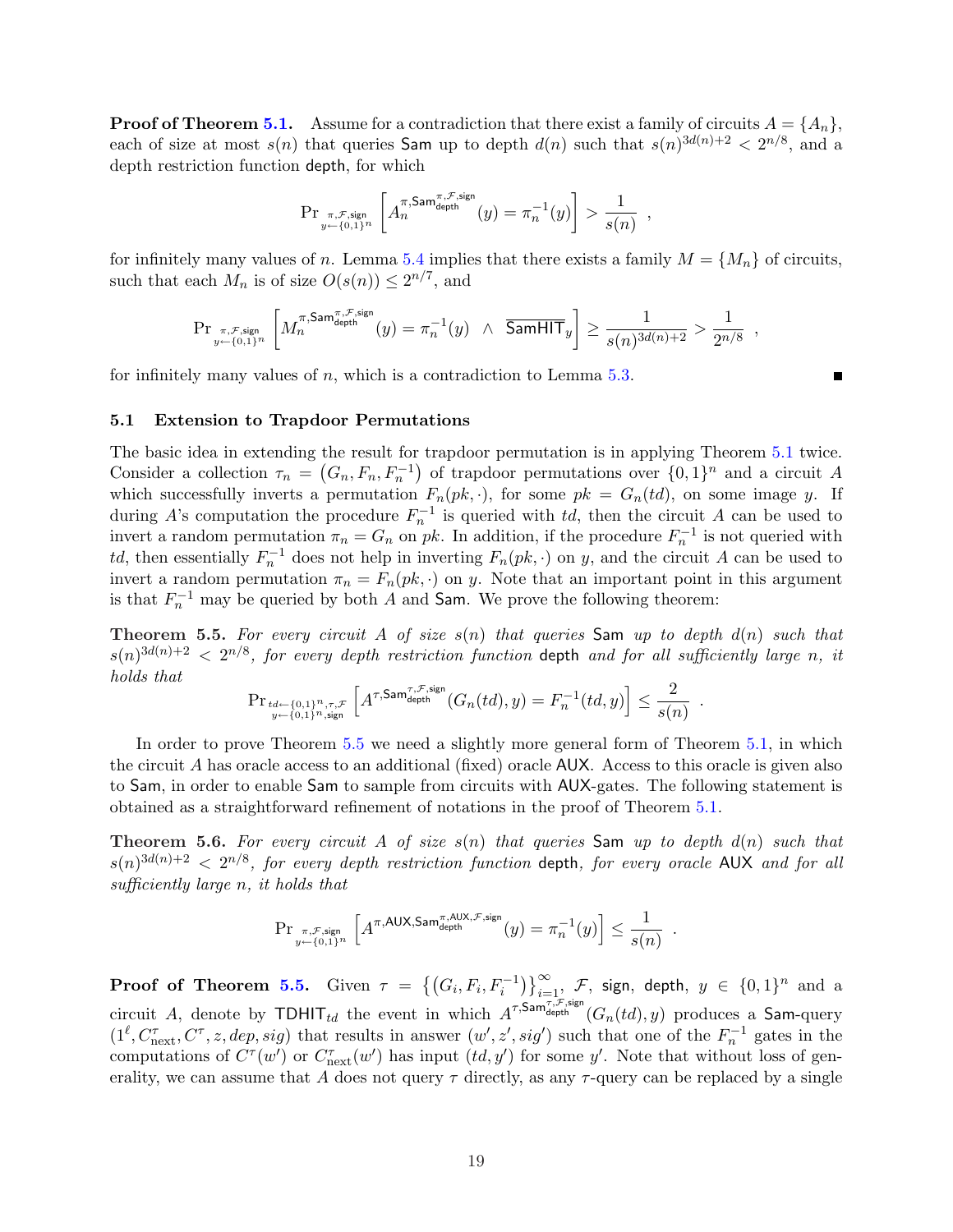**Proof of Theorem 5.1.** Assume for a contradiction that there exist a family of circuits $A = \{A_n\}$, each of size at most $s(n)$ that queries $\mathsf{Sam}$ up to depth $d(n)$ such that $s(n)^{3d(n)+2} < 2^{n/8}$, and a depth restriction function $\mathsf{depth}$, for which

$$\Pr_{\substack{\pi,\mathcal{F},\mathsf{sign} \\ y \leftarrow \{0,1\}^n}}\left[A_n^{\pi,\mathsf{Sam}_{\mathsf{depth}}^{\pi,\mathcal{F},\mathsf{sign}}}(y) = \pi_n^{-1}(y)\right] > \frac{1}{s(n)} \ ,$$

for infinitely many values of $n$. Lemma 5.4 implies that there exists a family $M = \{M_n\}$ of circuits, such that each $M_n$ is of size $O(s(n)) \leq 2^{n/7}$, and

$$\Pr_{\substack{\pi,\mathcal{F},\mathsf{sign} \\ y \leftarrow \{0,1\}^n}}\left[M_n^{\pi,\mathsf{Sam}_{\mathsf{depth}}^{\pi,\mathcal{F},\mathsf{sign}}}(y) = \pi_n^{-1}(y) \ \wedge \ \overline{\mathsf{SamHIT}}_y\right] \geq \frac{1}{s(n)^{3d(n)+2}} > \frac{1}{2^{n/8}} \ ,$$

for infinitely many values of $n$, which is a contradiction to Lemma 5.3. ∎

### 5.1 Extension to Trapdoor Permutations

The basic idea in extending the result for trapdoor permutation is in applying Theorem 5.1 twice. Consider a collection $\tau_n = \left(G_n, F_n, F_n^{-1}\right)$ of trapdoor permutations over $\{0,1\}^n$ and a circuit $A$ which successfully inverts a permutation $F_n(pk, \cdot)$, for some $pk = G_n(td)$, on some image $y$. If during $A$'s computation the procedure $F_n^{-1}$ is queried with $td$, then the circuit $A$ can be used to invert a random permutation $\pi_n = G_n$ on $pk$. In addition, if the procedure $F_n^{-1}$ is not queried with $td$, then essentially $F_n^{-1}$ does not help in inverting $F_n(pk, \cdot)$ on $y$, and the circuit $A$ can be used to invert a random permutation $\pi_n = F_n(pk, \cdot)$ on $y$. Note that an important point in this argument is that $F_n^{-1}$ may be queried by both $A$ and $\mathsf{Sam}$. We prove the following theorem:

**Theorem 5.5.** *For every circuit $A$ of size $s(n)$ that queries $\mathsf{Sam}$ up to depth $d(n)$ such that $s(n)^{3d(n)+2} < 2^{n/8}$, for every depth restriction function $\mathsf{depth}$ and for all sufficiently large $n$, it holds that*

$$\Pr_{\substack{td \leftarrow \{0,1\}^n, \tau, \mathcal{F} \\ y \leftarrow \{0,1\}^n, \mathsf{sign}}}\left[A^{\tau,\mathsf{Sam}_{\mathsf{depth}}^{\tau,\mathcal{F},\mathsf{sign}}}(G_n(td), y) = F_n^{-1}(td, y)\right] \leq \frac{2}{s(n)} \ .$$

In order to prove Theorem 5.5 we need a slightly more general form of Theorem 5.1, in which the circuit $A$ has oracle access to an additional (fixed) oracle $\mathsf{AUX}$. Access to this oracle is given also to $\mathsf{Sam}$, in order to enable $\mathsf{Sam}$ to sample from circuits with $\mathsf{AUX}$-gates. The following statement is obtained as a straightforward refinement of notations in the proof of Theorem 5.1.

**Theorem 5.6.** *For every circuit $A$ of size $s(n)$ that queries $\mathsf{Sam}$ up to depth $d(n)$ such that $s(n)^{3d(n)+2} < 2^{n/8}$, for every depth restriction function $\mathsf{depth}$, for every oracle $\mathsf{AUX}$ and for all sufficiently large $n$, it holds that*

$$\Pr_{\substack{\pi,\mathcal{F},\mathsf{sign} \\ y \leftarrow \{0,1\}^n}}\left[A^{\pi,\mathsf{AUX},\mathsf{Sam}_{\mathsf{depth}}^{\pi,\mathsf{AUX},\mathcal{F},\mathsf{sign}}}(y) = \pi_n^{-1}(y)\right] \leq \frac{1}{s(n)} \ .$$

**Proof of Theorem 5.5.** Given $\tau = \left\{\left(G_i, F_i, F_i^{-1}\right)\right\}_{i=1}^{\infty}$, $\mathcal{F}$, $\mathsf{sign}$, $\mathsf{depth}$, $y \in \{0,1\}^n$ and a circuit $A$, denote by $\mathsf{TDHIT}_{td}$ the event in which $A^{\tau,\mathsf{Sam}_{\mathsf{depth}}^{\tau,\mathcal{F},\mathsf{sign}}}(G_n(td), y)$ produces a $\mathsf{Sam}$-query $(1^\ell, C_{\text{next}}^\tau, C^\tau, z, dep, sig)$ that results in answer $(w', z', sig')$ such that one of the $F_n^{-1}$ gates in the computations of $C^\tau(w')$ or $C_{\text{next}}^\tau(w')$ has input $(td, y')$ for some $y'$. Note that without loss of generality, we can assume that $A$ does not query $\tau$ directly, as any $\tau$-query can be replaced by a single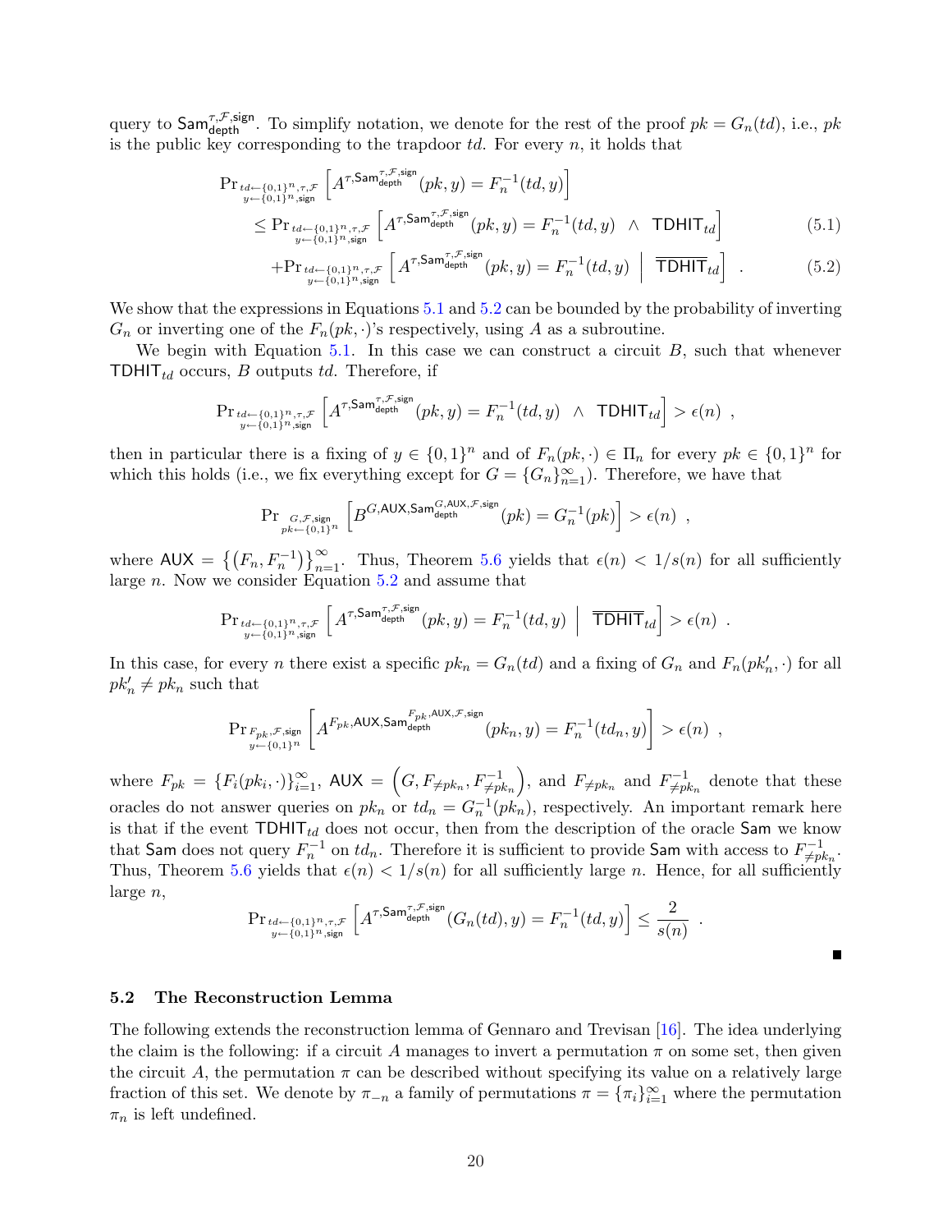query to $\mathsf{Sam}^{\tau,\mathcal{F},\mathsf{sign}}_{\mathsf{depth}}$. To simplify notation, we denote for the rest of the proof $pk = G_n(td)$, i.e., $pk$ is the public key corresponding to the trapdoor $td$. For every $n$, it holds that

$$
\begin{aligned}
&\Pr_{\substack{td\leftarrow\{0,1\}^n,\tau,\mathcal{F}\\ y\leftarrow\{0,1\}^n,\mathsf{sign}}}\left[A^{\tau,\mathsf{Sam}^{\tau,\mathcal{F},\mathsf{sign}}_{\mathsf{depth}}}(pk,y)=F_n^{-1}(td,y)\right]\\
&\quad\le \Pr_{\substack{td\leftarrow\{0,1\}^n,\tau,\mathcal{F}\\ y\leftarrow\{0,1\}^n,\mathsf{sign}}}\left[A^{\tau,\mathsf{Sam}^{\tau,\mathcal{F},\mathsf{sign}}_{\mathsf{depth}}}(pk,y)=F_n^{-1}(td,y)\ \wedge\ \mathsf{TDHIT}_{td}\right] && (5.1)\\
&\quad\ +\Pr_{\substack{td\leftarrow\{0,1\}^n,\tau,\mathcal{F}\\ y\leftarrow\{0,1\}^n,\mathsf{sign}}}\left[A^{\tau,\mathsf{Sam}^{\tau,\mathcal{F},\mathsf{sign}}_{\mathsf{depth}}}(pk,y)=F_n^{-1}(td,y)\ \middle|\ \overline{\mathsf{TDHIT}}_{td}\right]\ . && (5.2)
\end{aligned}
$$

We show that the expressions in Equations 5.1 and 5.2 can be bounded by the probability of inverting $G_n$ or inverting one of the $F_n(pk,\cdot)$'s respectively, using $A$ as a subroutine.

We begin with Equation 5.1. In this case we can construct a circuit $B$, such that whenever $\mathsf{TDHIT}_{td}$ occurs, $B$ outputs $td$. Therefore, if

$$
\Pr_{\substack{td\leftarrow\{0,1\}^n,\tau,\mathcal{F}\\ y\leftarrow\{0,1\}^n,\mathsf{sign}}}\left[A^{\tau,\mathsf{Sam}^{\tau,\mathcal{F},\mathsf{sign}}_{\mathsf{depth}}}(pk,y)=F_n^{-1}(td,y)\ \wedge\ \mathsf{TDHIT}_{td}\right]>\epsilon(n)\ ,
$$

then in particular there is a fixing of $y \in \{0,1\}^n$ and of $F_n(pk,\cdot) \in \Pi_n$ for every $pk \in \{0,1\}^n$ for which this holds (i.e., we fix everything except for $G = \{G_n\}_{n=1}^{\infty}$). Therefore, we have that

$$
\Pr_{\substack{G,\mathcal{F},\mathsf{sign}\\ pk\leftarrow\{0,1\}^n}}\left[B^{G,\mathsf{AUX},\mathsf{Sam}^{G,\mathsf{AUX},\mathcal{F},\mathsf{sign}}_{\mathsf{depth}}}(pk)=G_n^{-1}(pk)\right]>\epsilon(n)\ ,
$$

where $\mathsf{AUX} = \left\{\left(F_n, F_n^{-1}\right)\right\}_{n=1}^{\infty}$. Thus, Theorem 5.6 yields that $\epsilon(n) < 1/s(n)$ for all sufficiently large $n$. Now we consider Equation 5.2 and assume that

$$
\Pr_{\substack{td\leftarrow\{0,1\}^n,\tau,\mathcal{F}\\ y\leftarrow\{0,1\}^n,\mathsf{sign}}}\left[A^{\tau,\mathsf{Sam}^{\tau,\mathcal{F},\mathsf{sign}}_{\mathsf{depth}}}(pk,y)=F_n^{-1}(td,y)\ \middle|\ \overline{\mathsf{TDHIT}}_{td}\right]>\epsilon(n)\ .
$$

In this case, for every $n$ there exist a specific $pk_n = G_n(td)$ and a fixing of $G_n$ and $F_n(pk'_n,\cdot)$ for all $pk'_n \neq pk_n$ such that

$$
\Pr_{\substack{F_{pk},\mathcal{F},\mathsf{sign}\\ y\leftarrow\{0,1\}^n}}\left[A^{F_{pk},\mathsf{AUX},\mathsf{Sam}^{F_{pk},\mathsf{AUX},\mathcal{F},\mathsf{sign}}_{\mathsf{depth}}}(pk_n,y)=F_n^{-1}(td_n,y)\right]>\epsilon(n)\ ,
$$

where $F_{pk} = \{F_i(pk_i,\cdot)\}_{i=1}^{\infty}$, $\mathsf{AUX} = \left(G, F_{\neq pk_n}, F^{-1}_{\neq pk_n}\right)$, and $F_{\neq pk_n}$ and $F^{-1}_{\neq pk_n}$ denote that these oracles do not answer queries on $pk_n$ or $td_n = G_n^{-1}(pk_n)$, respectively. An important remark here is that if the event $\mathsf{TDHIT}_{td}$ does not occur, then from the description of the oracle $\mathsf{Sam}$ we know that $\mathsf{Sam}$ does not query $F_n^{-1}$ on $td_n$. Therefore it is sufficient to provide $\mathsf{Sam}$ with access to $F^{-1}_{\neq pk_n}$. Thus, Theorem 5.6 yields that $\epsilon(n) < 1/s(n)$ for all sufficiently large $n$. Hence, for all sufficiently large $n$,

$$
\Pr_{\substack{td\leftarrow\{0,1\}^n,\tau,\mathcal{F}\\ y\leftarrow\{0,1\}^n,\mathsf{sign}}}\left[A^{\tau,\mathsf{Sam}^{\tau,\mathcal{F},\mathsf{sign}}_{\mathsf{depth}}}(G_n(td),y)=F_n^{-1}(td,y)\right]\le\frac{2}{s(n)}\ .
$$

■

## 5.2 The Reconstruction Lemma

The following extends the reconstruction lemma of Gennaro and Trevisan [16]. The idea underlying the claim is the following: if a circuit $A$ manages to invert a permutation $\pi$ on some set, then given the circuit $A$, the permutation $\pi$ can be described without specifying its value on a relatively large fraction of this set. We denote by $\pi_{-n}$ a family of permutations $\pi = \{\pi_i\}_{i=1}^{\infty}$ where the permutation $\pi_n$ is left undefined.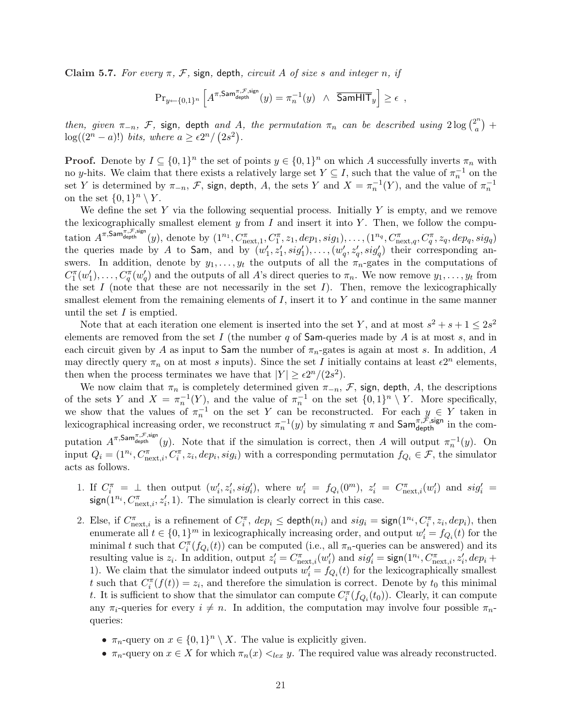**Claim 5.7.** *For every $\pi$, $\mathcal{F}$, $\mathsf{sign}$, $\mathsf{depth}$, circuit $A$ of size $s$ and integer $n$, if*

$$\Pr_{y \leftarrow \{0,1\}^n}\left[A^{\pi,\mathsf{Sam}^{\pi,\mathcal{F},\mathsf{sign}}_{\mathsf{depth}}}(y) = \pi_n^{-1}(y) \;\wedge\; \overline{\mathsf{SamHIT}}_y\right] \geq \epsilon \enspace,$$

*then, given $\pi_{-n}$, $\mathcal{F}$, $\mathsf{sign}$, $\mathsf{depth}$ and $A$, the permutation $\pi_n$ can be described using $2\log\binom{2^n}{a} + \log((2^n - a)!)$ bits, where $a \geq \epsilon 2^n / (2s^2)$.*

**Proof.** Denote by $I \subseteq \{0,1\}^n$ the set of points $y \in \{0,1\}^n$ on which $A$ successfully inverts $\pi_n$ with no $y$-hits. We claim that there exists a relatively large set $Y \subseteq I$, such that the value of $\pi_n^{-1}$ on the set $Y$ is determined by $\pi_{-n}$, $\mathcal{F}$, $\mathsf{sign}$, $\mathsf{depth}$, $A$, the sets $Y$ and $X = \pi_n^{-1}(Y)$, and the value of $\pi_n^{-1}$ on the set $\{0,1\}^n \setminus Y$.

We define the set $Y$ via the following sequential process. Initially $Y$ is empty, and we remove the lexicographically smallest element $y$ from $I$ and insert it into $Y$. Then, we follow the computation $A^{\pi,\mathsf{Sam}^{\pi,\mathcal{F},\mathsf{sign}}_{\mathsf{depth}}}(y)$, denote by $(1^{n_1}, C^\pi_{\text{next},1}, C^\pi_1, z_1, dep_1, sig_1), \ldots, (1^{n_q}, C^\pi_{\text{next},q}, C^\pi_q, z_q, dep_q, sig_q)$ the queries made by $A$ to $\mathsf{Sam}$, and by $(w'_1, z'_1, sig'_1), \ldots, (w'_q, z'_q, sig'_q)$ their corresponding answers. In addition, denote by $y_1, \ldots, y_t$ the outputs of all the $\pi_n$-gates in the computations of $C^\pi_1(w'_1), \ldots, C^\pi_q(w'_q)$ and the outputs of all $A$'s direct queries to $\pi_n$. We now remove $y_1, \ldots, y_t$ from the set $I$ (note that these are not necessarily in the set $I$). Then, remove the lexicographically smallest element from the remaining elements of $I$, insert it to $Y$ and continue in the same manner until the set $I$ is emptied.

Note that at each iteration one element is inserted into the set $Y$, and at most $s^2 + s + 1 \leq 2s^2$ elements are removed from the set $I$ (the number $q$ of $\mathsf{Sam}$-queries made by $A$ is at most $s$, and in each circuit given by $A$ as input to $\mathsf{Sam}$ the number of $\pi_n$-gates is again at most $s$. In addition, $A$ may directly query $\pi_n$ on at most $s$ inputs). Since the set $I$ initially contains at least $\epsilon 2^n$ elements, then when the process terminates we have that $|Y| \geq \epsilon 2^n/(2s^2)$.

We now claim that $\pi_n$ is completely determined given $\pi_{-n}$, $\mathcal{F}$, $\mathsf{sign}$, $\mathsf{depth}$, $A$, the descriptions of the sets $Y$ and $X = \pi_n^{-1}(Y)$, and the value of $\pi_n^{-1}$ on the set $\{0,1\}^n \setminus Y$. More specifically, we show that the values of $\pi_n^{-1}$ on the set $Y$ can be reconstructed. For each $y \in Y$ taken in lexicographical increasing order, we reconstruct $\pi_n^{-1}(y)$ by simulating $\pi$ and $\mathsf{Sam}^{\pi,\mathcal{F},\mathsf{sign}}_{\mathsf{depth}}$ in the computation $A^{\pi,\mathsf{Sam}^{\pi,\mathcal{F},\mathsf{sign}}_{\mathsf{depth}}}(y)$. Note that if the simulation is correct, then $A$ will output $\pi_n^{-1}(y)$. On input $Q_i = (1^{n_i}, C^\pi_{\text{next},i}, C^\pi_i, z_i, dep_i, sig_i)$ with a corresponding permutation $f_{Q_i} \in \mathcal{F}$, the simulator acts as follows.

1. If $C^\pi_i = \perp$ then output $(w'_i, z'_i, sig'_i)$, where $w'_i = f_{Q_i}(0^m)$, $z'_i = C^\pi_{\text{next},i}(w'_i)$ and $sig'_i = \mathsf{sign}(1^{n_i}, C^\pi_{\text{next},i}, z'_i, 1)$. The simulation is clearly correct in this case.

2. Else, if $C^\pi_{\text{next},i}$ is a refinement of $C^\pi_i$, $dep_i \leq \mathsf{depth}(n_i)$ and $sig_i = \mathsf{sign}(1^{n_i}, C^\pi_i, z_i, dep_i)$, then enumerate all $t \in \{0,1\}^m$ in lexicographically increasing order, and output $w'_i = f_{Q_i}(t)$ for the minimal $t$ such that $C^\pi_i(f_{Q_i}(t))$ can be computed (i.e., all $\pi_n$-queries can be answered) and its resulting value is $z_i$. In addition, output $z'_i = C^\pi_{\text{next},i}(w'_i)$ and $sig'_i = \mathsf{sign}(1^{n_i}, C^\pi_{\text{next},i}, z'_i, dep_i + 1)$. We claim that the simulator indeed outputs $w'_i = f_{Q_i}(t)$ for the lexicographically smallest $t$ such that $C^\pi_i(f(t)) = z_i$, and therefore the simulation is correct. Denote by $t_0$ this minimal $t$. It is sufficient to show that the simulator can compute $C^\pi_i(f_{Q_i}(t_0))$. Clearly, it can compute any $\pi_i$-queries for every $i \neq n$. In addition, the computation may involve four possible $\pi_n$-queries:

   - $\pi_n$-query on $x \in \{0,1\}^n \setminus X$. The value is explicitly given.
   - $\pi_n$-query on $x \in X$ for which $\pi_n(x) <_{lex} y$. The required value was already reconstructed.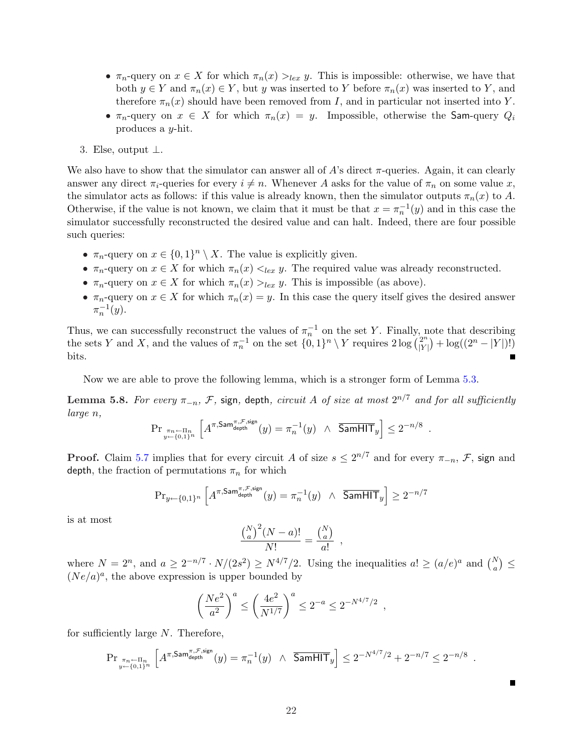- $\pi_n$-query on $x \in X$ for which $\pi_n(x) >_{lex} y$. This is impossible: otherwise, we have that both $y \in Y$ and $\pi_n(x) \in Y$, but $y$ was inserted to $Y$ before $\pi_n(x)$ was inserted to $Y$, and therefore $\pi_n(x)$ should have been removed from $I$, and in particular not inserted into $Y$.
- $\pi_n$-query on $x \in X$ for which $\pi_n(x) = y$. Impossible, otherwise the $\mathsf{Sam}$-query $Q_i$ produces a $y$-hit.

3. Else, output $\perp$.

We also have to show that the simulator can answer all of $A$'s direct $\pi$-queries. Again, it can clearly answer any direct $\pi_i$-queries for every $i \neq n$. Whenever $A$ asks for the value of $\pi_n$ on some value $x$, the simulator acts as follows: if this value is already known, then the simulator outputs $\pi_n(x)$ to $A$. Otherwise, if the value is not known, we claim that it must be that $x = \pi_n^{-1}(y)$ and in this case the simulator successfully reconstructed the desired value and can halt. Indeed, there are four possible such queries:

- $\pi_n$-query on $x \in \{0,1\}^n \setminus X$. The value is explicitly given.
- $\pi_n$-query on $x \in X$ for which $\pi_n(x) <_{lex} y$. The required value was already reconstructed.
- $\pi_n$-query on $x \in X$ for which $\pi_n(x) >_{lex} y$. This is impossible (as above).
- $\pi_n$-query on $x \in X$ for which $\pi_n(x) = y$. In this case the query itself gives the desired answer $\pi_n^{-1}(y)$.

Thus, we can successfully reconstruct the values of $\pi_n^{-1}$ on the set $Y$. Finally, note that describing the sets $Y$ and $X$, and the values of $\pi_n^{-1}$ on the set $\{0,1\}^n \setminus Y$ requires $2\log\binom{2^n}{|Y|} + \log((2^n - |Y|)!)$ bits. ■

Now we are able to prove the following lemma, which is a stronger form of Lemma 5.3.

**Lemma 5.8.** *For every $\pi_{-n}$, $\mathcal{F}$, $\mathsf{sign}$, $\mathsf{depth}$, circuit $A$ of size at most $2^{n/7}$ and for all sufficiently large $n$,*

$$\Pr_{\substack{\pi_n \leftarrow \Pi_n \\ y \leftarrow \{0,1\}^n}} \left[ A^{\pi, \mathsf{Sam}_{\mathsf{depth}}^{\pi,\mathcal{F},\mathsf{sign}}}(y) = \pi_n^{-1}(y) \ \wedge \ \overline{\mathsf{SamHIT}_y} \right] \leq 2^{-n/8} \ .$$

**Proof.** Claim 5.7 implies that for every circuit $A$ of size $s \leq 2^{n/7}$ and for every $\pi_{-n}$, $\mathcal{F}$, $\mathsf{sign}$ and $\mathsf{depth}$, the fraction of permutations $\pi_n$ for which

$$\Pr_{y \leftarrow \{0,1\}^n} \left[ A^{\pi, \mathsf{Sam}_{\mathsf{depth}}^{\pi,\mathcal{F},\mathsf{sign}}}(y) = \pi_n^{-1}(y) \ \wedge \ \overline{\mathsf{SamHIT}_y} \right] \geq 2^{-n/7}$$

is at most

$$\frac{\binom{N}{a}^2 (N-a)!}{N!} = \frac{\binom{N}{a}}{a!} \ ,$$

where $N = 2^n$, and $a \geq 2^{-n/7} \cdot N/(2s^2) \geq N^{4/7}/2$. Using the inequalities $a! \geq (a/e)^a$ and $\binom{N}{a} \leq (Ne/a)^a$, the above expression is upper bounded by

$$\left(\frac{Ne^2}{a^2}\right)^a \leq \left(\frac{4e^2}{N^{1/7}}\right)^a \leq 2^{-a} \leq 2^{-N^{4/7}/2} \ ,$$

for sufficiently large $N$. Therefore,

$$\Pr_{\substack{\pi_n \leftarrow \Pi_n \\ y \leftarrow \{0,1\}^n}} \left[ A^{\pi, \mathsf{Sam}_{\mathsf{depth}}^{\pi,\mathcal{F},\mathsf{sign}}}(y) = \pi_n^{-1}(y) \ \wedge \ \overline{\mathsf{SamHIT}_y} \right] \leq 2^{-N^{4/7}/2} + 2^{-n/7} \leq 2^{-n/8} \ .$$

■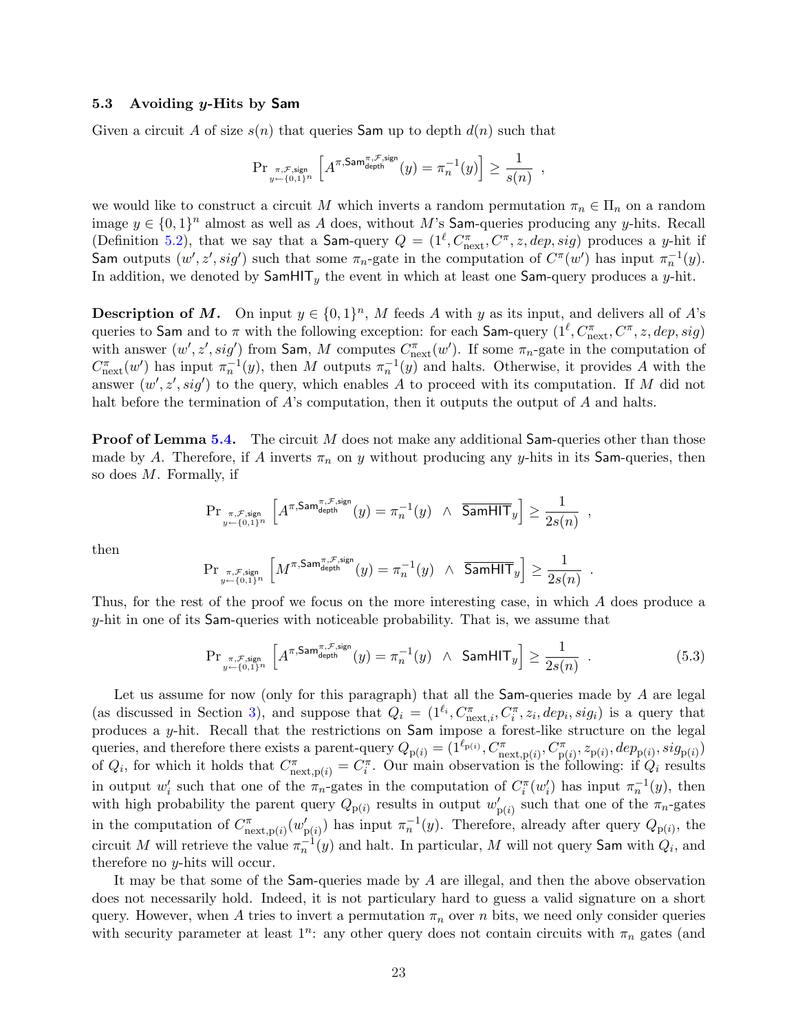### 5.3 Avoiding $y$-Hits by $\mathsf{Sam}$

Given a circuit $A$ of size $s(n)$ that queries $\mathsf{Sam}$ up to depth $d(n)$ such that

$$\Pr_{\substack{\pi,\mathcal{F},\mathsf{sign} \\ y \leftarrow \{0,1\}^n}} \left[ A^{\pi, \mathsf{Sam}_{\mathsf{depth}}^{\pi,\mathcal{F},\mathsf{sign}}}(y) = \pi_n^{-1}(y) \right] \geq \frac{1}{s(n)} \enspace ,$$

we would like to construct a circuit $M$ which inverts a random permutation $\pi_n \in \Pi_n$ on a random image $y \in \{0,1\}^n$ almost as well as $A$ does, without $M$'s $\mathsf{Sam}$-queries producing any $y$-hits. Recall (Definition 5.2), that we say that a $\mathsf{Sam}$-query $Q = (1^\ell, C_{\mathrm{next}}^\pi, C^\pi, z, dep, sig)$ produces a $y$-hit if $\mathsf{Sam}$ outputs $(w', z', sig')$ such that some $\pi_n$-gate in the computation of $C^\pi(w')$ has input $\pi_n^{-1}(y)$. In addition, we denoted by $\mathsf{SamHIT}_y$ the event in which at least one $\mathsf{Sam}$-query produces a $y$-hit.

**Description of $M$.** On input $y \in \{0,1\}^n$, $M$ feeds $A$ with $y$ as its input, and delivers all of $A$'s queries to $\mathsf{Sam}$ and to $\pi$ with the following exception: for each $\mathsf{Sam}$-query $(1^\ell, C_{\mathrm{next}}^\pi, C^\pi, z, dep, sig)$ with answer $(w', z', sig')$ from $\mathsf{Sam}$, $M$ computes $C_{\mathrm{next}}^\pi(w')$. If some $\pi_n$-gate in the computation of $C_{\mathrm{next}}^\pi(w')$ has input $\pi_n^{-1}(y)$, then $M$ outputs $\pi_n^{-1}(y)$ and halts. Otherwise, it provides $A$ with the answer $(w', z', sig')$ to the query, which enables $A$ to proceed with its computation. If $M$ did not halt before the termination of $A$'s computation, then it outputs the output of $A$ and halts.

**Proof of Lemma 5.4.** The circuit $M$ does not make any additional $\mathsf{Sam}$-queries other than those made by $A$. Therefore, if $A$ inverts $\pi_n$ on $y$ without producing any $y$-hits in its $\mathsf{Sam}$-queries, then so does $M$. Formally, if

$$\Pr_{\substack{\pi,\mathcal{F},\mathsf{sign} \\ y \leftarrow \{0,1\}^n}} \left[ A^{\pi, \mathsf{Sam}_{\mathsf{depth}}^{\pi,\mathcal{F},\mathsf{sign}}}(y) = \pi_n^{-1}(y) \ \wedge \ \overline{\mathsf{SamHIT}}_y \right] \geq \frac{1}{2s(n)} \enspace ,$$

then

$$\Pr_{\substack{\pi,\mathcal{F},\mathsf{sign} \\ y \leftarrow \{0,1\}^n}} \left[ M^{\pi, \mathsf{Sam}_{\mathsf{depth}}^{\pi,\mathcal{F},\mathsf{sign}}}(y) = \pi_n^{-1}(y) \ \wedge \ \overline{\mathsf{SamHIT}}_y \right] \geq \frac{1}{2s(n)} \enspace .$$

Thus, for the rest of the proof we focus on the more interesting case, in which $A$ does produce a $y$-hit in one of its $\mathsf{Sam}$-queries with noticeable probability. That is, we assume that

$$\Pr_{\substack{\pi,\mathcal{F},\mathsf{sign} \\ y \leftarrow \{0,1\}^n}} \left[ A^{\pi, \mathsf{Sam}_{\mathsf{depth}}^{\pi,\mathcal{F},\mathsf{sign}}}(y) = \pi_n^{-1}(y) \ \wedge \ \mathsf{SamHIT}_y \right] \geq \frac{1}{2s(n)} \enspace . \tag{5.3}$$

Let us assume for now (only for this paragraph) that all the $\mathsf{Sam}$-queries made by $A$ are legal (as discussed in Section 3), and suppose that $Q_i = (1^{\ell_i}, C_{\mathrm{next},i}^\pi, C_i^\pi, z_i, dep_i, sig_i)$ is a query that produces a $y$-hit. Recall that the restrictions on $\mathsf{Sam}$ impose a forest-like structure on the legal queries, and therefore there exists a parent-query $Q_{\mathrm{p}(i)} = (1^{\ell_{\mathrm{p}(i)}}, C_{\mathrm{next},\mathrm{p}(i)}^\pi, C_{\mathrm{p}(i)}^\pi, z_{\mathrm{p}(i)}, dep_{\mathrm{p}(i)}, sig_{\mathrm{p}(i)})$ of $Q_i$, for which it holds that $C_{\mathrm{next},\mathrm{p}(i)}^\pi = C_i^\pi$. Our main observation is the following: if $Q_i$ results in output $w_i'$ such that one of the $\pi_n$-gates in the computation of $C_i^\pi(w_i')$ has input $\pi_n^{-1}(y)$, then with high probability the parent query $Q_{\mathrm{p}(i)}$ results in output $w_{\mathrm{p}(i)}'$ such that one of the $\pi_n$-gates in the computation of $C_{\mathrm{next},\mathrm{p}(i)}^\pi(w_{\mathrm{p}(i)}')$ has input $\pi_n^{-1}(y)$. Therefore, already after query $Q_{\mathrm{p}(i)}$, the circuit $M$ will retrieve the value $\pi_n^{-1}(y)$ and halt. In particular, $M$ will not query $\mathsf{Sam}$ with $Q_i$, and therefore no $y$-hits will occur.

It may be that some of the $\mathsf{Sam}$-queries made by $A$ are illegal, and then the above observation does not necessarily hold. Indeed, it is not particulary hard to guess a valid signature on a short query. However, when $A$ tries to invert a permutation $\pi_n$ over $n$ bits, we need only consider queries with security parameter at least $1^n$: any other query does not contain circuits with $\pi_n$ gates (and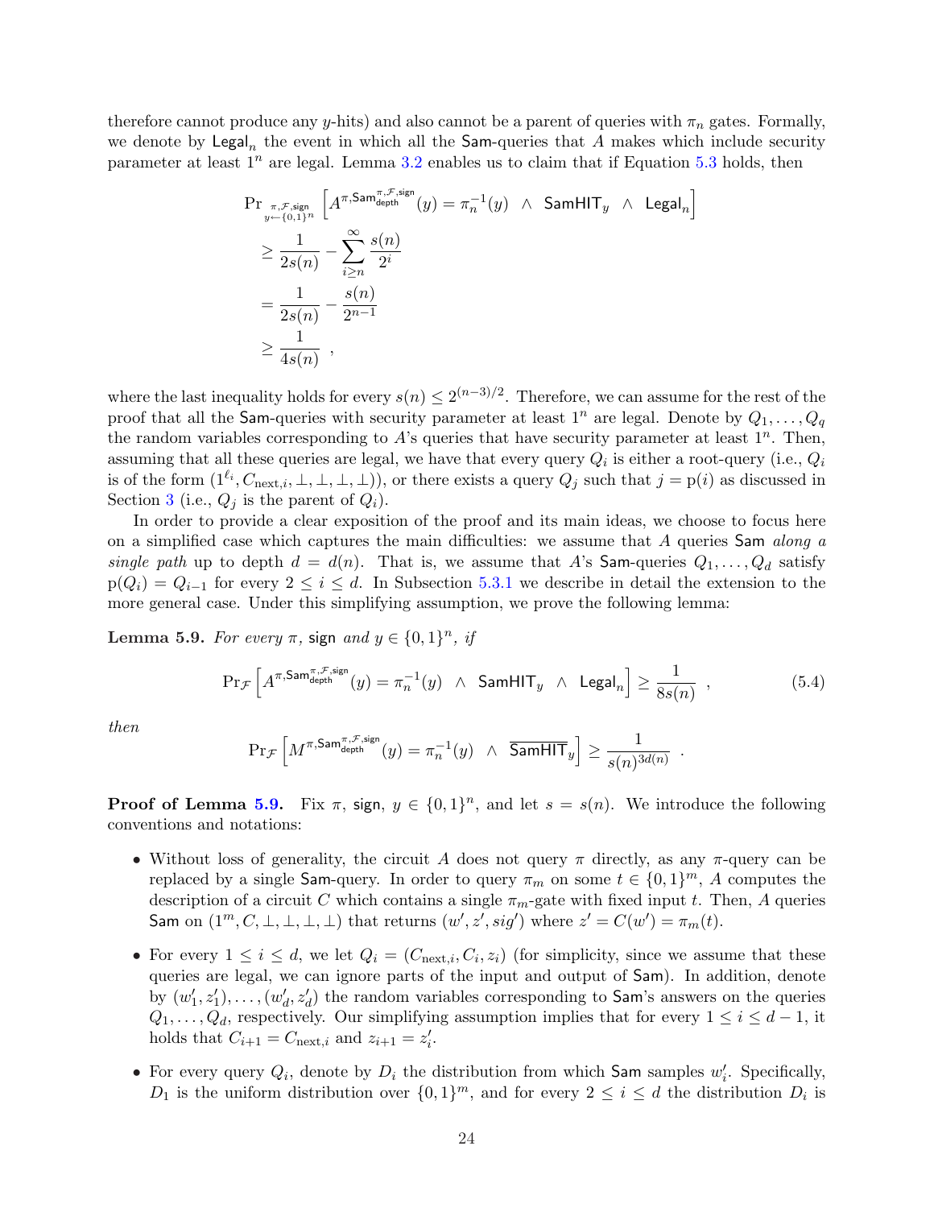therefore cannot produce any $y$-hits) and also cannot be a parent of queries with $\pi_n$ gates. Formally, we denote by $\mathsf{Legal}_n$ the event in which all the $\mathsf{Sam}$-queries that $A$ makes which include security parameter at least $1^n$ are legal. Lemma 3.2 enables us to claim that if Equation 5.3 holds, then

$$\begin{aligned}
&\Pr_{\substack{\pi,\mathcal{F},\mathsf{sign} \\ y \leftarrow \{0,1\}^n}}\left[A^{\pi,\mathsf{Sam}^{\pi,\mathcal{F},\mathsf{sign}}_{\mathsf{depth}}}(y) = \pi_n^{-1}(y) \;\wedge\; \mathsf{SamHIT}_y \;\wedge\; \mathsf{Legal}_n\right] \\
&\geq \frac{1}{2s(n)} - \sum_{i \geq n}^{\infty} \frac{s(n)}{2^i} \\
&= \frac{1}{2s(n)} - \frac{s(n)}{2^{n-1}} \\
&\geq \frac{1}{4s(n)} \quad ,
\end{aligned}$$

where the last inequality holds for every $s(n) \leq 2^{(n-3)/2}$. Therefore, we can assume for the rest of the proof that all the $\mathsf{Sam}$-queries with security parameter at least $1^n$ are legal. Denote by $Q_1, \ldots, Q_q$ the random variables corresponding to $A$'s queries that have security parameter at least $1^n$. Then, assuming that all these queries are legal, we have that every query $Q_i$ is either a root-query (i.e., $Q_i$ is of the form $(1^{\ell_i}, C_{\mathrm{next},i}, \perp, \perp, \perp, \perp)$), or there exists a query $Q_j$ such that $j = \mathrm{p}(i)$ as discussed in Section 3 (i.e., $Q_j$ is the parent of $Q_i$).

In order to provide a clear exposition of the proof and its main ideas, we choose to focus here on a simplified case which captures the main difficulties: we assume that $A$ queries $\mathsf{Sam}$ *along a single path* up to depth $d = d(n)$. That is, we assume that $A$'s $\mathsf{Sam}$-queries $Q_1, \ldots, Q_d$ satisfy $\mathrm{p}(Q_i) = Q_{i-1}$ for every $2 \leq i \leq d$. In Subsection 5.3.1 we describe in detail the extension to the more general case. Under this simplifying assumption, we prove the following lemma:

**Lemma 5.9.** *For every $\pi$, $\mathsf{sign}$ and $y \in \{0,1\}^n$, if*

$$\Pr_{\mathcal{F}}\left[A^{\pi,\mathsf{Sam}^{\pi,\mathcal{F},\mathsf{sign}}_{\mathsf{depth}}}(y) = \pi_n^{-1}(y) \;\wedge\; \mathsf{SamHIT}_y \;\wedge\; \mathsf{Legal}_n\right] \geq \frac{1}{8s(n)} \quad , \tag{5.4}$$

*then*

$$\Pr_{\mathcal{F}}\left[M^{\pi,\mathsf{Sam}^{\pi,\mathcal{F},\mathsf{sign}}_{\mathsf{depth}}}(y) = \pi_n^{-1}(y) \;\wedge\; \overline{\mathsf{SamHIT}_y}\right] \geq \frac{1}{s(n)^{3d(n)}} \quad .$$

**Proof of Lemma 5.9.** Fix $\pi$, $\mathsf{sign}$, $y \in \{0,1\}^n$, and let $s = s(n)$. We introduce the following conventions and notations:

- Without loss of generality, the circuit $A$ does not query $\pi$ directly, as any $\pi$-query can be replaced by a single $\mathsf{Sam}$-query. In order to query $\pi_m$ on some $t \in \{0,1\}^m$, $A$ computes the description of a circuit $C$ which contains a single $\pi_m$-gate with fixed input $t$. Then, $A$ queries $\mathsf{Sam}$ on $(1^m, C, \perp, \perp, \perp, \perp)$ that returns $(w', z', sig')$ where $z' = C(w') = \pi_m(t)$.
- For every $1 \leq i \leq d$, we let $Q_i = (C_{\mathrm{next},i}, C_i, z_i)$ (for simplicity, since we assume that these queries are legal, we can ignore parts of the input and output of $\mathsf{Sam}$). In addition, denote by $(w'_1, z'_1), \ldots, (w'_d, z'_d)$ the random variables corresponding to $\mathsf{Sam}$'s answers on the queries $Q_1, \ldots, Q_d$, respectively. Our simplifying assumption implies that for every $1 \leq i \leq d-1$, it holds that $C_{i+1} = C_{\mathrm{next},i}$ and $z_{i+1} = z'_i$.
- For every query $Q_i$, denote by $D_i$ the distribution from which $\mathsf{Sam}$ samples $w'_i$. Specifically, $D_1$ is the uniform distribution over $\{0,1\}^m$, and for every $2 \leq i \leq d$ the distribution $D_i$ is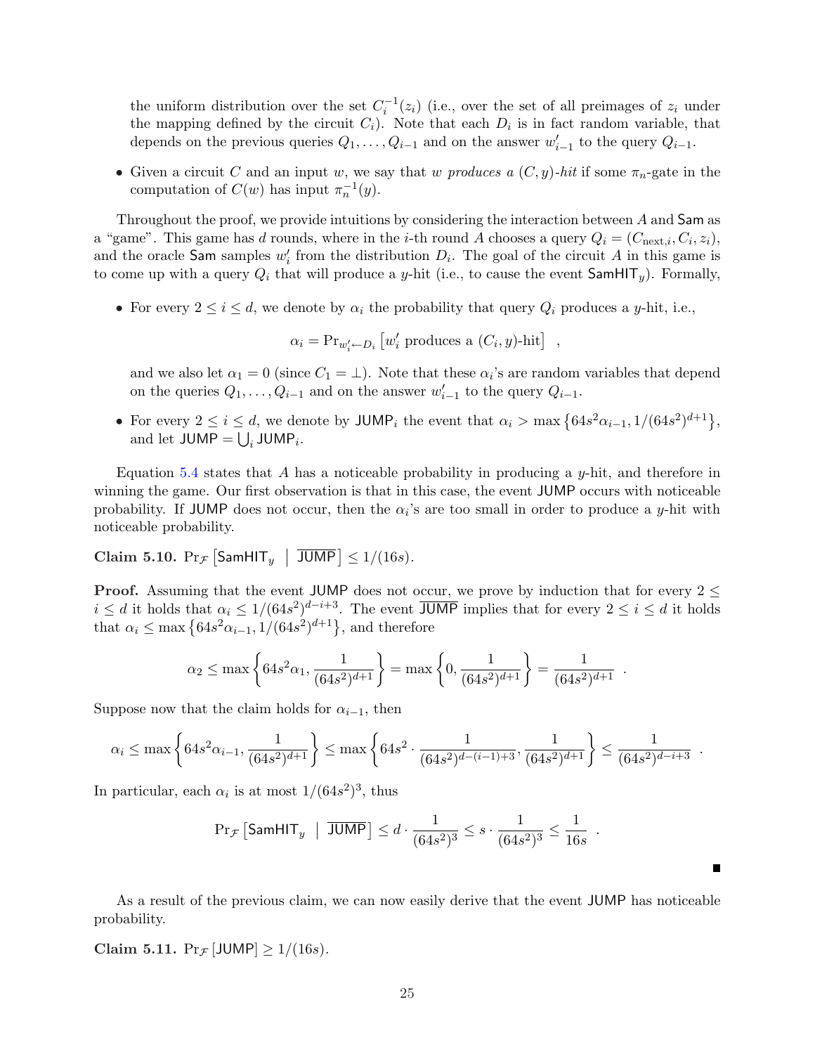the uniform distribution over the set $C_i^{-1}(z_i)$ (i.e., over the set of all preimages of $z_i$ under the mapping defined by the circuit $C_i$). Note that each $D_i$ is in fact random variable, that depends on the previous queries $Q_1, \ldots, Q_{i-1}$ and on the answer $w'_{i-1}$ to the query $Q_{i-1}$.

- Given a circuit $C$ and an input $w$, we say that $w$ *produces a $(C, y)$-hit* if some $\pi_n$-gate in the computation of $C(w)$ has input $\pi_n^{-1}(y)$.

Throughout the proof, we provide intuitions by considering the interaction between $A$ and $\mathsf{Sam}$ as a "game". This game has $d$ rounds, where in the $i$-th round $A$ chooses a query $Q_i = (C_{\mathrm{next},i}, C_i, z_i)$, and the oracle $\mathsf{Sam}$ samples $w'_i$ from the distribution $D_i$. The goal of the circuit $A$ in this game is to come up with a query $Q_i$ that will produce a $y$-hit (i.e., to cause the event $\mathsf{SamHIT}_y$). Formally,

- For every $2 \leq i \leq d$, we denote by $\alpha_i$ the probability that query $Q_i$ produces a $y$-hit, i.e.,

$$\alpha_i = \Pr_{w'_i \leftarrow D_i}\left[w'_i \text{ produces a } (C_i, y)\text{-hit}\right] \ \ ,$$

  and we also let $\alpha_1 = 0$ (since $C_1 = \perp$). Note that these $\alpha_i$'s are random variables that depend on the queries $Q_1, \ldots, Q_{i-1}$ and on the answer $w'_{i-1}$ to the query $Q_{i-1}$.

- For every $2 \leq i \leq d$, we denote by $\mathsf{JUMP}_i$ the event that $\alpha_i > \max\left\{64s^2\alpha_{i-1}, 1/(64s^2)^{d+1}\right\}$, and let $\mathsf{JUMP} = \bigcup_i \mathsf{JUMP}_i$.

Equation 5.4 states that $A$ has a noticeable probability in producing a $y$-hit, and therefore in winning the game. Our first observation is that in this case, the event $\mathsf{JUMP}$ occurs with noticeable probability. If $\mathsf{JUMP}$ does not occur, then the $\alpha_i$'s are too small in order to produce a $y$-hit with noticeable probability.

**Claim 5.10.** $\Pr_{\mathcal{F}}\left[\mathsf{SamHIT}_y \ \middle|\ \overline{\mathsf{JUMP}}\right] \leq 1/(16s)$.

**Proof.** Assuming that the event $\mathsf{JUMP}$ does not occur, we prove by induction that for every $2 \leq i \leq d$ it holds that $\alpha_i \leq 1/(64s^2)^{d-i+3}$. The event $\overline{\mathsf{JUMP}}$ implies that for every $2 \leq i \leq d$ it holds that $\alpha_i \leq \max\left\{64s^2\alpha_{i-1}, 1/(64s^2)^{d+1}\right\}$, and therefore

$$\alpha_2 \leq \max\left\{64s^2\alpha_1, \frac{1}{(64s^2)^{d+1}}\right\} = \max\left\{0, \frac{1}{(64s^2)^{d+1}}\right\} = \frac{1}{(64s^2)^{d+1}} \ \ .$$

Suppose now that the claim holds for $\alpha_{i-1}$, then

$$\alpha_i \leq \max\left\{64s^2\alpha_{i-1}, \frac{1}{(64s^2)^{d+1}}\right\} \leq \max\left\{64s^2 \cdot \frac{1}{(64s^2)^{d-(i-1)+3}}, \frac{1}{(64s^2)^{d+1}}\right\} \leq \frac{1}{(64s^2)^{d-i+3}} \ \ .$$

In particular, each $\alpha_i$ is at most $1/(64s^2)^3$, thus

$$\Pr_{\mathcal{F}}\left[\mathsf{SamHIT}_y \ \middle|\ \overline{\mathsf{JUMP}}\right] \leq d \cdot \frac{1}{(64s^2)^3} \leq s \cdot \frac{1}{(64s^2)^3} \leq \frac{1}{16s} \ \ .$$

■

As a result of the previous claim, we can now easily derive that the event $\mathsf{JUMP}$ has noticeable probability.

**Claim 5.11.** $\Pr_{\mathcal{F}}[\mathsf{JUMP}] \geq 1/(16s)$.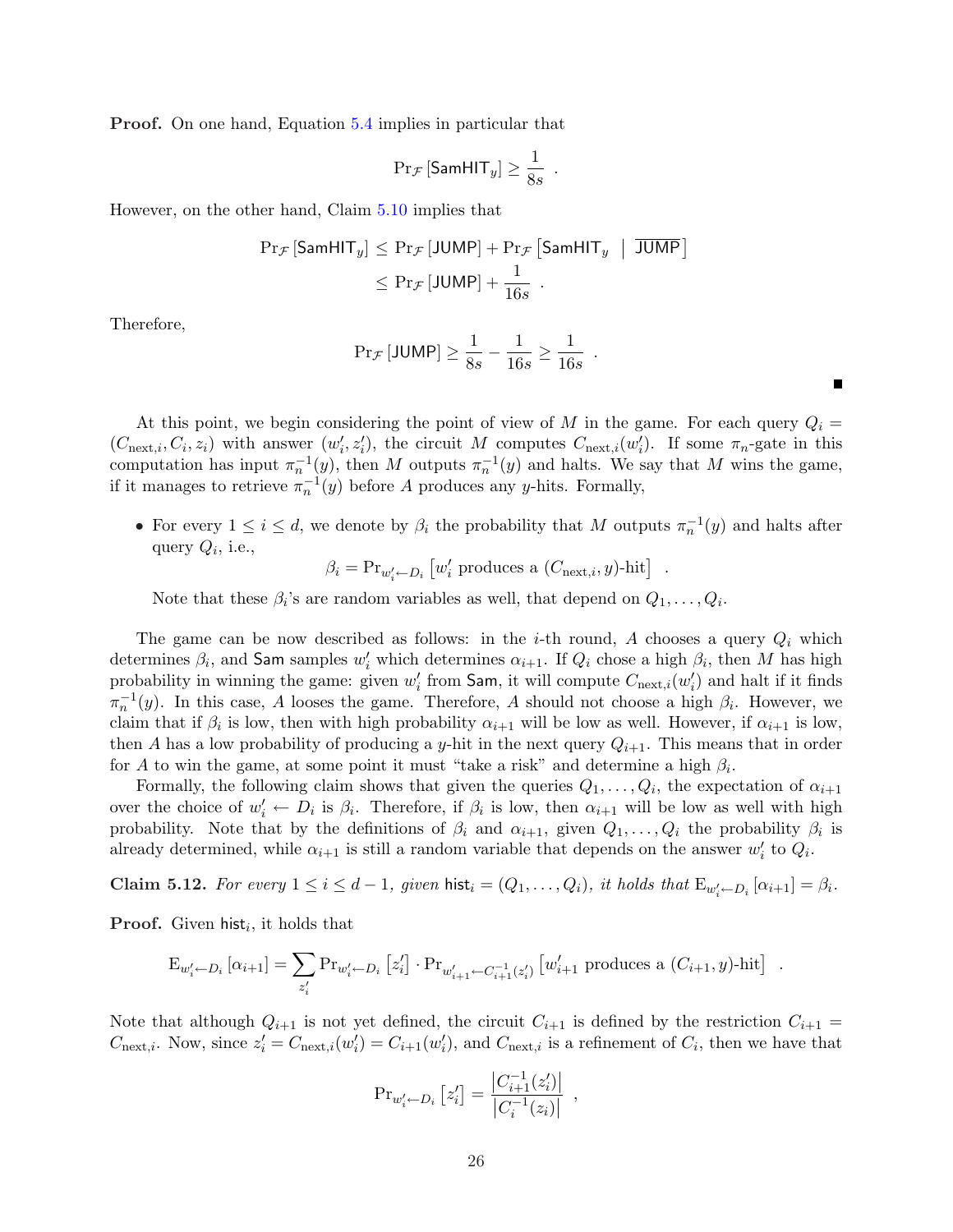**Proof.** On one hand, Equation 5.4 implies in particular that

$$\Pr_{\mathcal{F}}[\mathsf{SamHIT}_y] \geq \frac{1}{8s} \ .$$

However, on the other hand, Claim 5.10 implies that

$$\begin{aligned}
\Pr_{\mathcal{F}}[\mathsf{SamHIT}_y] &\leq \Pr_{\mathcal{F}}[\mathsf{JUMP}] + \Pr_{\mathcal{F}}\left[\mathsf{SamHIT}_y \ \middle|\ \overline{\mathsf{JUMP}}\right] \\
&\leq \Pr_{\mathcal{F}}[\mathsf{JUMP}] + \frac{1}{16s} \ .
\end{aligned}$$

Therefore,

$$\Pr_{\mathcal{F}}[\mathsf{JUMP}] \geq \frac{1}{8s} - \frac{1}{16s} \geq \frac{1}{16s} \ .$$

■

At this point, we begin considering the point of view of $M$ in the game. For each query $Q_i = (C_{\text{next},i}, C_i, z_i)$ with answer $(w'_i, z'_i)$, the circuit $M$ computes $C_{\text{next},i}(w'_i)$. If some $\pi_n$-gate in this computation has input $\pi_n^{-1}(y)$, then $M$ outputs $\pi_n^{-1}(y)$ and halts. We say that $M$ wins the game, if it manages to retrieve $\pi_n^{-1}(y)$ before $A$ produces any $y$-hits. Formally,

- For every $1 \leq i \leq d$, we denote by $\beta_i$ the probability that $M$ outputs $\pi_n^{-1}(y)$ and halts after query $Q_i$, i.e.,
$$\beta_i = \Pr_{w'_i \leftarrow D_i}\left[w'_i \text{ produces a } (C_{\text{next},i}, y)\text{-hit}\right] \ .$$
Note that these $\beta_i$'s are random variables as well, that depend on $Q_1, \ldots, Q_i$.

The game can be now described as follows: in the $i$-th round, $A$ chooses a query $Q_i$ which determines $\beta_i$, and $\mathsf{Sam}$ samples $w'_i$ which determines $\alpha_{i+1}$. If $Q_i$ chose a high $\beta_i$, then $M$ has high probability in winning the game: given $w'_i$ from $\mathsf{Sam}$, it will compute $C_{\text{next},i}(w'_i)$ and halt if it finds $\pi_n^{-1}(y)$. In this case, $A$ looses the game. Therefore, $A$ should not choose a high $\beta_i$. However, we claim that if $\beta_i$ is low, then with high probability $\alpha_{i+1}$ will be low as well. However, if $\alpha_{i+1}$ is low, then $A$ has a low probability of producing a $y$-hit in the next query $Q_{i+1}$. This means that in order for $A$ to win the game, at some point it must "take a risk" and determine a high $\beta_i$.

Formally, the following claim shows that given the queries $Q_1, \ldots, Q_i$, the expectation of $\alpha_{i+1}$ over the choice of $w'_i \leftarrow D_i$ is $\beta_i$. Therefore, if $\beta_i$ is low, then $\alpha_{i+1}$ will be low as well with high probability. Note that by the definitions of $\beta_i$ and $\alpha_{i+1}$, given $Q_1, \ldots, Q_i$ the probability $\beta_i$ is already determined, while $\alpha_{i+1}$ is still a random variable that depends on the answer $w'_i$ to $Q_i$.

**Claim 5.12.** *For every $1 \leq i \leq d-1$, given $\mathsf{hist}_i = (Q_1, \ldots, Q_i)$, it holds that $\mathrm{E}_{w'_i \leftarrow D_i}[\alpha_{i+1}] = \beta_i$.*

**Proof.** Given $\mathsf{hist}_i$, it holds that

$$\mathrm{E}_{w'_i \leftarrow D_i}[\alpha_{i+1}] = \sum_{z'_i} \Pr_{w'_i \leftarrow D_i}\left[z'_i\right] \cdot \Pr_{w'_{i+1} \leftarrow C_{i+1}^{-1}(z'_i)}\left[w'_{i+1} \text{ produces a } (C_{i+1}, y)\text{-hit}\right] \ .$$

Note that although $Q_{i+1}$ is not yet defined, the circuit $C_{i+1}$ is defined by the restriction $C_{i+1} = C_{\text{next},i}$. Now, since $z'_i = C_{\text{next},i}(w'_i) = C_{i+1}(w'_i)$, and $C_{\text{next},i}$ is a refinement of $C_i$, then we have that

$$\Pr_{w'_i \leftarrow D_i}\left[z'_i\right] = \frac{\left|C_{i+1}^{-1}(z'_i)\right|}{\left|C_i^{-1}(z_i)\right|} \ ,$$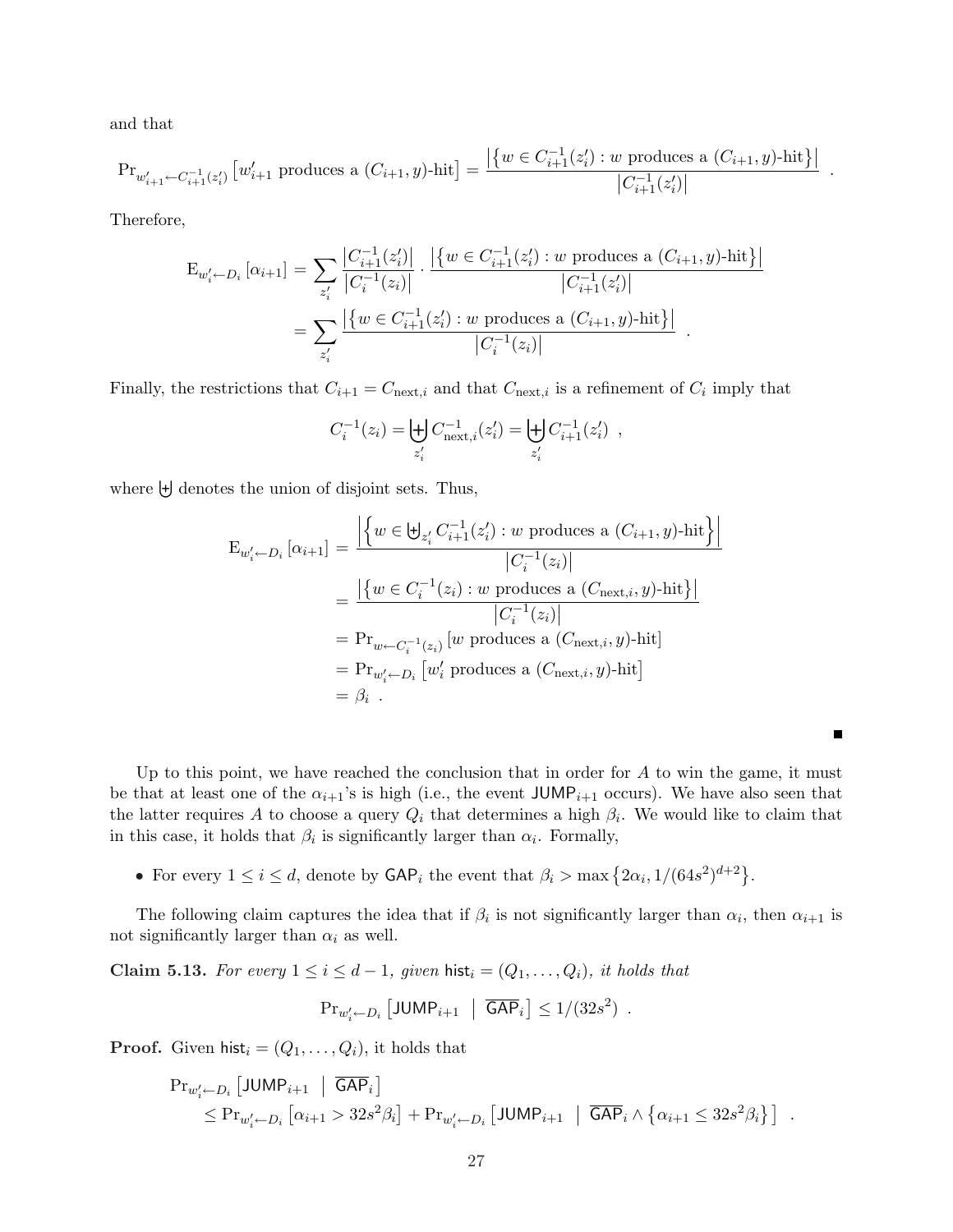and that

$$\Pr_{w'_{i+1} \leftarrow C_{i+1}^{-1}(z'_i)} \left[ w'_{i+1} \text{ produces a } (C_{i+1}, y)\text{-hit} \right] = \frac{\left| \left\{ w \in C_{i+1}^{-1}(z'_i) : w \text{ produces a } (C_{i+1}, y)\text{-hit} \right\} \right|}{\left| C_{i+1}^{-1}(z'_i) \right|} \ .$$

Therefore,

$$\begin{aligned}
\mathrm{E}_{w'_i \leftarrow D_i} \left[ \alpha_{i+1} \right] &= \sum_{z'_i} \frac{\left| C_{i+1}^{-1}(z'_i) \right|}{\left| C_i^{-1}(z_i) \right|} \cdot \frac{\left| \left\{ w \in C_{i+1}^{-1}(z'_i) : w \text{ produces a } (C_{i+1}, y)\text{-hit} \right\} \right|}{\left| C_{i+1}^{-1}(z'_i) \right|} \\
&= \sum_{z'_i} \frac{\left| \left\{ w \in C_{i+1}^{-1}(z'_i) : w \text{ produces a } (C_{i+1}, y)\text{-hit} \right\} \right|}{\left| C_i^{-1}(z_i) \right|} \ .
\end{aligned}$$

Finally, the restrictions that $C_{i+1} = C_{\text{next},i}$ and that $C_{\text{next},i}$ is a refinement of $C_i$ imply that

$$C_i^{-1}(z_i) = \biguplus_{z'_i} C_{\text{next},i}^{-1}(z'_i) = \biguplus_{z'_i} C_{i+1}^{-1}(z'_i) \ ,$$

where $\biguplus$ denotes the union of disjoint sets. Thus,

$$\begin{aligned}
\mathrm{E}_{w'_i \leftarrow D_i} \left[ \alpha_{i+1} \right] &= \frac{\left| \left\{ w \in \biguplus_{z'_i} C_{i+1}^{-1}(z'_i) : w \text{ produces a } (C_{i+1}, y)\text{-hit} \right\} \right|}{\left| C_i^{-1}(z_i) \right|} \\
&= \frac{\left| \left\{ w \in C_i^{-1}(z_i) : w \text{ produces a } (C_{\text{next},i}, y)\text{-hit} \right\} \right|}{\left| C_i^{-1}(z_i) \right|} \\
&= \Pr_{w \leftarrow C_i^{-1}(z_i)} \left[ w \text{ produces a } (C_{\text{next},i}, y)\text{-hit} \right] \\
&= \Pr_{w'_i \leftarrow D_i} \left[ w'_i \text{ produces a } (C_{\text{next},i}, y)\text{-hit} \right] \\
&= \beta_i \ .
\end{aligned}$$

■

Up to this point, we have reached the conclusion that in order for $A$ to win the game, it must be that at least one of the $\alpha_{i+1}$'s is high (i.e., the event $\mathsf{JUMP}_{i+1}$ occurs). We have also seen that the latter requires $A$ to choose a query $Q_i$ that determines a high $\beta_i$. We would like to claim that in this case, it holds that $\beta_i$ is significantly larger than $\alpha_i$. Formally,

- For every $1 \le i \le d$, denote by $\mathsf{GAP}_i$ the event that $\beta_i > \max\left\{2\alpha_i, 1/(64s^2)^{d+2}\right\}$.

The following claim captures the idea that if $\beta_i$ is not significantly larger than $\alpha_i$, then $\alpha_{i+1}$ is not significantly larger than $\alpha_i$ as well.

**Claim 5.13.** *For every $1 \le i \le d-1$, given $\mathsf{hist}_i = (Q_1, \ldots, Q_i)$, it holds that*

$$\Pr_{w'_i \leftarrow D_i} \left[ \mathsf{JUMP}_{i+1} \ \middle| \ \overline{\mathsf{GAP}}_i \right] \le 1/(32s^2) \ .$$

**Proof.** Given $\mathsf{hist}_i = (Q_1, \ldots, Q_i)$, it holds that

$$\begin{aligned}
&\Pr_{w'_i \leftarrow D_i} \left[ \mathsf{JUMP}_{i+1} \ \middle| \ \overline{\mathsf{GAP}}_i \right] \\
&\quad \le \Pr_{w'_i \leftarrow D_i} \left[ \alpha_{i+1} > 32s^2\beta_i \right] + \Pr_{w'_i \leftarrow D_i} \left[ \mathsf{JUMP}_{i+1} \ \middle| \ \overline{\mathsf{GAP}}_i \wedge \left\{ \alpha_{i+1} \le 32s^2\beta_i \right\} \right] \ .
\end{aligned}$$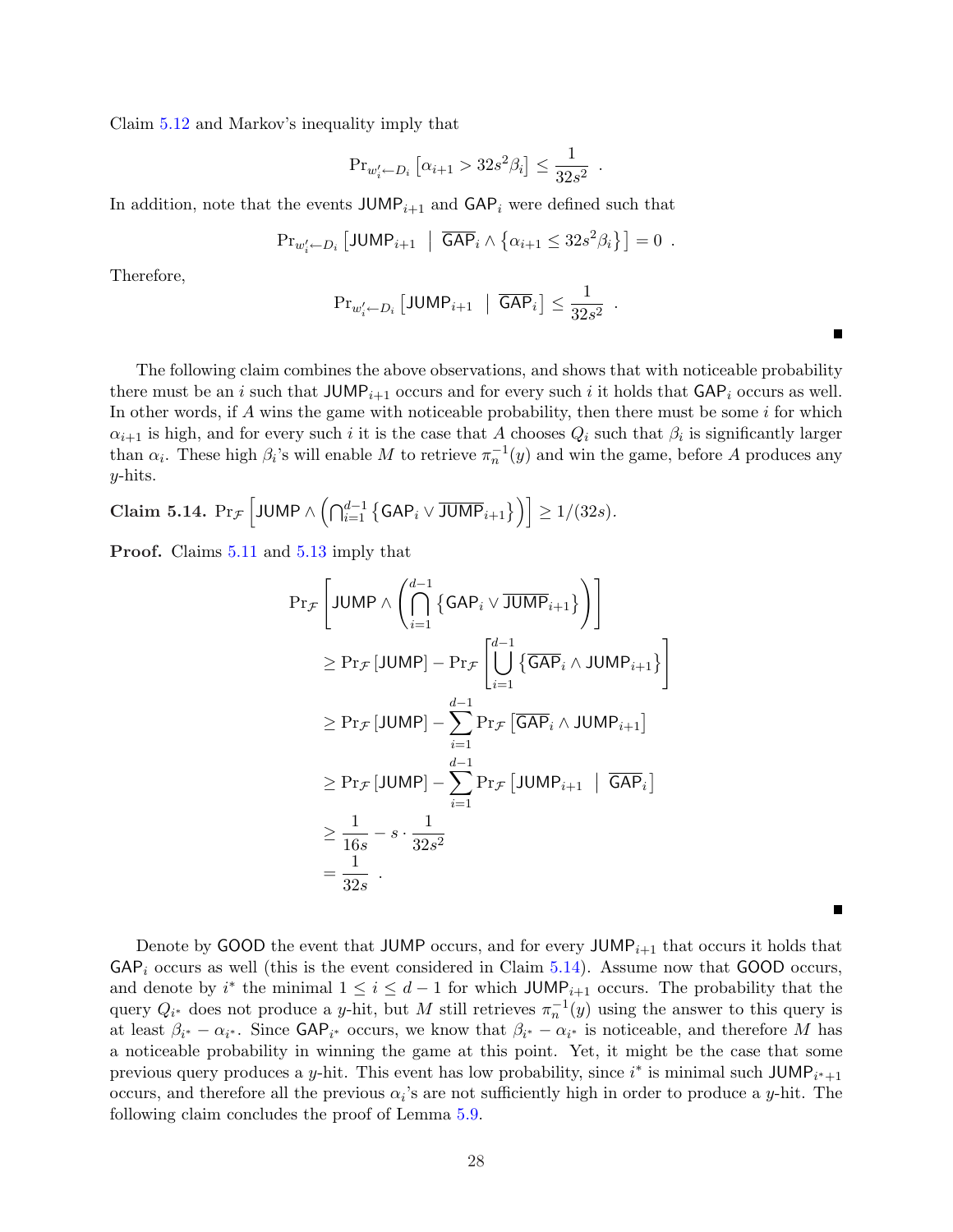Claim 5.12 and Markov's inequality imply that

$$\Pr_{w'_i \leftarrow D_i}\left[\alpha_{i+1} > 32s^2\beta_i\right] \leq \frac{1}{32s^2} \ .$$

In addition, note that the events $\mathsf{JUMP}_{i+1}$ and $\mathsf{GAP}_i$ were defined such that

$$\Pr_{w'_i \leftarrow D_i}\left[\mathsf{JUMP}_{i+1} \ \middle| \ \overline{\mathsf{GAP}}_i \wedge \left\{\alpha_{i+1} \leq 32s^2\beta_i\right\}\right] = 0 \ .$$

Therefore,

$$\Pr_{w'_i \leftarrow D_i}\left[\mathsf{JUMP}_{i+1} \ \middle| \ \overline{\mathsf{GAP}}_i\right] \leq \frac{1}{32s^2} \ .$$

∎

The following claim combines the above observations, and shows that with noticeable probability there must be an $i$ such that $\mathsf{JUMP}_{i+1}$ occurs and for every such $i$ it holds that $\mathsf{GAP}_i$ occurs as well. In other words, if $A$ wins the game with noticeable probability, then there must be some $i$ for which $\alpha_{i+1}$ is high, and for every such $i$ it is the case that $A$ chooses $Q_i$ such that $\beta_i$ is significantly larger than $\alpha_i$. These high $\beta_i$'s will enable $M$ to retrieve $\pi_n^{-1}(y)$ and win the game, before $A$ produces any $y$-hits.

**Claim 5.14.** $\Pr_{\mathcal{F}}\left[\mathsf{JUMP} \wedge \left(\bigcap_{i=1}^{d-1}\left\{\mathsf{GAP}_i \vee \overline{\mathsf{JUMP}}_{i+1}\right\}\right)\right] \geq 1/(32s)$.

**Proof.** Claims 5.11 and 5.13 imply that

$$\begin{aligned}
\Pr_{\mathcal{F}}&\left[\mathsf{JUMP} \wedge \left(\bigcap_{i=1}^{d-1}\left\{\mathsf{GAP}_i \vee \overline{\mathsf{JUMP}}_{i+1}\right\}\right)\right] \\
&\geq \Pr_{\mathcal{F}}\left[\mathsf{JUMP}\right] - \Pr_{\mathcal{F}}\left[\bigcup_{i=1}^{d-1}\left\{\overline{\mathsf{GAP}}_i \wedge \mathsf{JUMP}_{i+1}\right\}\right] \\
&\geq \Pr_{\mathcal{F}}\left[\mathsf{JUMP}\right] - \sum_{i=1}^{d-1}\Pr_{\mathcal{F}}\left[\overline{\mathsf{GAP}}_i \wedge \mathsf{JUMP}_{i+1}\right] \\
&\geq \Pr_{\mathcal{F}}\left[\mathsf{JUMP}\right] - \sum_{i=1}^{d-1}\Pr_{\mathcal{F}}\left[\mathsf{JUMP}_{i+1} \ \middle| \ \overline{\mathsf{GAP}}_i\right] \\
&\geq \frac{1}{16s} - s \cdot \frac{1}{32s^2} \\
&= \frac{1}{32s} \ .
\end{aligned}$$

∎

Denote by $\mathsf{GOOD}$ the event that $\mathsf{JUMP}$ occurs, and for every $\mathsf{JUMP}_{i+1}$ that occurs it holds that $\mathsf{GAP}_i$ occurs as well (this is the event considered in Claim 5.14). Assume now that $\mathsf{GOOD}$ occurs, and denote by $i^*$ the minimal $1 \leq i \leq d-1$ for which $\mathsf{JUMP}_{i+1}$ occurs. The probability that the query $Q_{i^*}$ does not produce a $y$-hit, but $M$ still retrieves $\pi_n^{-1}(y)$ using the answer to this query is at least $\beta_{i^*} - \alpha_{i^*}$. Since $\mathsf{GAP}_{i^*}$ occurs, we know that $\beta_{i^*} - \alpha_{i^*}$ is noticeable, and therefore $M$ has a noticeable probability in winning the game at this point. Yet, it might be the case that some previous query produces a $y$-hit. This event has low probability, since $i^*$ is minimal such $\mathsf{JUMP}_{i^*+1}$ occurs, and therefore all the previous $\alpha_i$'s are not sufficiently high in order to produce a $y$-hit. The following claim concludes the proof of Lemma 5.9.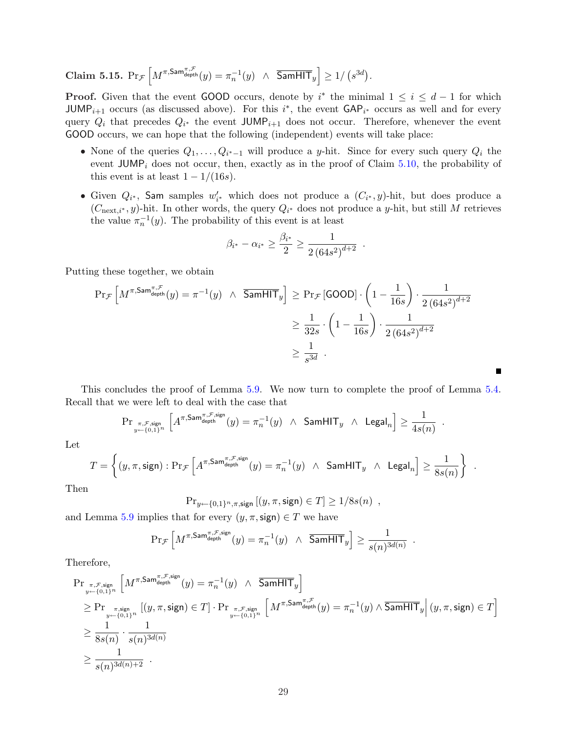**Claim 5.15.** $\Pr_{\mathcal{F}}\left[M^{\pi,\mathsf{Sam}^{\pi,\mathcal{F}}_{\mathsf{depth}}}(y) = \pi_n^{-1}(y) \ \wedge\ \overline{\mathsf{SamHIT}}_y\right] \geq 1/\left(s^{3d}\right)$.

**Proof.** Given that the event $\mathsf{GOOD}$ occurs, denote by $i^*$ the minimal $1 \leq i \leq d-1$ for which $\mathsf{JUMP}_{i+1}$ occurs (as discussed above). For this $i^*$, the event $\mathsf{GAP}_{i^*}$ occurs as well and for every query $Q_i$ that precedes $Q_{i^*}$ the event $\mathsf{JUMP}_{i+1}$ does not occur. Therefore, whenever the event $\mathsf{GOOD}$ occurs, we can hope that the following (independent) events will take place:

- None of the queries $Q_1, \ldots, Q_{i^*-1}$ will produce a $y$-hit. Since for every such query $Q_i$ the event $\mathsf{JUMP}_i$ does not occur, then, exactly as in the proof of Claim 5.10, the probability of this event is at least $1 - 1/(16s)$.
- Given $Q_{i^*}$, $\mathsf{Sam}$ samples $w'_{i^*}$ which does not produce a $(C_{i^*}, y)$-hit, but does produce a $(C_{\mathrm{next}, i^*}, y)$-hit. In other words, the query $Q_{i^*}$ does not produce a $y$-hit, but still $M$ retrieves the value $\pi_n^{-1}(y)$. The probability of this event is at least

$$\beta_{i^*} - \alpha_{i^*} \geq \frac{\beta_{i^*}}{2} \geq \frac{1}{2\left(64s^2\right)^{d+2}} \ .$$

Putting these together, we obtain

$$\begin{aligned}
\Pr_{\mathcal{F}}\left[M^{\pi,\mathsf{Sam}^{\pi,\mathcal{F}}_{\mathsf{depth}}}(y) = \pi^{-1}(y) \ \wedge\ \overline{\mathsf{SamHIT}}_y\right] &\geq \Pr_{\mathcal{F}}\left[\mathsf{GOOD}\right] \cdot \left(1 - \frac{1}{16s}\right) \cdot \frac{1}{2\left(64s^2\right)^{d+2}} \\
&\geq \frac{1}{32s} \cdot \left(1 - \frac{1}{16s}\right) \cdot \frac{1}{2\left(64s^2\right)^{d+2}} \\
&\geq \frac{1}{s^{3d}} \ .
\end{aligned}$$

■

This concludes the proof of Lemma 5.9. We now turn to complete the proof of Lemma 5.4. Recall that we were left to deal with the case that

$$\Pr_{\substack{\pi,\mathcal{F},\mathsf{sign} \\ y \leftarrow \{0,1\}^n}}\left[A^{\pi,\mathsf{Sam}^{\pi,\mathcal{F},\mathsf{sign}}_{\mathsf{depth}}}(y) = \pi_n^{-1}(y) \ \wedge\ \mathsf{SamHIT}_y \ \wedge\ \mathsf{Legal}_n\right] \geq \frac{1}{4s(n)} \ .$$

Let

$$T = \left\{(y, \pi, \mathsf{sign}) : \Pr_{\mathcal{F}}\left[A^{\pi,\mathsf{Sam}^{\pi,\mathcal{F},\mathsf{sign}}_{\mathsf{depth}}}(y) = \pi_n^{-1}(y) \ \wedge\ \mathsf{SamHIT}_y \ \wedge\ \mathsf{Legal}_n\right] \geq \frac{1}{8s(n)}\right\} \ .$$

Then

$$\Pr_{y \leftarrow \{0,1\}^n, \pi, \mathsf{sign}}\left[(y, \pi, \mathsf{sign}) \in T\right] \geq 1/8s(n) \ ,$$

and Lemma 5.9 implies that for every $(y, \pi, \mathsf{sign}) \in T$ we have

$$\Pr_{\mathcal{F}}\left[M^{\pi,\mathsf{Sam}^{\pi,\mathcal{F},\mathsf{sign}}_{\mathsf{depth}}}(y) = \pi_n^{-1}(y) \ \wedge\ \overline{\mathsf{SamHIT}}_y\right] \geq \frac{1}{s(n)^{3d(n)}} \ .$$

Therefore,

$$\begin{aligned}
&\Pr_{\substack{\pi,\mathcal{F},\mathsf{sign} \\ y \leftarrow \{0,1\}^n}}\left[M^{\pi,\mathsf{Sam}^{\pi,\mathcal{F},\mathsf{sign}}_{\mathsf{depth}}}(y) = \pi_n^{-1}(y) \ \wedge\ \overline{\mathsf{SamHIT}}_y\right] \\
&\geq \Pr_{\substack{\pi,\mathsf{sign} \\ y \leftarrow \{0,1\}^n}}\left[(y, \pi, \mathsf{sign}) \in T\right] \cdot \Pr_{\substack{\pi,\mathcal{F},\mathsf{sign} \\ y \leftarrow \{0,1\}^n}}\left[M^{\pi,\mathsf{Sam}^{\pi,\mathcal{F}}_{\mathsf{depth}}}(y) = \pi_n^{-1}(y) \wedge \overline{\mathsf{SamHIT}}_y \,\middle|\, (y, \pi, \mathsf{sign}) \in T\right] \\
&\geq \frac{1}{8s(n)} \cdot \frac{1}{s(n)^{3d(n)}} \\
&\geq \frac{1}{s(n)^{3d(n)+2}} \ .
\end{aligned}$$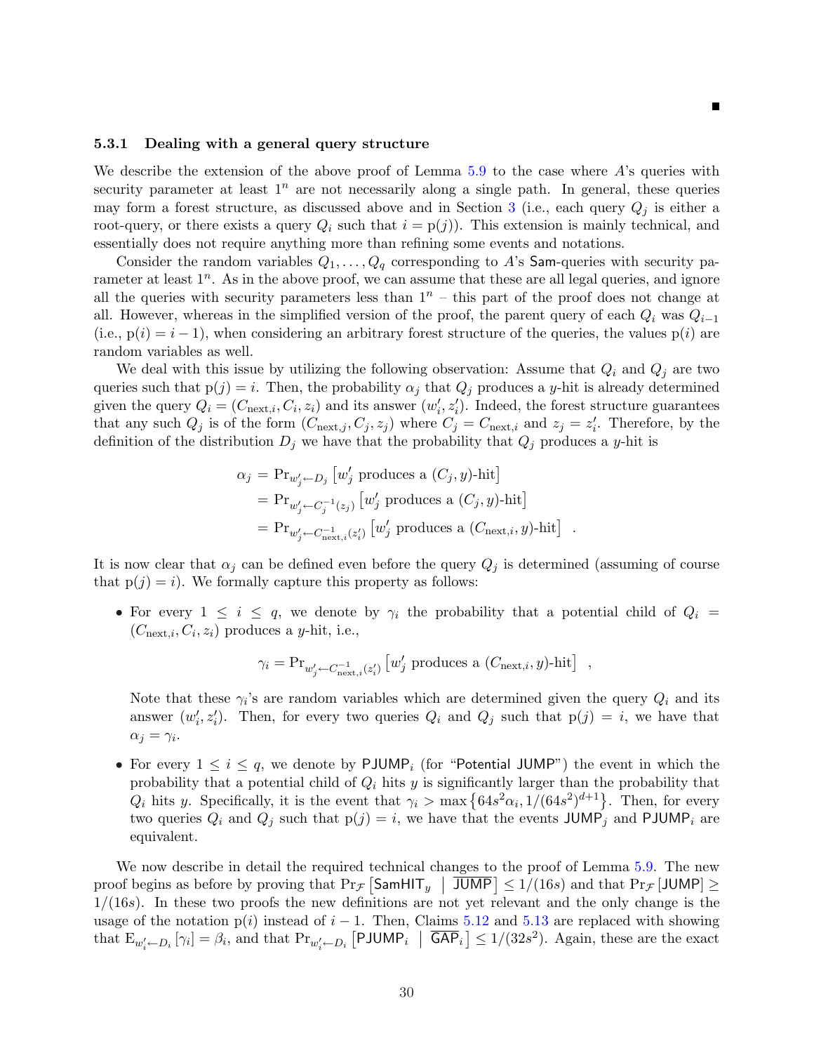■

### 5.3.1 Dealing with a general query structure

We describe the extension of the above proof of Lemma 5.9 to the case where $A$'s queries with security parameter at least $1^n$ are not necessarily along a single path. In general, these queries may form a forest structure, as discussed above and in Section 3 (i.e., each query $Q_j$ is either a root-query, or there exists a query $Q_i$ such that $i = \mathrm{p}(j)$). This extension is mainly technical, and essentially does not require anything more than refining some events and notations.

Consider the random variables $Q_1, \ldots, Q_q$ corresponding to $A$'s $\mathsf{Sam}$-queries with security parameter at least $1^n$. As in the above proof, we can assume that these are all legal queries, and ignore all the queries with security parameters less than $1^n$ – this part of the proof does not change at all. However, whereas in the simplified version of the proof, the parent query of each $Q_i$ was $Q_{i-1}$ (i.e., $\mathrm{p}(i) = i-1$), when considering an arbitrary forest structure of the queries, the values $\mathrm{p}(i)$ are random variables as well.

We deal with this issue by utilizing the following observation: Assume that $Q_i$ and $Q_j$ are two queries such that $\mathrm{p}(j) = i$. Then, the probability $\alpha_j$ that $Q_j$ produces a $y$-hit is already determined given the query $Q_i = (C_{\mathrm{next},i}, C_i, z_i)$ and its answer $(w'_i, z'_i)$. Indeed, the forest structure guarantees that any such $Q_j$ is of the form $(C_{\mathrm{next},j}, C_j, z_j)$ where $C_j = C_{\mathrm{next},i}$ and $z_j = z'_i$. Therefore, by the definition of the distribution $D_j$ we have that the probability that $Q_j$ produces a $y$-hit is

$$
\begin{aligned}
\alpha_j &= \Pr_{w'_j \leftarrow D_j}\left[w'_j \text{ produces a } (C_j, y)\text{-hit}\right] \\
&= \Pr_{w'_j \leftarrow C_j^{-1}(z_j)}\left[w'_j \text{ produces a } (C_j, y)\text{-hit}\right] \\
&= \Pr_{w'_j \leftarrow C_{\mathrm{next},i}^{-1}(z'_i)}\left[w'_j \text{ produces a } (C_{\mathrm{next},i}, y)\text{-hit}\right] \quad .
\end{aligned}
$$

It is now clear that $\alpha_j$ can be defined even before the query $Q_j$ is determined (assuming of course that $\mathrm{p}(j) = i$). We formally capture this property as follows:

- For every $1 \leq i \leq q$, we denote by $\gamma_i$ the probability that a potential child of $Q_i = (C_{\mathrm{next},i}, C_i, z_i)$ produces a $y$-hit, i.e.,

  $$\gamma_i = \Pr_{w'_j \leftarrow C_{\mathrm{next},i}^{-1}(z'_i)}\left[w'_j \text{ produces a } (C_{\mathrm{next},i}, y)\text{-hit}\right] \quad ,$$

  Note that these $\gamma_i$'s are random variables which are determined given the query $Q_i$ and its answer $(w'_i, z'_i)$. Then, for every two queries $Q_i$ and $Q_j$ such that $\mathrm{p}(j) = i$, we have that $\alpha_j = \gamma_i$.

- For every $1 \leq i \leq q$, we denote by $\mathsf{PJUMP}_i$ (for "$\mathsf{P}$otential $\mathsf{JUMP}$") the event in which the probability that a potential child of $Q_i$ hits $y$ is significantly larger than the probability that $Q_i$ hits $y$. Specifically, it is the event that $\gamma_i > \max\left\{64s^2\alpha_i, 1/(64s^2)^{d+1}\right\}$. Then, for every two queries $Q_i$ and $Q_j$ such that $\mathrm{p}(j) = i$, we have that the events $\mathsf{JUMP}_j$ and $\mathsf{PJUMP}_i$ are equivalent.

We now describe in detail the required technical changes to the proof of Lemma 5.9. The new proof begins as before by proving that $\Pr_{\mathcal{F}}\left[\mathsf{SamHIT}_y \;\middle|\; \overline{\mathsf{JUMP}}\right] \leq 1/(16s)$ and that $\Pr_{\mathcal{F}}\left[\mathsf{JUMP}\right] \geq 1/(16s)$. In these two proofs the new definitions are not yet relevant and the only change is the usage of the notation $\mathrm{p}(i)$ instead of $i-1$. Then, Claims 5.12 and 5.13 are replaced with showing that $\mathrm{E}_{w'_i \leftarrow D_i}\left[\gamma_i\right] = \beta_i$, and that $\Pr_{w'_i \leftarrow D_i}\left[\mathsf{PJUMP}_i \;\middle|\; \overline{\mathsf{GAP}}_i\right] \leq 1/(32s^2)$. Again, these are the exact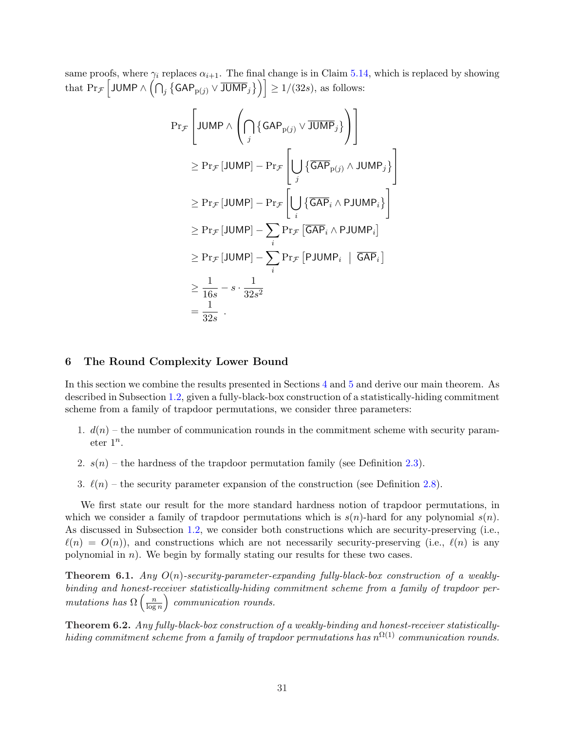same proofs, where $\gamma_i$ replaces $\alpha_{i+1}$. The final change is in Claim 5.14, which is replaced by showing that $\Pr_{\mathcal{F}}\left[\mathsf{JUMP} \wedge \left(\bigcap_j \left\{\mathsf{GAP}_{\mathrm{p}(j)} \vee \overline{\mathsf{JUMP}}_j\right\}\right)\right] \geq 1/(32s)$, as follows:

$$
\begin{aligned}
&\Pr_{\mathcal{F}}\left[\mathsf{JUMP} \wedge \left(\bigcap_j \left\{\mathsf{GAP}_{\mathrm{p}(j)} \vee \overline{\mathsf{JUMP}}_j\right\}\right)\right] \\
&\quad\geq \Pr_{\mathcal{F}}\left[\mathsf{JUMP}\right] - \Pr_{\mathcal{F}}\left[\bigcup_j \left\{\overline{\mathsf{GAP}}_{\mathrm{p}(j)} \wedge \mathsf{JUMP}_j\right\}\right] \\
&\quad\geq \Pr_{\mathcal{F}}\left[\mathsf{JUMP}\right] - \Pr_{\mathcal{F}}\left[\bigcup_i \left\{\overline{\mathsf{GAP}}_i \wedge \mathsf{PJUMP}_i\right\}\right] \\
&\quad\geq \Pr_{\mathcal{F}}\left[\mathsf{JUMP}\right] - \sum_i \Pr_{\mathcal{F}}\left[\overline{\mathsf{GAP}}_i \wedge \mathsf{PJUMP}_i\right] \\
&\quad\geq \Pr_{\mathcal{F}}\left[\mathsf{JUMP}\right] - \sum_i \Pr_{\mathcal{F}}\left[\mathsf{PJUMP}_i \;\middle|\; \overline{\mathsf{GAP}}_i\right] \\
&\quad\geq \frac{1}{16s} - s \cdot \frac{1}{32s^2} \\
&\quad= \frac{1}{32s} \enspace .
\end{aligned}
$$

## 6 The Round Complexity Lower Bound

In this section we combine the results presented in Sections 4 and 5 and derive our main theorem. As described in Subsection 1.2, given a fully-black-box construction of a statistically-hiding commitment scheme from a family of trapdoor permutations, we consider three parameters:

1. $d(n)$ – the number of communication rounds in the commitment scheme with security parameter $1^n$.
2. $s(n)$ – the hardness of the trapdoor permutation family (see Definition 2.3).
3. $\ell(n)$ – the security parameter expansion of the construction (see Definition 2.8).

We first state our result for the more standard hardness notion of trapdoor permutations, in which we consider a family of trapdoor permutations which is $s(n)$-hard for any polynomial $s(n)$. As discussed in Subsection 1.2, we consider both constructions which are security-preserving (i.e., $\ell(n) = O(n)$), and constructions which are not necessarily security-preserving (i.e., $\ell(n)$ is any polynomial in $n$). We begin by formally stating our results for these two cases.

**Theorem 6.1.** *Any $O(n)$-security-parameter-expanding fully-black-box construction of a weakly-binding and honest-receiver statistically-hiding commitment scheme from a family of trapdoor permutations has $\Omega\left(\frac{n}{\log n}\right)$ communication rounds.*

**Theorem 6.2.** *Any fully-black-box construction of a weakly-binding and honest-receiver statistically-hiding commitment scheme from a family of trapdoor permutations has $n^{\Omega(1)}$ communication rounds.*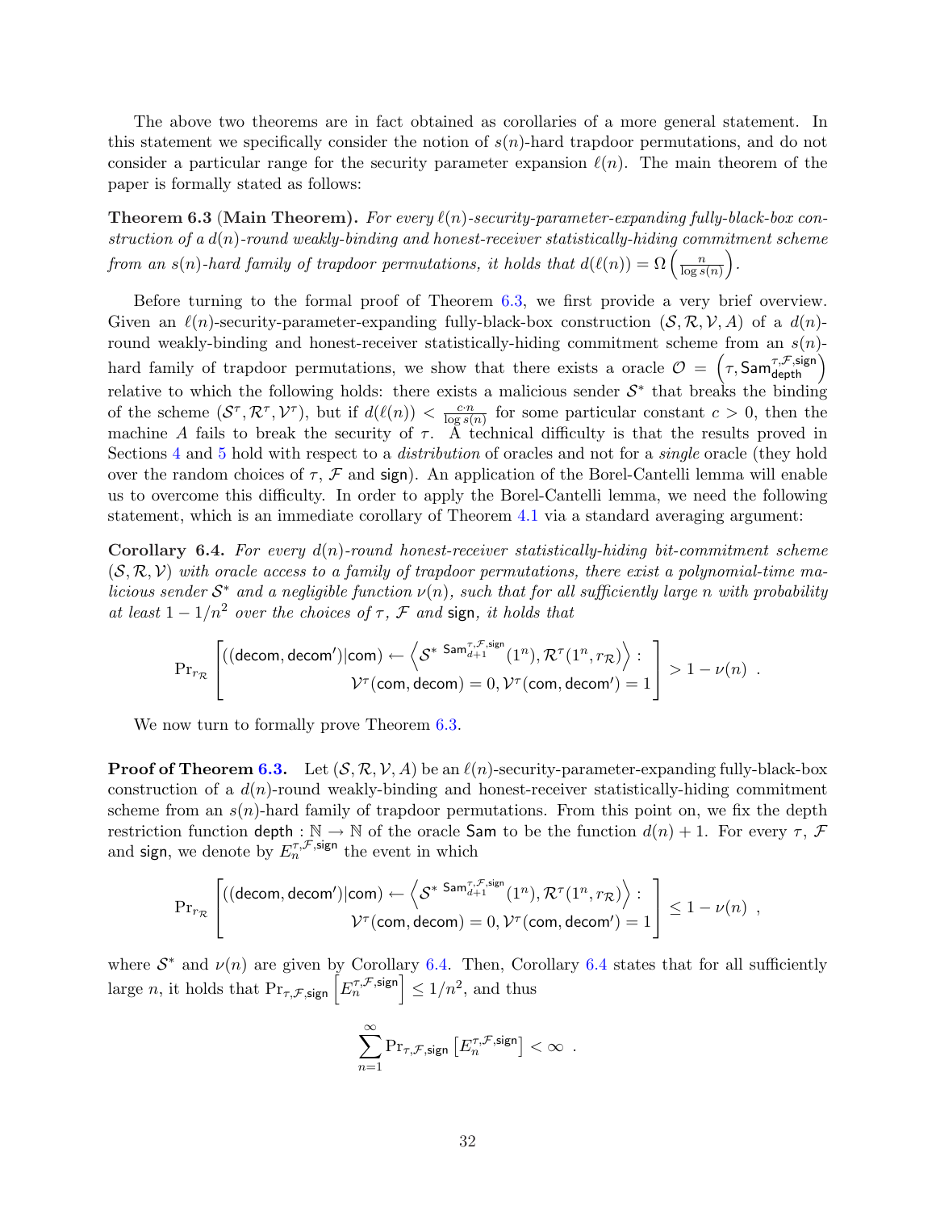The above two theorems are in fact obtained as corollaries of a more general statement. In this statement we specifically consider the notion of $s(n)$-hard trapdoor permutations, and do not consider a particular range for the security parameter expansion $\ell(n)$. The main theorem of the paper is formally stated as follows:

**Theorem 6.3** (Main Theorem). *For every $\ell(n)$-security-parameter-expanding fully-black-box construction of a $d(n)$-round weakly-binding and honest-receiver statistically-hiding commitment scheme from an $s(n)$-hard family of trapdoor permutations, it holds that $d(\ell(n)) = \Omega\left(\frac{n}{\log s(n)}\right)$.*

Before turning to the formal proof of Theorem 6.3, we first provide a very brief overview. Given an $\ell(n)$-security-parameter-expanding fully-black-box construction $(\mathcal{S}, \mathcal{R}, \mathcal{V}, A)$ of a $d(n)$-round weakly-binding and honest-receiver statistically-hiding commitment scheme from an $s(n)$-hard family of trapdoor permutations, we show that there exists a oracle $\mathcal{O} = \left(\tau, \mathsf{Sam}_{\mathsf{depth}}^{\tau,\mathcal{F},\mathsf{sign}}\right)$ relative to which the following holds: there exists a malicious sender $\mathcal{S}^*$ that breaks the binding of the scheme $(\mathcal{S}^\tau, \mathcal{R}^\tau, \mathcal{V}^\tau)$, but if $d(\ell(n)) < \frac{c \cdot n}{\log s(n)}$ for some particular constant $c > 0$, then the machine $A$ fails to break the security of $\tau$. A technical difficulty is that the results proved in Sections 4 and 5 hold with respect to a *distribution* of oracles and not for a *single* oracle (they hold over the random choices of $\tau$, $\mathcal{F}$ and $\mathsf{sign}$). An application of the Borel-Cantelli lemma will enable us to overcome this difficulty. In order to apply the Borel-Cantelli lemma, we need the following statement, which is an immediate corollary of Theorem 4.1 via a standard averaging argument:

**Corollary 6.4.** *For every $d(n)$-round honest-receiver statistically-hiding bit-commitment scheme $(\mathcal{S}, \mathcal{R}, \mathcal{V})$ with oracle access to a family of trapdoor permutations, there exist a polynomial-time malicious sender $\mathcal{S}^*$ and a negligible function $\nu(n)$, such that for all sufficiently large $n$ with probability at least $1 - 1/n^2$ over the choices of $\tau$, $\mathcal{F}$ and $\mathsf{sign}$, it holds that*

$$\Pr_{r_\mathcal{R}}\left[\begin{array}{r}((\mathsf{decom}, \mathsf{decom}')|\mathsf{com}) \leftarrow \left\langle \mathcal{S}^{*\ \mathsf{Sam}_{d+1}^{\tau,\mathcal{F},\mathsf{sign}}}(1^n), \mathcal{R}^\tau(1^n, r_\mathcal{R})\right\rangle : \\ \mathcal{V}^\tau(\mathsf{com}, \mathsf{decom}) = 0, \mathcal{V}^\tau(\mathsf{com}, \mathsf{decom}') = 1\end{array}\right] > 1 - \nu(n) \enspace .$$

We now turn to formally prove Theorem 6.3.

**Proof of Theorem 6.3.** Let $(\mathcal{S}, \mathcal{R}, \mathcal{V}, A)$ be an $\ell(n)$-security-parameter-expanding fully-black-box construction of a $d(n)$-round weakly-binding and honest-receiver statistically-hiding commitment scheme from an $s(n)$-hard family of trapdoor permutations. From this point on, we fix the depth restriction function $\mathsf{depth} : \mathbb{N} \to \mathbb{N}$ of the oracle $\mathsf{Sam}$ to be the function $d(n) + 1$. For every $\tau$, $\mathcal{F}$ and $\mathsf{sign}$, we denote by $E_n^{\tau,\mathcal{F},\mathsf{sign}}$ the event in which

$$\Pr_{r_\mathcal{R}}\left[\begin{array}{r}((\mathsf{decom}, \mathsf{decom}')|\mathsf{com}) \leftarrow \left\langle \mathcal{S}^{*\ \mathsf{Sam}_{d+1}^{\tau,\mathcal{F},\mathsf{sign}}}(1^n), \mathcal{R}^\tau(1^n, r_\mathcal{R})\right\rangle : \\ \mathcal{V}^\tau(\mathsf{com}, \mathsf{decom}) = 0, \mathcal{V}^\tau(\mathsf{com}, \mathsf{decom}') = 1\end{array}\right] \leq 1 - \nu(n) \enspace ,$$

where $\mathcal{S}^*$ and $\nu(n)$ are given by Corollary 6.4. Then, Corollary 6.4 states that for all sufficiently large $n$, it holds that $\Pr_{\tau,\mathcal{F},\mathsf{sign}}\left[E_n^{\tau,\mathcal{F},\mathsf{sign}}\right] \leq 1/n^2$, and thus

$$\sum_{n=1}^{\infty} \Pr_{\tau,\mathcal{F},\mathsf{sign}}\left[E_n^{\tau,\mathcal{F},\mathsf{sign}}\right] < \infty \enspace .$$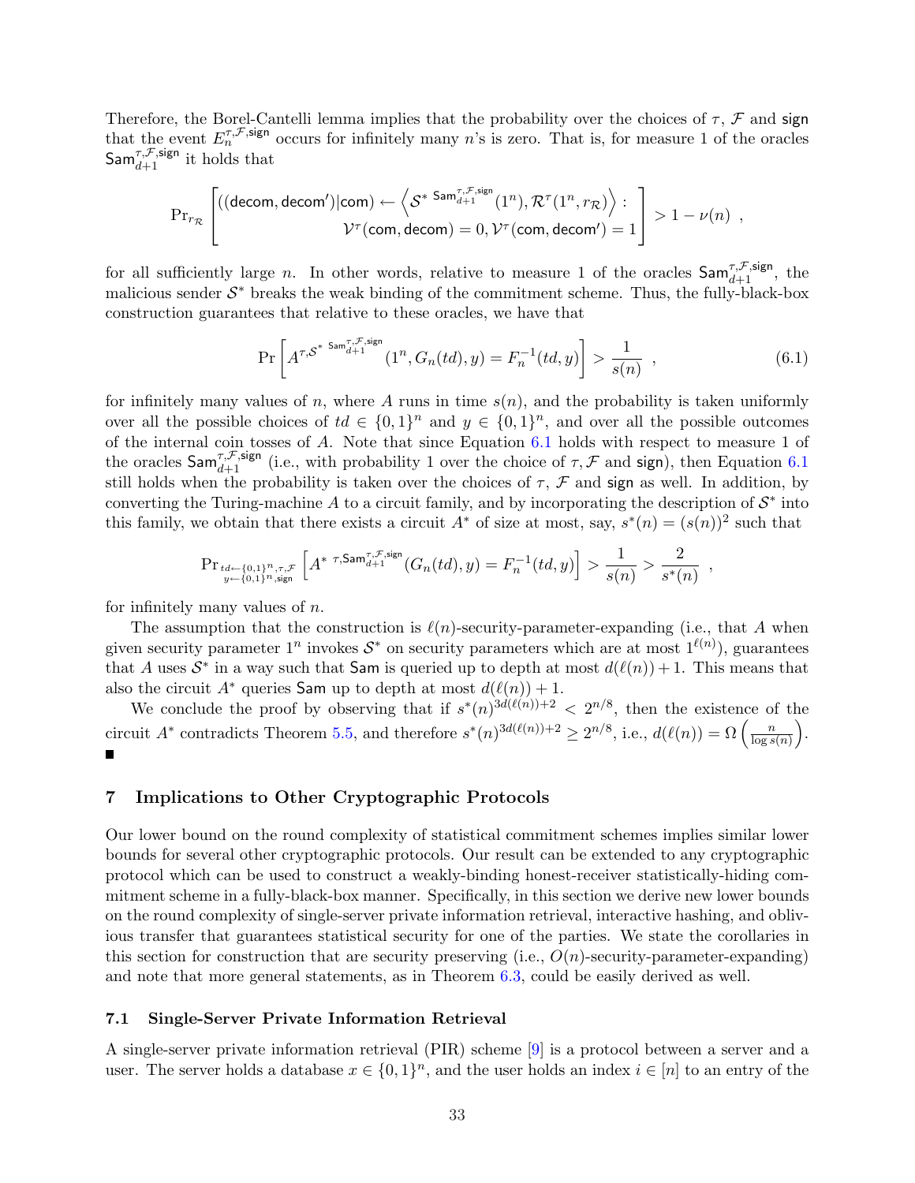Therefore, the Borel-Cantelli lemma implies that the probability over the choices of $\tau$, $\mathcal{F}$ and $\mathsf{sign}$ that the event $E_n^{\tau,\mathcal{F},\mathsf{sign}}$ occurs for infinitely many $n$'s is zero. That is, for measure 1 of the oracles $\mathsf{Sam}_{d+1}^{\tau,\mathcal{F},\mathsf{sign}}$ it holds that

$$\Pr_{r_\mathcal{R}}\left[\begin{array}{r}((\mathsf{decom},\mathsf{decom}')|\mathsf{com}) \leftarrow \left\langle \mathcal{S}^{*\ \mathsf{Sam}_{d+1}^{\tau,\mathcal{F},\mathsf{sign}}}(1^n), \mathcal{R}^\tau(1^n, r_\mathcal{R})\right\rangle : \\ \mathcal{V}^\tau(\mathsf{com},\mathsf{decom}) = 0, \mathcal{V}^\tau(\mathsf{com},\mathsf{decom}') = 1\end{array}\right] > 1 - \nu(n) \ ,$$

for all sufficiently large $n$. In other words, relative to measure 1 of the oracles $\mathsf{Sam}_{d+1}^{\tau,\mathcal{F},\mathsf{sign}}$, the malicious sender $\mathcal{S}^*$ breaks the weak binding of the commitment scheme. Thus, the fully-black-box construction guarantees that relative to these oracles, we have that

$$\Pr\left[A^{\tau,\mathcal{S}^{*\ \mathsf{Sam}_{d+1}^{\tau,\mathcal{F},\mathsf{sign}}}}(1^n, G_n(td), y) = F_n^{-1}(td, y)\right] > \frac{1}{s(n)} \ , \tag{6.1}$$

for infinitely many values of $n$, where $A$ runs in time $s(n)$, and the probability is taken uniformly over all the possible choices of $td \in \{0,1\}^n$ and $y \in \{0,1\}^n$, and over all the possible outcomes of the internal coin tosses of $A$. Note that since Equation 6.1 holds with respect to measure 1 of the oracles $\mathsf{Sam}_{d+1}^{\tau,\mathcal{F},\mathsf{sign}}$ (i.e., with probability 1 over the choice of $\tau, \mathcal{F}$ and $\mathsf{sign}$), then Equation 6.1 still holds when the probability is taken over the choices of $\tau$, $\mathcal{F}$ and $\mathsf{sign}$ as well. In addition, by converting the Turing-machine $A$ to a circuit family, and by incorporating the description of $\mathcal{S}^*$ into this family, we obtain that there exists a circuit $A^*$ of size at most, say, $s^*(n) = (s(n))^2$ such that

$$\Pr_{\substack{td \leftarrow \{0,1\}^n, \tau, \mathcal{F} \\ y \leftarrow \{0,1\}^n, \mathsf{sign}}}\left[A^{*\ \tau,\mathsf{Sam}_{d+1}^{\tau,\mathcal{F},\mathsf{sign}}}(G_n(td), y) = F_n^{-1}(td, y)\right] > \frac{1}{s(n)} > \frac{2}{s^*(n)} \ ,$$

for infinitely many values of $n$.

The assumption that the construction is $\ell(n)$-security-parameter-expanding (i.e., that $A$ when given security parameter $1^n$ invokes $\mathcal{S}^*$ on security parameters which are at most $1^{\ell(n)}$), guarantees that $A$ uses $\mathcal{S}^*$ in a way such that $\mathsf{Sam}$ is queried up to depth at most $d(\ell(n)) + 1$. This means that also the circuit $A^*$ queries $\mathsf{Sam}$ up to depth at most $d(\ell(n)) + 1$.

We conclude the proof by observing that if $s^*(n)^{3d(\ell(n))+2} < 2^{n/8}$, then the existence of the circuit $A^*$ contradicts Theorem 5.5, and therefore $s^*(n)^{3d(\ell(n))+2} \geq 2^{n/8}$, i.e., $d(\ell(n)) = \Omega\left(\frac{n}{\log s(n)}\right)$. ∎

## 7 Implications to Other Cryptographic Protocols

Our lower bound on the round complexity of statistical commitment schemes implies similar lower bounds for several other cryptographic protocols. Our result can be extended to any cryptographic protocol which can be used to construct a weakly-binding honest-receiver statistically-hiding commitment scheme in a fully-black-box manner. Specifically, in this section we derive new lower bounds on the round complexity of single-server private information retrieval, interactive hashing, and oblivious transfer that guarantees statistical security for one of the parties. We state the corollaries in this section for construction that are security preserving (i.e., $O(n)$-security-parameter-expanding) and note that more general statements, as in Theorem 6.3, could be easily derived as well.

### 7.1 Single-Server Private Information Retrieval

A single-server private information retrieval (PIR) scheme [9] is a protocol between a server and a user. The server holds a database $x \in \{0,1\}^n$, and the user holds an index $i \in [n]$ to an entry of the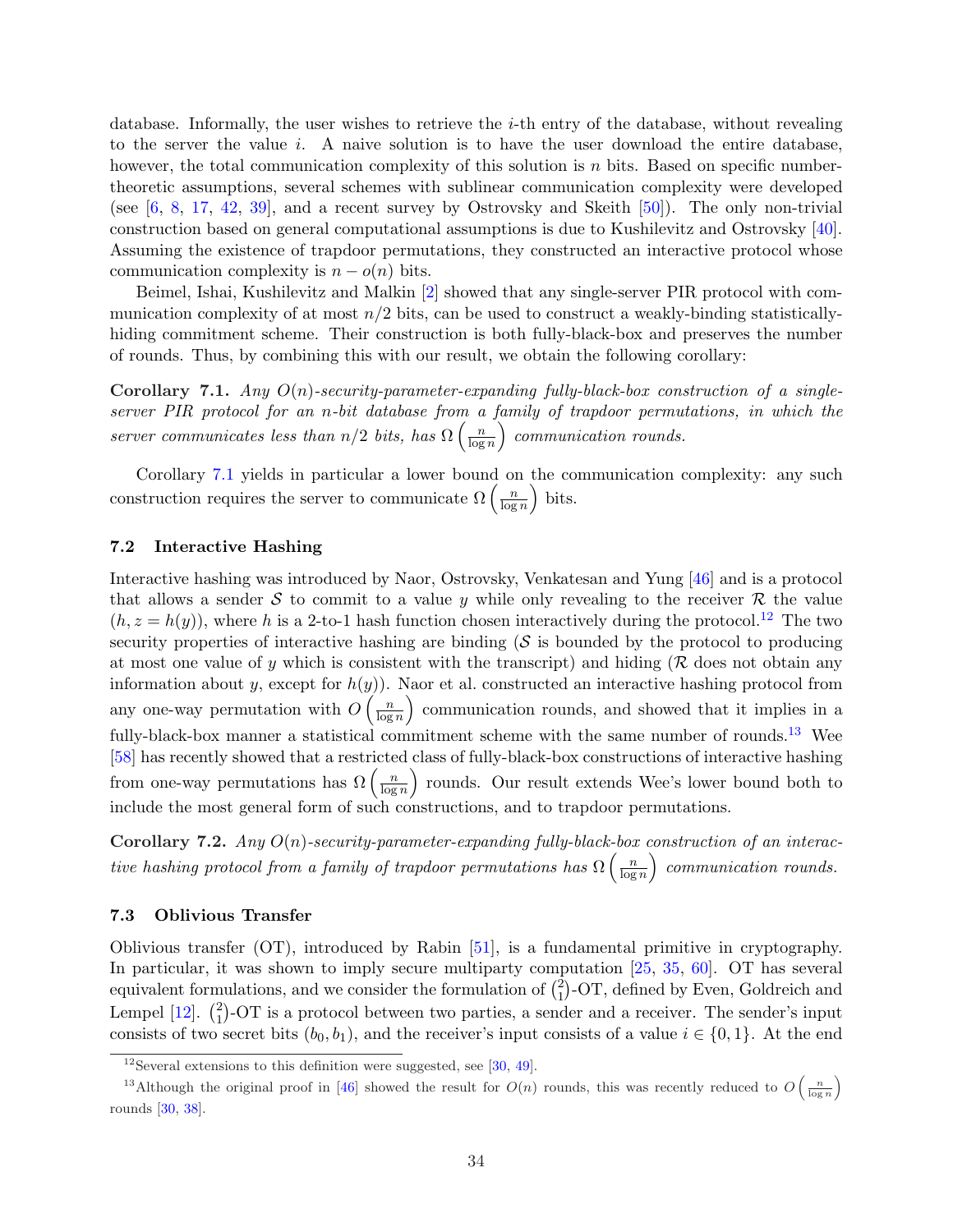database. Informally, the user wishes to retrieve the $i$-th entry of the database, without revealing to the server the value $i$. A naive solution is to have the user download the entire database, however, the total communication complexity of this solution is $n$ bits. Based on specific number-theoretic assumptions, several schemes with sublinear communication complexity were developed (see [6, 8, 17, 42, 39], and a recent survey by Ostrovsky and Skeith [50]). The only non-trivial construction based on general computational assumptions is due to Kushilevitz and Ostrovsky [40]. Assuming the existence of trapdoor permutations, they constructed an interactive protocol whose communication complexity is $n - o(n)$ bits.

Beimel, Ishai, Kushilevitz and Malkin [2] showed that any single-server PIR protocol with communication complexity of at most $n/2$ bits, can be used to construct a weakly-binding statistically-hiding commitment scheme. Their construction is both fully-black-box and preserves the number of rounds. Thus, by combining this with our result, we obtain the following corollary:

**Corollary 7.1.** *Any $O(n)$-security-parameter-expanding fully-black-box construction of a single-server PIR protocol for an $n$-bit database from a family of trapdoor permutations, in which the server communicates less than $n/2$ bits, has $\Omega\left(\frac{n}{\log n}\right)$ communication rounds.*

Corollary 7.1 yields in particular a lower bound on the communication complexity: any such construction requires the server to communicate $\Omega\left(\frac{n}{\log n}\right)$ bits.

### 7.2 Interactive Hashing

Interactive hashing was introduced by Naor, Ostrovsky, Venkatesan and Yung [46] and is a protocol that allows a sender $\mathcal{S}$ to commit to a value $y$ while only revealing to the receiver $\mathcal{R}$ the value $(h, z = h(y))$, where $h$ is a 2-to-1 hash function chosen interactively during the protocol.[12] The two security properties of interactive hashing are binding ($\mathcal{S}$ is bounded by the protocol to producing at most one value of $y$ which is consistent with the transcript) and hiding ($\mathcal{R}$ does not obtain any information about $y$, except for $h(y)$). Naor et al. constructed an interactive hashing protocol from any one-way permutation with $O\left(\frac{n}{\log n}\right)$ communication rounds, and showed that it implies in a fully-black-box manner a statistical commitment scheme with the same number of rounds.[13] Wee [58] has recently showed that a restricted class of fully-black-box constructions of interactive hashing from one-way permutations has $\Omega\left(\frac{n}{\log n}\right)$ rounds. Our result extends Wee's lower bound both to include the most general form of such constructions, and to trapdoor permutations.

**Corollary 7.2.** *Any $O(n)$-security-parameter-expanding fully-black-box construction of an interactive hashing protocol from a family of trapdoor permutations has $\Omega\left(\frac{n}{\log n}\right)$ communication rounds.*

### 7.3 Oblivious Transfer

Oblivious transfer (OT), introduced by Rabin [51], is a fundamental primitive in cryptography. In particular, it was shown to imply secure multiparty computation [25, 35, 60]. OT has several equivalent formulations, and we consider the formulation of $\binom{2}{1}$-OT, defined by Even, Goldreich and Lempel [12]. $\binom{2}{1}$-OT is a protocol between two parties, a sender and a receiver. The sender's input consists of two secret bits $(b_0, b_1)$, and the receiver's input consists of a value $i \in \{0, 1\}$. At the end

[12] Several extensions to this definition were suggested, see [30, 49].

[13] Although the original proof in [46] showed the result for $O(n)$ rounds, this was recently reduced to $O\left(\frac{n}{\log n}\right)$ rounds [30, 38].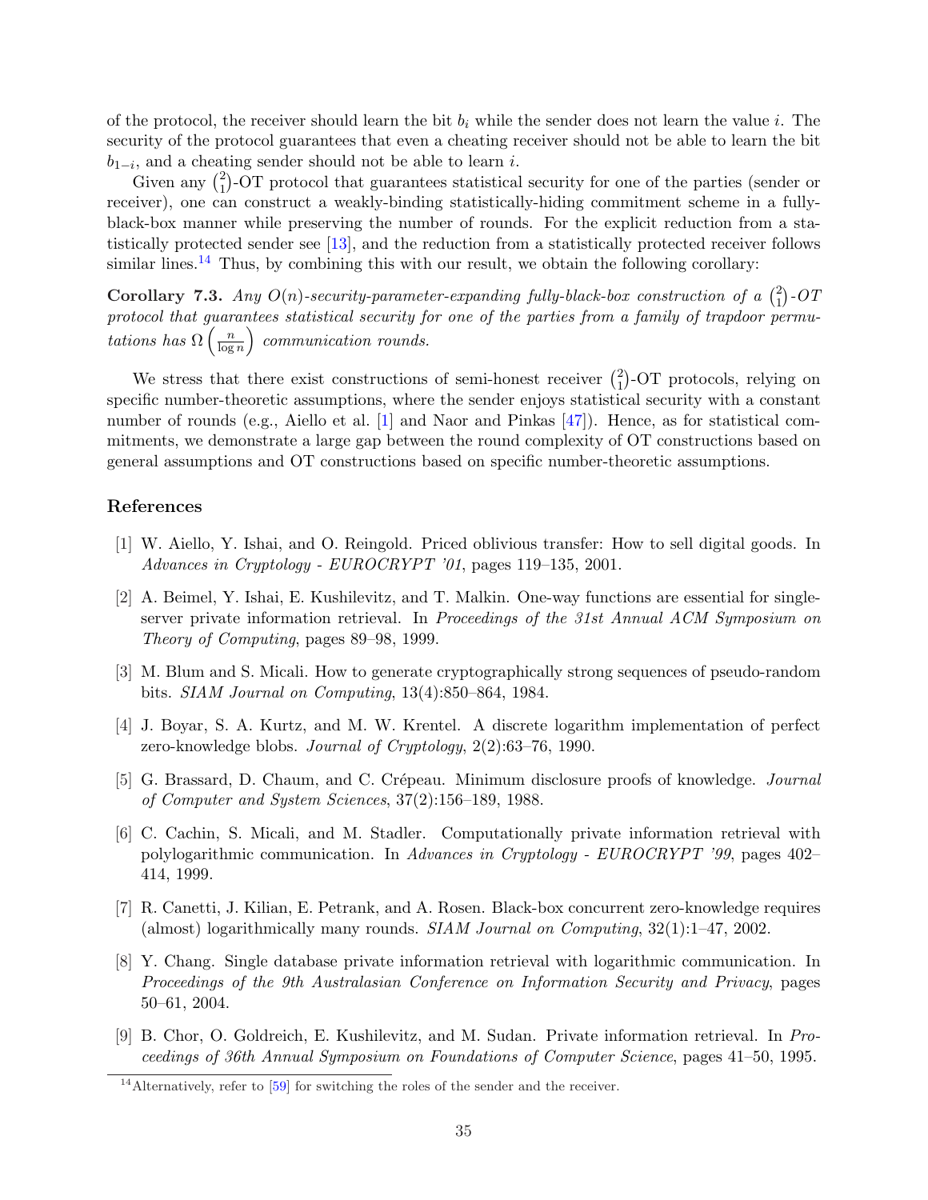of the protocol, the receiver should learn the bit $b_i$ while the sender does not learn the value $i$. The security of the protocol guarantees that even a cheating receiver should not be able to learn the bit $b_{1-i}$, and a cheating sender should not be able to learn $i$.

Given any $\binom{2}{1}$-OT protocol that guarantees statistical security for one of the parties (sender or receiver), one can construct a weakly-binding statistically-hiding commitment scheme in a fully-black-box manner while preserving the number of rounds. For the explicit reduction from a statistically protected sender see [13], and the reduction from a statistically protected receiver follows similar lines.[14] Thus, by combining this with our result, we obtain the following corollary:

**Corollary 7.3.** *Any $O(n)$-security-parameter-expanding fully-black-box construction of a $\binom{2}{1}$-OT protocol that guarantees statistical security for one of the parties from a family of trapdoor permutations has $\Omega\left(\frac{n}{\log n}\right)$ communication rounds.*

We stress that there exist constructions of semi-honest receiver $\binom{2}{1}$-OT protocols, relying on specific number-theoretic assumptions, where the sender enjoys statistical security with a constant number of rounds (e.g., Aiello et al. [1] and Naor and Pinkas [47]). Hence, as for statistical commitments, we demonstrate a large gap between the round complexity of OT constructions based on general assumptions and OT constructions based on specific number-theoretic assumptions.

## References

[1] W. Aiello, Y. Ishai, and O. Reingold. Priced oblivious transfer: How to sell digital goods. In *Advances in Cryptology - EUROCRYPT '01*, pages 119–135, 2001.

[2] A. Beimel, Y. Ishai, E. Kushilevitz, and T. Malkin. One-way functions are essential for single-server private information retrieval. In *Proceedings of the 31st Annual ACM Symposium on Theory of Computing*, pages 89–98, 1999.

[3] M. Blum and S. Micali. How to generate cryptographically strong sequences of pseudo-random bits. *SIAM Journal on Computing*, 13(4):850–864, 1984.

[4] J. Boyar, S. A. Kurtz, and M. W. Krentel. A discrete logarithm implementation of perfect zero-knowledge blobs. *Journal of Cryptology*, 2(2):63–76, 1990.

[5] G. Brassard, D. Chaum, and C. Crépeau. Minimum disclosure proofs of knowledge. *Journal of Computer and System Sciences*, 37(2):156–189, 1988.

[6] C. Cachin, S. Micali, and M. Stadler. Computationally private information retrieval with polylogarithmic communication. In *Advances in Cryptology - EUROCRYPT '99*, pages 402–414, 1999.

[7] R. Canetti, J. Kilian, E. Petrank, and A. Rosen. Black-box concurrent zero-knowledge requires (almost) logarithmically many rounds. *SIAM Journal on Computing*, 32(1):1–47, 2002.

[8] Y. Chang. Single database private information retrieval with logarithmic communication. In *Proceedings of the 9th Australasian Conference on Information Security and Privacy*, pages 50–61, 2004.

[9] B. Chor, O. Goldreich, E. Kushilevitz, and M. Sudan. Private information retrieval. In *Proceedings of 36th Annual Symposium on Foundations of Computer Science*, pages 41–50, 1995.

[14] Alternatively, refer to [59] for switching the roles of the sender and the receiver.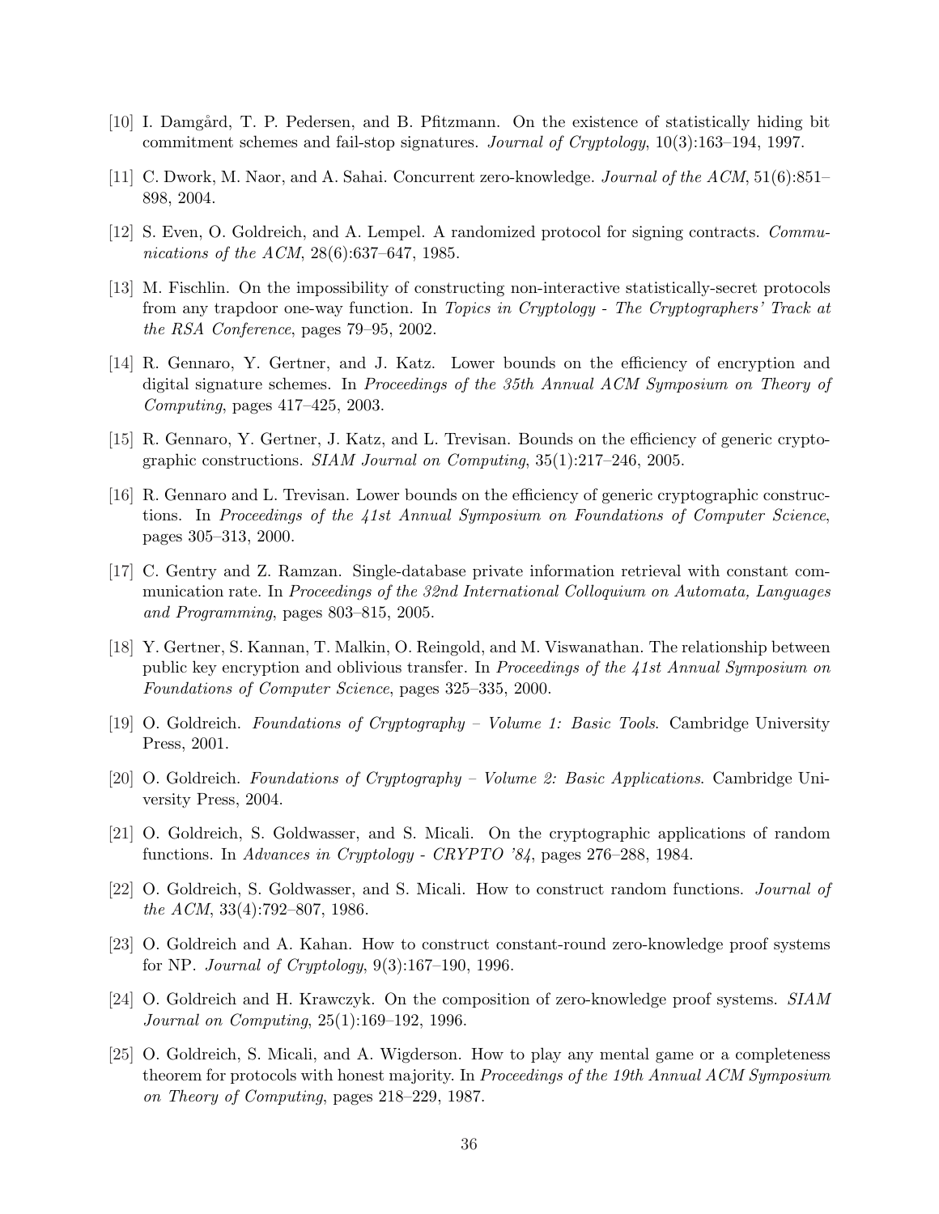[10] I. Damgård, T. P. Pedersen, and B. Pfitzmann. On the existence of statistically hiding bit commitment schemes and fail-stop signatures. *Journal of Cryptology*, 10(3):163–194, 1997.

[11] C. Dwork, M. Naor, and A. Sahai. Concurrent zero-knowledge. *Journal of the ACM*, 51(6):851–898, 2004.

[12] S. Even, O. Goldreich, and A. Lempel. A randomized protocol for signing contracts. *Communications of the ACM*, 28(6):637–647, 1985.

[13] M. Fischlin. On the impossibility of constructing non-interactive statistically-secret protocols from any trapdoor one-way function. In *Topics in Cryptology - The Cryptographers' Track at the RSA Conference*, pages 79–95, 2002.

[14] R. Gennaro, Y. Gertner, and J. Katz. Lower bounds on the efficiency of encryption and digital signature schemes. In *Proceedings of the 35th Annual ACM Symposium on Theory of Computing*, pages 417–425, 2003.

[15] R. Gennaro, Y. Gertner, J. Katz, and L. Trevisan. Bounds on the efficiency of generic cryptographic constructions. *SIAM Journal on Computing*, 35(1):217–246, 2005.

[16] R. Gennaro and L. Trevisan. Lower bounds on the efficiency of generic cryptographic constructions. In *Proceedings of the 41st Annual Symposium on Foundations of Computer Science*, pages 305–313, 2000.

[17] C. Gentry and Z. Ramzan. Single-database private information retrieval with constant communication rate. In *Proceedings of the 32nd International Colloquium on Automata, Languages and Programming*, pages 803–815, 2005.

[18] Y. Gertner, S. Kannan, T. Malkin, O. Reingold, and M. Viswanathan. The relationship between public key encryption and oblivious transfer. In *Proceedings of the 41st Annual Symposium on Foundations of Computer Science*, pages 325–335, 2000.

[19] O. Goldreich. *Foundations of Cryptography – Volume 1: Basic Tools*. Cambridge University Press, 2001.

[20] O. Goldreich. *Foundations of Cryptography – Volume 2: Basic Applications*. Cambridge University Press, 2004.

[21] O. Goldreich, S. Goldwasser, and S. Micali. On the cryptographic applications of random functions. In *Advances in Cryptology - CRYPTO '84*, pages 276–288, 1984.

[22] O. Goldreich, S. Goldwasser, and S. Micali. How to construct random functions. *Journal of the ACM*, 33(4):792–807, 1986.

[23] O. Goldreich and A. Kahan. How to construct constant-round zero-knowledge proof systems for NP. *Journal of Cryptology*, 9(3):167–190, 1996.

[24] O. Goldreich and H. Krawczyk. On the composition of zero-knowledge proof systems. *SIAM Journal on Computing*, 25(1):169–192, 1996.

[25] O. Goldreich, S. Micali, and A. Wigderson. How to play any mental game or a completeness theorem for protocols with honest majority. In *Proceedings of the 19th Annual ACM Symposium on Theory of Computing*, pages 218–229, 1987.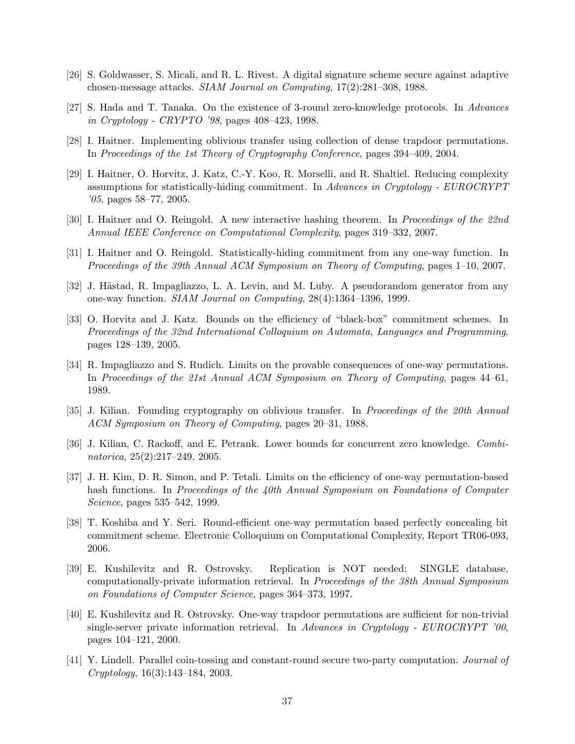[26] S. Goldwasser, S. Micali, and R. L. Rivest. A digital signature scheme secure against adaptive chosen-message attacks. *SIAM Journal on Computing*, 17(2):281–308, 1988.

[27] S. Hada and T. Tanaka. On the existence of 3-round zero-knowledge protocols. In *Advances in Cryptology - CRYPTO '98*, pages 408–423, 1998.

[28] I. Haitner. Implementing oblivious transfer using collection of dense trapdoor permutations. In *Proceedings of the 1st Theory of Cryptography Conference*, pages 394–409, 2004.

[29] I. Haitner, O. Horvitz, J. Katz, C.-Y. Koo, R. Morselli, and R. Shaltiel. Reducing complexity assumptions for statistically-hiding commitment. In *Advances in Cryptology - EUROCRYPT '05*, pages 58–77, 2005.

[30] I. Haitner and O. Reingold. A new interactive hashing theorem. In *Proceedings of the 22nd Annual IEEE Conference on Computational Complexity*, pages 319–332, 2007.

[31] I. Haitner and O. Reingold. Statistically-hiding commitment from any one-way function. In *Proceedings of the 39th Annual ACM Symposium on Theory of Computing*, pages 1–10, 2007.

[32] J. Håstad, R. Impagliazzo, L. A. Levin, and M. Luby. A pseudorandom generator from any one-way function. *SIAM Journal on Computing*, 28(4):1364–1396, 1999.

[33] O. Horvitz and J. Katz. Bounds on the efficiency of "black-box" commitment schemes. In *Proceedings of the 32nd International Colloquium on Automata, Languages and Programming*, pages 128–139, 2005.

[34] R. Impagliazzo and S. Rudich. Limits on the provable consequences of one-way permutations. In *Proceedings of the 21st Annual ACM Symposium on Theory of Computing*, pages 44–61, 1989.

[35] J. Kilian. Founding cryptography on oblivious transfer. In *Proceedings of the 20th Annual ACM Symposium on Theory of Computing*, pages 20–31, 1988.

[36] J. Kilian, C. Rackoff, and E. Petrank. Lower bounds for concurrent zero knowledge. *Combinatorica*, 25(2):217–249, 2005.

[37] J. H. Kim, D. R. Simon, and P. Tetali. Limits on the efficiency of one-way permutation-based hash functions. In *Proceedings of the 40th Annual Symposium on Foundations of Computer Science*, pages 535–542, 1999.

[38] T. Koshiba and Y. Seri. Round-efficient one-way permutation based perfectly concealing bit commitment scheme. Electronic Colloquium on Computational Complexity, Report TR06-093, 2006.

[39] E. Kushilevitz and R. Ostrovsky. Replication is NOT needed: SINGLE database, computationally-private information retrieval. In *Proceedings of the 38th Annual Symposium on Foundations of Computer Science*, pages 364–373, 1997.

[40] E. Kushilevitz and R. Ostrovsky. One-way trapdoor permutations are sufficient for non-trivial single-server private information retrieval. In *Advances in Cryptology - EUROCRYPT '00*, pages 104–121, 2000.

[41] Y. Lindell. Parallel coin-tossing and constant-round secure two-party computation. *Journal of Cryptology*, 16(3):143–184, 2003.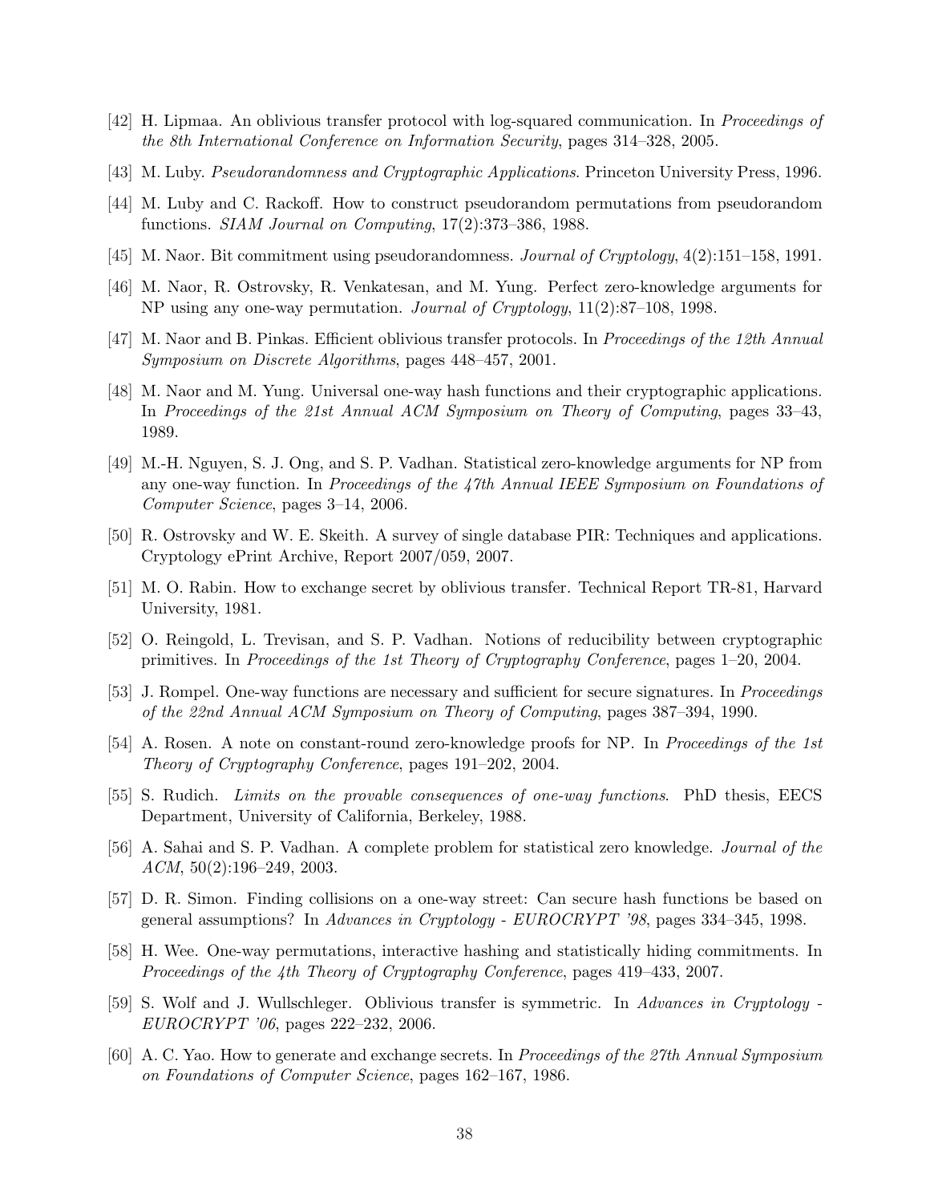[42] H. Lipmaa. An oblivious transfer protocol with log-squared communication. In *Proceedings of the 8th International Conference on Information Security*, pages 314–328, 2005.

[43] M. Luby. *Pseudorandomness and Cryptographic Applications*. Princeton University Press, 1996.

[44] M. Luby and C. Rackoff. How to construct pseudorandom permutations from pseudorandom functions. *SIAM Journal on Computing*, 17(2):373–386, 1988.

[45] M. Naor. Bit commitment using pseudorandomness. *Journal of Cryptology*, 4(2):151–158, 1991.

[46] M. Naor, R. Ostrovsky, R. Venkatesan, and M. Yung. Perfect zero-knowledge arguments for NP using any one-way permutation. *Journal of Cryptology*, 11(2):87–108, 1998.

[47] M. Naor and B. Pinkas. Efficient oblivious transfer protocols. In *Proceedings of the 12th Annual Symposium on Discrete Algorithms*, pages 448–457, 2001.

[48] M. Naor and M. Yung. Universal one-way hash functions and their cryptographic applications. In *Proceedings of the 21st Annual ACM Symposium on Theory of Computing*, pages 33–43, 1989.

[49] M.-H. Nguyen, S. J. Ong, and S. P. Vadhan. Statistical zero-knowledge arguments for NP from any one-way function. In *Proceedings of the 47th Annual IEEE Symposium on Foundations of Computer Science*, pages 3–14, 2006.

[50] R. Ostrovsky and W. E. Skeith. A survey of single database PIR: Techniques and applications. Cryptology ePrint Archive, Report 2007/059, 2007.

[51] M. O. Rabin. How to exchange secret by oblivious transfer. Technical Report TR-81, Harvard University, 1981.

[52] O. Reingold, L. Trevisan, and S. P. Vadhan. Notions of reducibility between cryptographic primitives. In *Proceedings of the 1st Theory of Cryptography Conference*, pages 1–20, 2004.

[53] J. Rompel. One-way functions are necessary and sufficient for secure signatures. In *Proceedings of the 22nd Annual ACM Symposium on Theory of Computing*, pages 387–394, 1990.

[54] A. Rosen. A note on constant-round zero-knowledge proofs for NP. In *Proceedings of the 1st Theory of Cryptography Conference*, pages 191–202, 2004.

[55] S. Rudich. *Limits on the provable consequences of one-way functions*. PhD thesis, EECS Department, University of California, Berkeley, 1988.

[56] A. Sahai and S. P. Vadhan. A complete problem for statistical zero knowledge. *Journal of the ACM*, 50(2):196–249, 2003.

[57] D. R. Simon. Finding collisions on a one-way street: Can secure hash functions be based on general assumptions? In *Advances in Cryptology - EUROCRYPT '98*, pages 334–345, 1998.

[58] H. Wee. One-way permutations, interactive hashing and statistically hiding commitments. In *Proceedings of the 4th Theory of Cryptography Conference*, pages 419–433, 2007.

[59] S. Wolf and J. Wullschleger. Oblivious transfer is symmetric. In *Advances in Cryptology - EUROCRYPT '06*, pages 222–232, 2006.

[60] A. C. Yao. How to generate and exchange secrets. In *Proceedings of the 27th Annual Symposium on Foundations of Computer Science*, pages 162–167, 1986.